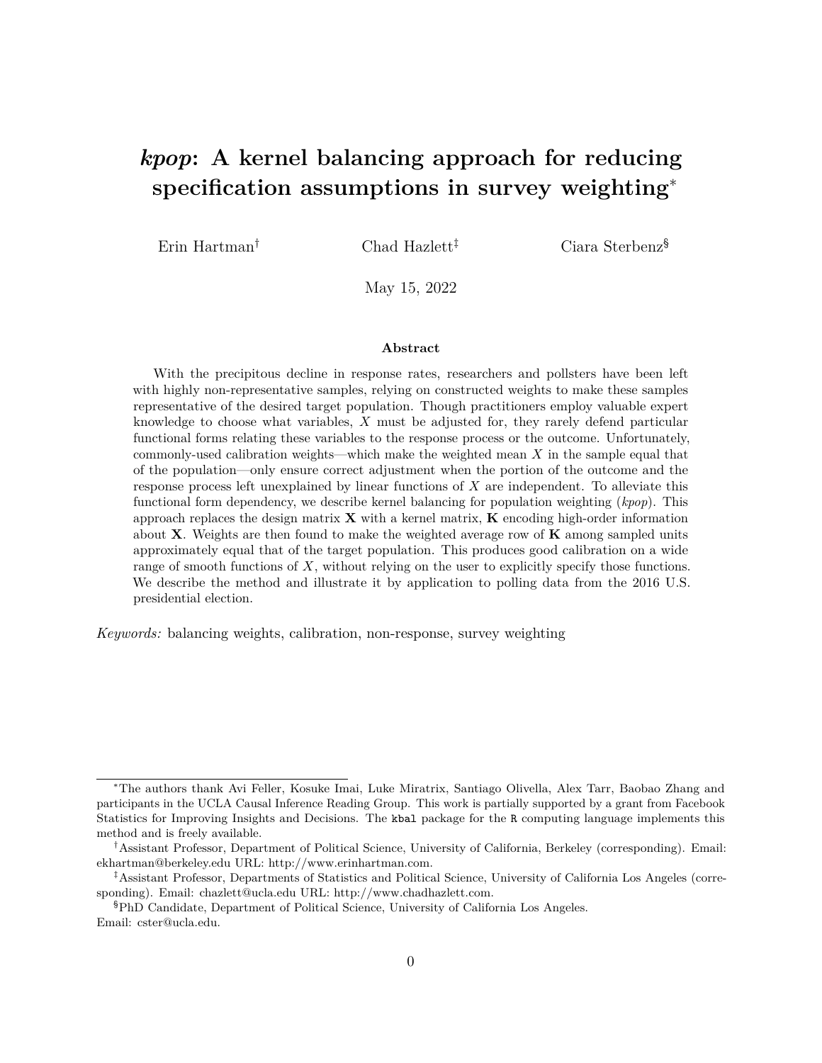# *kpop*: A kernel balancing approach for reducing specification assumptions in survey weighting[*]

Erin Hartman[†] Chad Hazlett[‡] Ciara Sterbenz[§]

May 15, 2022

**Abstract**

With the precipitous decline in response rates, researchers and pollsters have been left with highly non-representative samples, relying on constructed weights to make these samples representative of the desired target population. Though practitioners employ valuable expert knowledge to choose what variables, $X$ must be adjusted for, they rarely defend particular functional forms relating these variables to the response process or the outcome. Unfortunately, commonly-used calibration weights—which make the weighted mean $X$ in the sample equal that of the population—only ensure correct adjustment when the portion of the outcome and the response process left unexplained by linear functions of $X$ are independent. To alleviate this functional form dependency, we describe kernel balancing for population weighting (*kpop*). This approach replaces the design matrix $\mathbf{X}$ with a kernel matrix, $\mathbf{K}$ encoding high-order information about $\mathbf{X}$. Weights are then found to make the weighted average row of $\mathbf{K}$ among sampled units approximately equal that of the target population. This produces good calibration on a wide range of smooth functions of $X$, without relying on the user to explicitly specify those functions. We describe the method and illustrate it by application to polling data from the 2016 U.S. presidential election.

*Keywords:* balancing weights, calibration, non-response, survey weighting

---

[*]The authors thank Avi Feller, Kosuke Imai, Luke Miratrix, Santiago Olivella, Alex Tarr, Baobao Zhang and participants in the UCLA Causal Inference Reading Group. This work is partially supported by a grant from Facebook Statistics for Improving Insights and Decisions. The `kbal` package for the `R` computing language implements this method and is freely available.

[†]Assistant Professor, Department of Political Science, University of California, Berkeley (corresponding). Email: ekhartman@berkeley.edu URL: http://www.erinhartman.com.

[‡]Assistant Professor, Departments of Statistics and Political Science, University of California Los Angeles (corresponding). Email: chazlett@ucla.edu URL: http://www.chadhazlett.com.

[§]PhD Candidate, Department of Political Science, University of California Los Angeles. Email: cster@ucla.edu.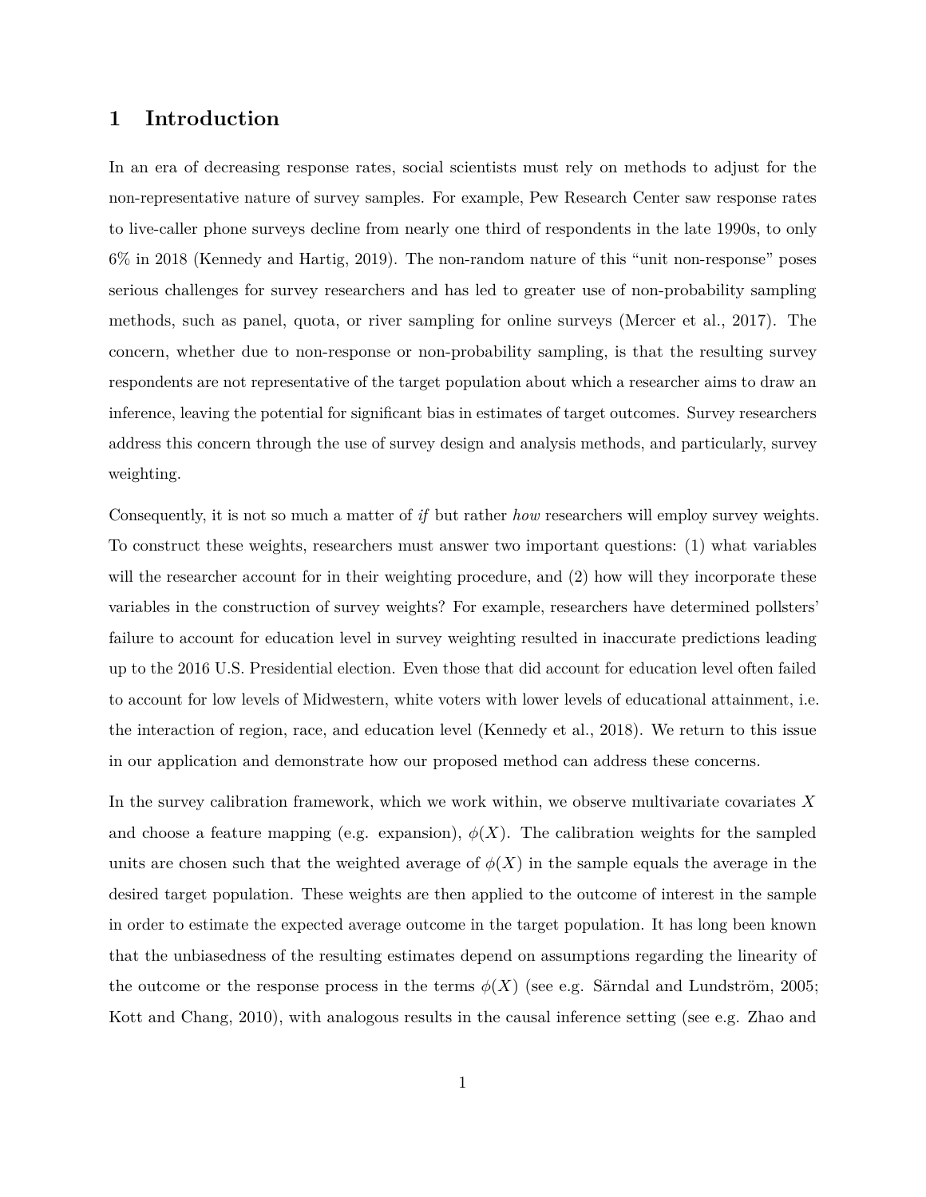# 1 Introduction

In an era of decreasing response rates, social scientists must rely on methods to adjust for the non-representative nature of survey samples. For example, Pew Research Center saw response rates to live-caller phone surveys decline from nearly one third of respondents in the late 1990s, to only 6% in 2018 (Kennedy and Hartig, 2019). The non-random nature of this "unit non-response" poses serious challenges for survey researchers and has led to greater use of non-probability sampling methods, such as panel, quota, or river sampling for online surveys (Mercer et al., 2017). The concern, whether due to non-response or non-probability sampling, is that the resulting survey respondents are not representative of the target population about which a researcher aims to draw an inference, leaving the potential for significant bias in estimates of target outcomes. Survey researchers address this concern through the use of survey design and analysis methods, and particularly, survey weighting.

Consequently, it is not so much a matter of *if* but rather *how* researchers will employ survey weights. To construct these weights, researchers must answer two important questions: (1) what variables will the researcher account for in their weighting procedure, and (2) how will they incorporate these variables in the construction of survey weights? For example, researchers have determined pollsters' failure to account for education level in survey weighting resulted in inaccurate predictions leading up to the 2016 U.S. Presidential election. Even those that did account for education level often failed to account for low levels of Midwestern, white voters with lower levels of educational attainment, i.e. the interaction of region, race, and education level (Kennedy et al., 2018). We return to this issue in our application and demonstrate how our proposed method can address these concerns.

In the survey calibration framework, which we work within, we observe multivariate covariates $X$ and choose a feature mapping (e.g. expansion), $\phi(X)$. The calibration weights for the sampled units are chosen such that the weighted average of $\phi(X)$ in the sample equals the average in the desired target population. These weights are then applied to the outcome of interest in the sample in order to estimate the expected average outcome in the target population. It has long been known that the unbiasedness of the resulting estimates depend on assumptions regarding the linearity of the outcome or the response process in the terms $\phi(X)$ (see e.g. Särndal and Lundström, 2005; Kott and Chang, 2010), with analogous results in the causal inference setting (see e.g. Zhao and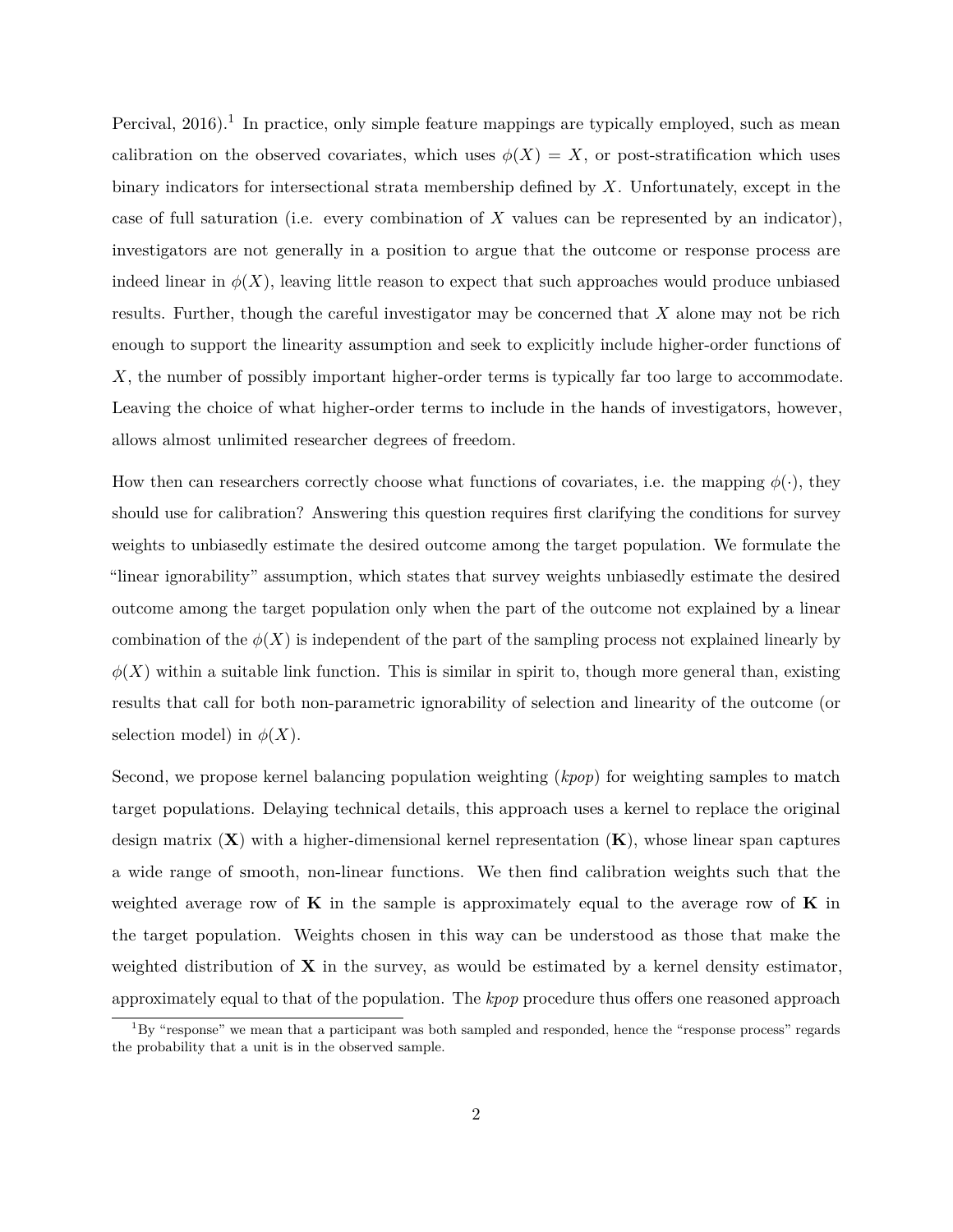Percival, 2016).[1] In practice, only simple feature mappings are typically employed, such as mean calibration on the observed covariates, which uses $\phi(X) = X$, or post-stratification which uses binary indicators for intersectional strata membership defined by $X$. Unfortunately, except in the case of full saturation (i.e. every combination of $X$ values can be represented by an indicator), investigators are not generally in a position to argue that the outcome or response process are indeed linear in $\phi(X)$, leaving little reason to expect that such approaches would produce unbiased results. Further, though the careful investigator may be concerned that $X$ alone may not be rich enough to support the linearity assumption and seek to explicitly include higher-order functions of $X$, the number of possibly important higher-order terms is typically far too large to accommodate. Leaving the choice of what higher-order terms to include in the hands of investigators, however, allows almost unlimited researcher degrees of freedom.

How then can researchers correctly choose what functions of covariates, i.e. the mapping $\phi(\cdot)$, they should use for calibration? Answering this question requires first clarifying the conditions for survey weights to unbiasedly estimate the desired outcome among the target population. We formulate the "linear ignorability" assumption, which states that survey weights unbiasedly estimate the desired outcome among the target population only when the part of the outcome not explained by a linear combination of the $\phi(X)$ is independent of the part of the sampling process not explained linearly by $\phi(X)$ within a suitable link function. This is similar in spirit to, though more general than, existing results that call for both non-parametric ignorability of selection and linearity of the outcome (or selection model) in $\phi(X)$.

Second, we propose kernel balancing population weighting (*kpop*) for weighting samples to match target populations. Delaying technical details, this approach uses a kernel to replace the original design matrix ($\mathbf{X}$) with a higher-dimensional kernel representation ($\mathbf{K}$), whose linear span captures a wide range of smooth, non-linear functions. We then find calibration weights such that the weighted average row of $\mathbf{K}$ in the sample is approximately equal to the average row of $\mathbf{K}$ in the target population. Weights chosen in this way can be understood as those that make the weighted distribution of $\mathbf{X}$ in the survey, as would be estimated by a kernel density estimator, approximately equal to that of the population. The *kpop* procedure thus offers one reasoned approach

[1] By "response" we mean that a participant was both sampled and responded, hence the "response process" regards the probability that a unit is in the observed sample.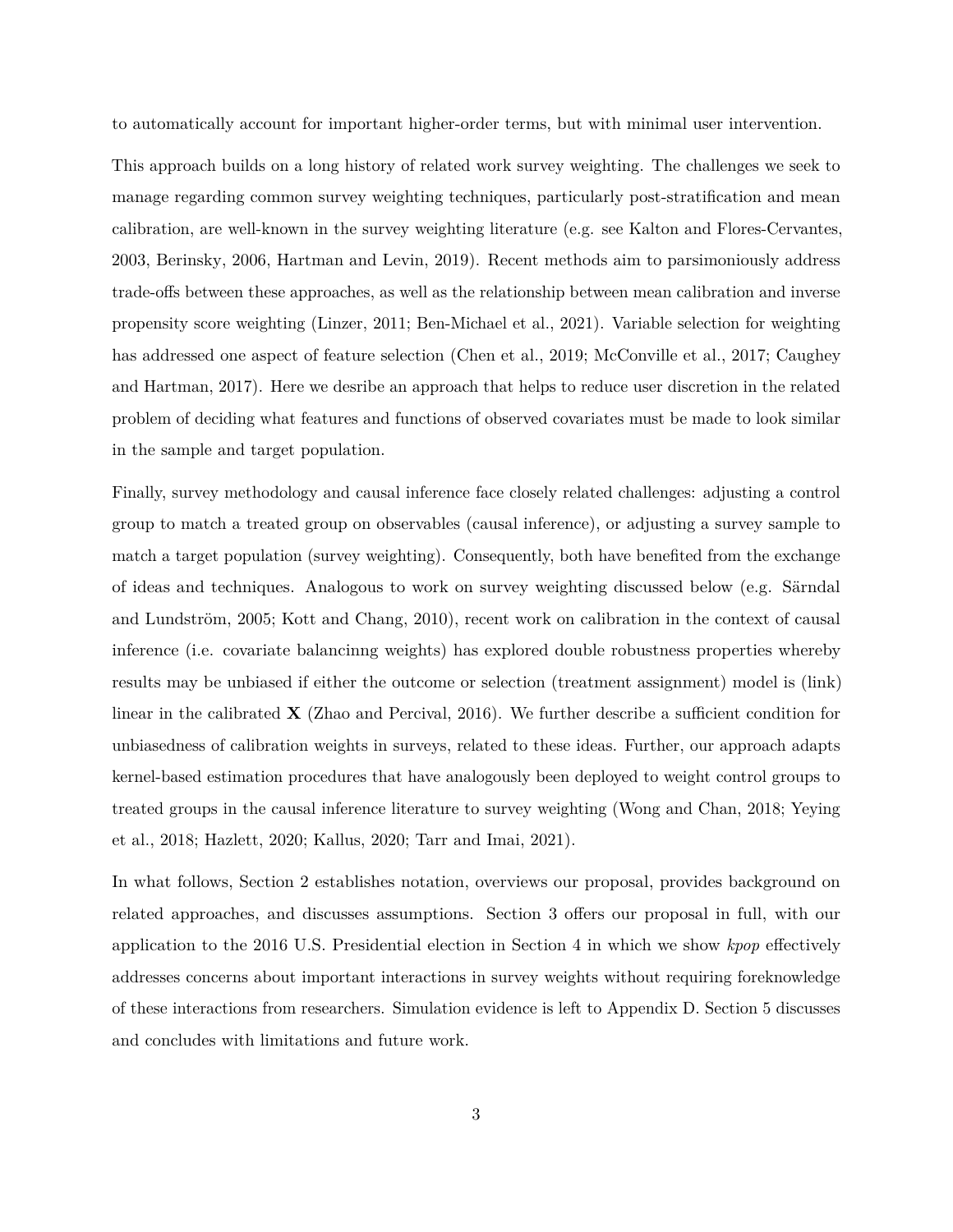to automatically account for important higher-order terms, but with minimal user intervention.

This approach builds on a long history of related work survey weighting. The challenges we seek to manage regarding common survey weighting techniques, particularly post-stratification and mean calibration, are well-known in the survey weighting literature (e.g. see Kalton and Flores-Cervantes, 2003, Berinsky, 2006, Hartman and Levin, 2019). Recent methods aim to parsimoniously address trade-offs between these approaches, as well as the relationship between mean calibration and inverse propensity score weighting (Linzer, 2011; Ben-Michael et al., 2021). Variable selection for weighting has addressed one aspect of feature selection (Chen et al., 2019; McConville et al., 2017; Caughey and Hartman, 2017). Here we desribe an approach that helps to reduce user discretion in the related problem of deciding what features and functions of observed covariates must be made to look similar in the sample and target population.

Finally, survey methodology and causal inference face closely related challenges: adjusting a control group to match a treated group on observables (causal inference), or adjusting a survey sample to match a target population (survey weighting). Consequently, both have benefited from the exchange of ideas and techniques. Analogous to work on survey weighting discussed below (e.g. Särndal and Lundström, 2005; Kott and Chang, 2010), recent work on calibration in the context of causal inference (i.e. covariate balancinng weights) has explored double robustness properties whereby results may be unbiased if either the outcome or selection (treatment assignment) model is (link) linear in the calibrated $\mathbf{X}$ (Zhao and Percival, 2016). We further describe a sufficient condition for unbiasedness of calibration weights in surveys, related to these ideas. Further, our approach adapts kernel-based estimation procedures that have analogously been deployed to weight control groups to treated groups in the causal inference literature to survey weighting (Wong and Chan, 2018; Yeying et al., 2018; Hazlett, 2020; Kallus, 2020; Tarr and Imai, 2021).

In what follows, Section 2 establishes notation, overviews our proposal, provides background on related approaches, and discusses assumptions. Section 3 offers our proposal in full, with our application to the 2016 U.S. Presidential election in Section 4 in which we show *kpop* effectively addresses concerns about important interactions in survey weights without requiring foreknowledge of these interactions from researchers. Simulation evidence is left to Appendix D. Section 5 discusses and concludes with limitations and future work.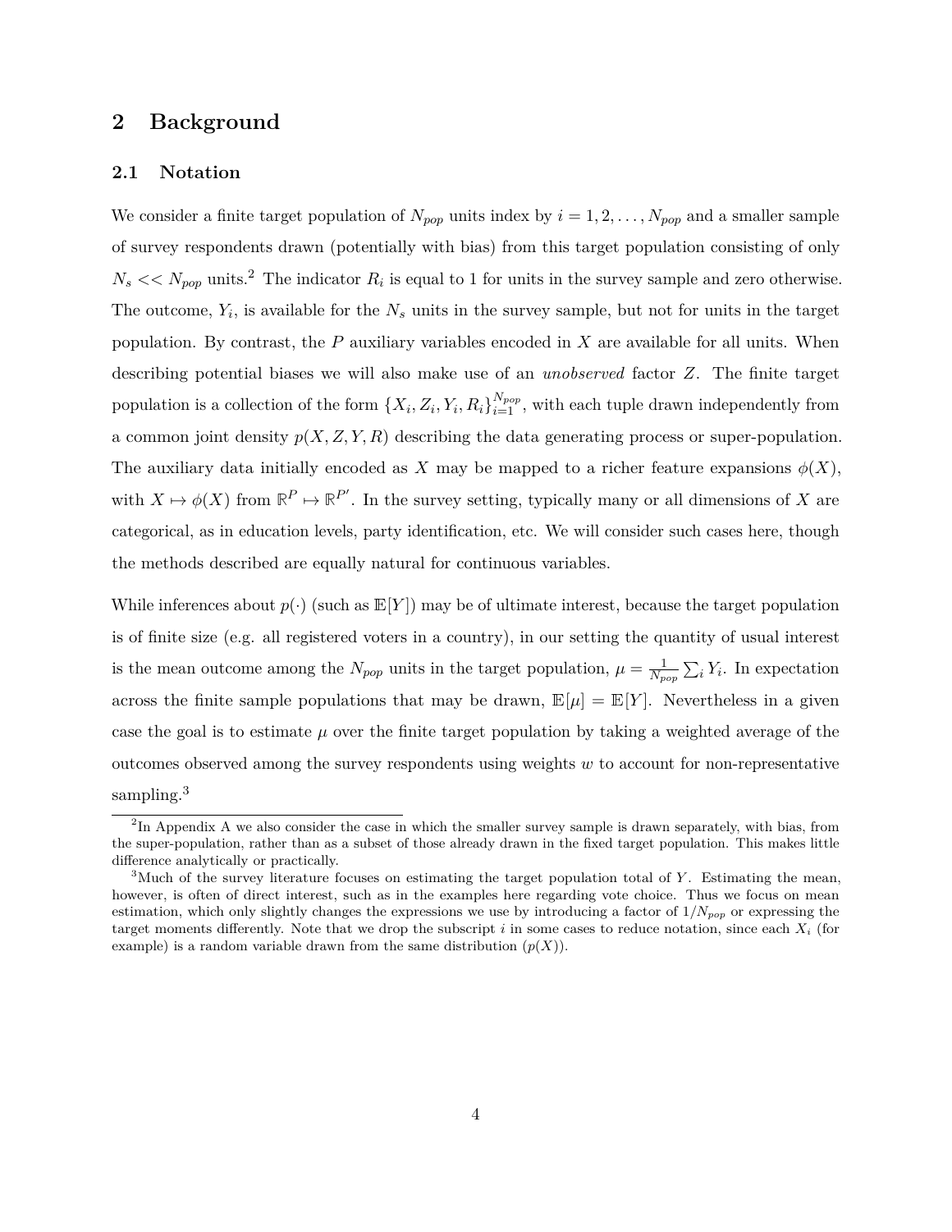## 2 Background

### 2.1 Notation

We consider a finite target population of $N_{pop}$ units index by $i = 1, 2, \ldots, N_{pop}$ and a smaller sample of survey respondents drawn (potentially with bias) from this target population consisting of only $N_s << N_{pop}$ units.[2] The indicator $R_i$ is equal to 1 for units in the survey sample and zero otherwise. The outcome, $Y_i$, is available for the $N_s$ units in the survey sample, but not for units in the target population. By contrast, the $P$ auxiliary variables encoded in $X$ are available for all units. When describing potential biases we will also make use of an *unobserved* factor $Z$. The finite target population is a collection of the form $\{X_i, Z_i, Y_i, R_i\}_{i=1}^{N_{pop}}$, with each tuple drawn independently from a common joint density $p(X, Z, Y, R)$ describing the data generating process or super-population. The auxiliary data initially encoded as $X$ may be mapped to a richer feature expansions $\phi(X)$, with $X \mapsto \phi(X)$ from $\mathbb{R}^P \mapsto \mathbb{R}^{P'}$. In the survey setting, typically many or all dimensions of $X$ are categorical, as in education levels, party identification, etc. We will consider such cases here, though the methods described are equally natural for continuous variables.

While inferences about $p(\cdot)$ (such as $\mathbb{E}[Y]$) may be of ultimate interest, because the target population is of finite size (e.g. all registered voters in a country), in our setting the quantity of usual interest is the mean outcome among the $N_{pop}$ units in the target population, $\mu = \frac{1}{N_{pop}} \sum_i Y_i$. In expectation across the finite sample populations that may be drawn, $\mathbb{E}[\mu] = \mathbb{E}[Y]$. Nevertheless in a given case the goal is to estimate $\mu$ over the finite target population by taking a weighted average of the outcomes observed among the survey respondents using weights $w$ to account for non-representative sampling.[3]

---

[2] In Appendix A we also consider the case in which the smaller survey sample is drawn separately, with bias, from the super-population, rather than as a subset of those already drawn in the fixed target population. This makes little difference analytically or practically.

[3] Much of the survey literature focuses on estimating the target population total of $Y$. Estimating the mean, however, is often of direct interest, such as in the examples here regarding vote choice. Thus we focus on mean estimation, which only slightly changes the expressions we use by introducing a factor of $1/N_{pop}$ or expressing the target moments differently. Note that we drop the subscript $i$ in some cases to reduce notation, since each $X_i$ (for example) is a random variable drawn from the same distribution ($p(X)$).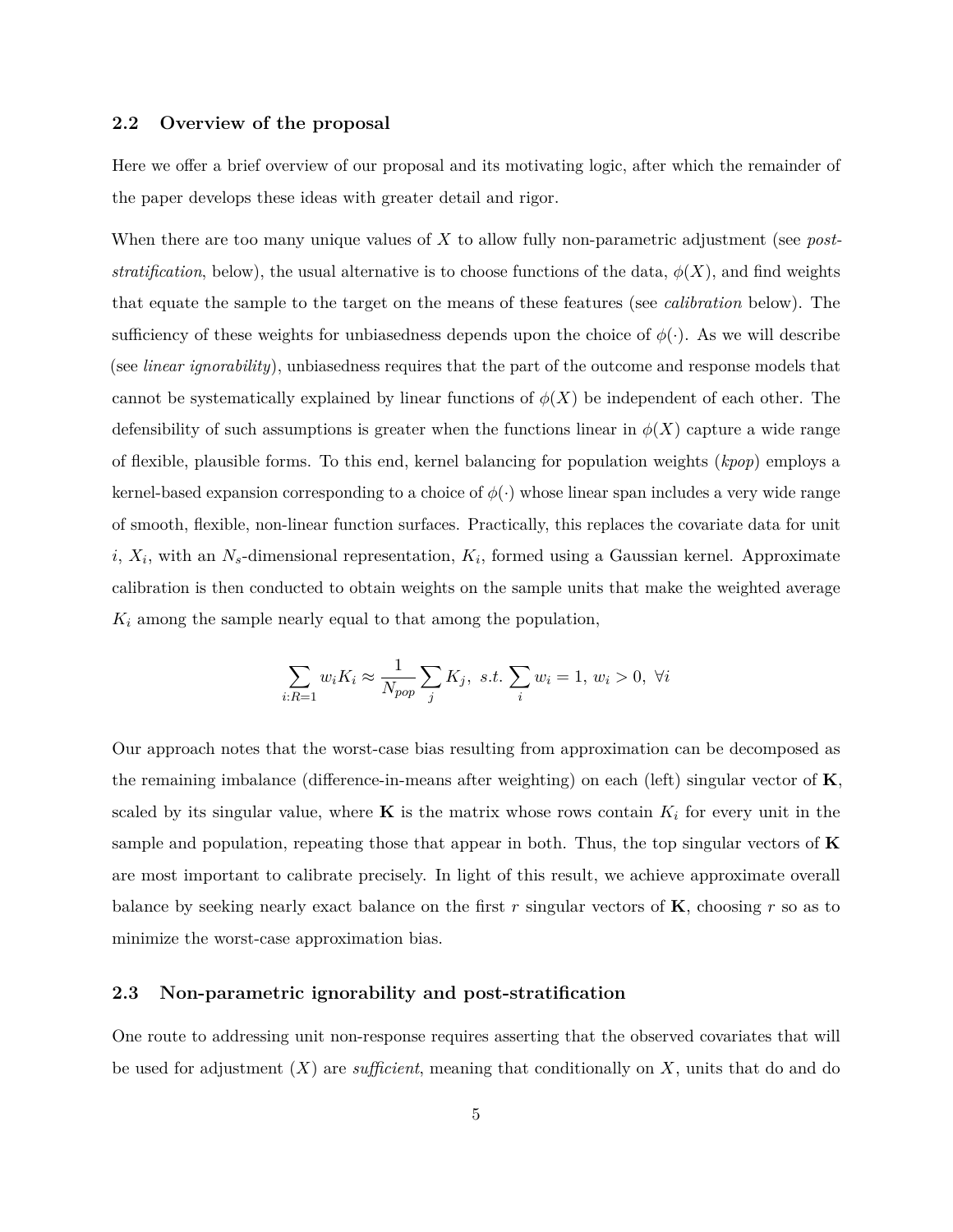## 2.2 Overview of the proposal

Here we offer a brief overview of our proposal and its motivating logic, after which the remainder of the paper develops these ideas with greater detail and rigor.

When there are too many unique values of $X$ to allow fully non-parametric adjustment (see *post-stratification*, below), the usual alternative is to choose functions of the data, $\phi(X)$, and find weights that equate the sample to the target on the means of these features (see *calibration* below). The sufficiency of these weights for unbiasedness depends upon the choice of $\phi(\cdot)$. As we will describe (see *linear ignorability*), unbiasedness requires that the part of the outcome and response models that cannot be systematically explained by linear functions of $\phi(X)$ be independent of each other. The defensibility of such assumptions is greater when the functions linear in $\phi(X)$ capture a wide range of flexible, plausible forms. To this end, kernel balancing for population weights (*kpop*) employs a kernel-based expansion corresponding to a choice of $\phi(\cdot)$ whose linear span includes a very wide range of smooth, flexible, non-linear function surfaces. Practically, this replaces the covariate data for unit $i$, $X_i$, with an $N_s$-dimensional representation, $K_i$, formed using a Gaussian kernel. Approximate calibration is then conducted to obtain weights on the sample units that make the weighted average $K_i$ among the sample nearly equal to that among the population,

$$\sum_{i:R=1} w_i K_i \approx \frac{1}{N_{pop}} \sum_j K_j, \; s.t. \sum_i w_i = 1, \, w_i > 0, \; \forall i$$

Our approach notes that the worst-case bias resulting from approximation can be decomposed as the remaining imbalance (difference-in-means after weighting) on each (left) singular vector of $\mathbf{K}$, scaled by its singular value, where $\mathbf{K}$ is the matrix whose rows contain $K_i$ for every unit in the sample and population, repeating those that appear in both. Thus, the top singular vectors of $\mathbf{K}$ are most important to calibrate precisely. In light of this result, we achieve approximate overall balance by seeking nearly exact balance on the first $r$ singular vectors of $\mathbf{K}$, choosing $r$ so as to minimize the worst-case approximation bias.

## 2.3 Non-parametric ignorability and post-stratification

One route to addressing unit non-response requires asserting that the observed covariates that will be used for adjustment ($X$) are *sufficient*, meaning that conditionally on $X$, units that do and do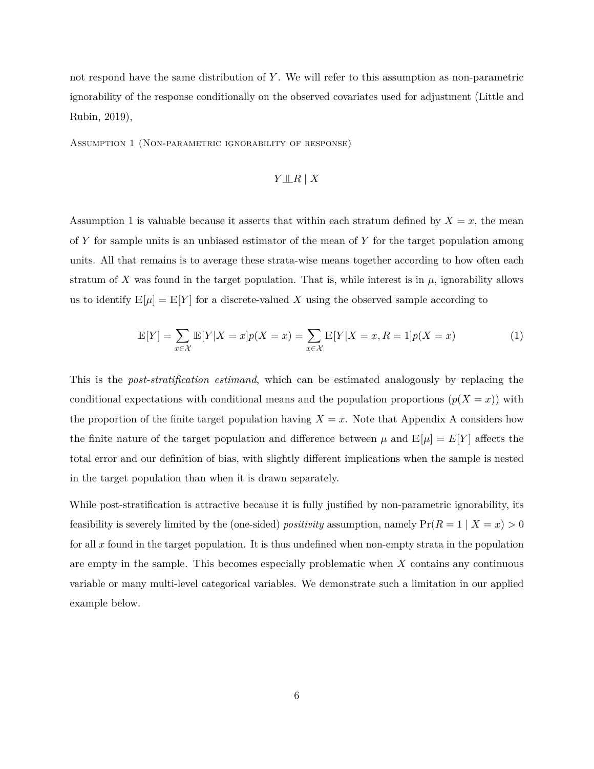not respond have the same distribution of $Y$. We will refer to this assumption as non-parametric ignorability of the response conditionally on the observed covariates used for adjustment (Little and Rubin, 2019),

Assumption 1 (Non-parametric ignorability of response)

$$Y \perp\!\!\!\perp R \mid X$$

Assumption 1 is valuable because it asserts that within each stratum defined by $X = x$, the mean of $Y$ for sample units is an unbiased estimator of the mean of $Y$ for the target population among units. All that remains is to average these strata-wise means together according to how often each stratum of $X$ was found in the target population. That is, while interest is in $\mu$, ignorability allows us to identify $\mathbb{E}[\mu] = \mathbb{E}[Y]$ for a discrete-valued $X$ using the observed sample according to

$$\mathbb{E}[Y] = \sum_{x \in \mathcal{X}} \mathbb{E}[Y|X = x]p(X = x) = \sum_{x \in \mathcal{X}} \mathbb{E}[Y|X = x, R = 1]p(X = x) \tag{1}$$

This is the *post-stratification estimand*, which can be estimated analogously by replacing the conditional expectations with conditional means and the population proportions ($p(X = x)$) with the proportion of the finite target population having $X = x$. Note that Appendix A considers how the finite nature of the target population and difference between $\mu$ and $\mathbb{E}[\mu] = E[Y]$ affects the total error and our definition of bias, with slightly different implications when the sample is nested in the target population than when it is drawn separately.

While post-stratification is attractive because it is fully justified by non-parametric ignorability, its feasibility is severely limited by the (one-sided) *positivity* assumption, namely $\Pr(R = 1 \mid X = x) > 0$ for all $x$ found in the target population. It is thus undefined when non-empty strata in the population are empty in the sample. This becomes especially problematic when $X$ contains any continuous variable or many multi-level categorical variables. We demonstrate such a limitation in our applied example below.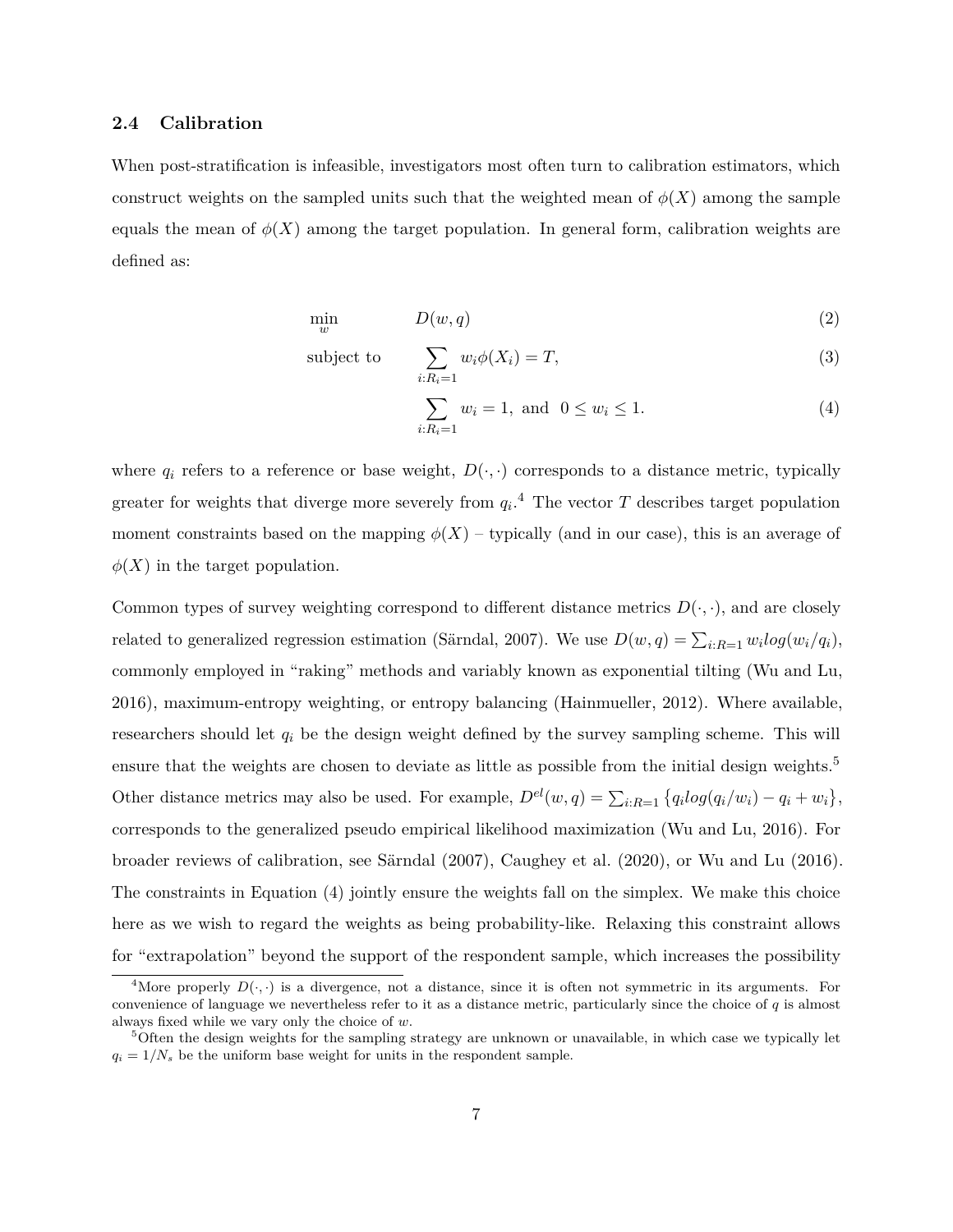### 2.4 Calibration

When post-stratification is infeasible, investigators most often turn to calibration estimators, which construct weights on the sampled units such that the weighted mean of $\phi(X)$ among the sample equals the mean of $\phi(X)$ among the target population. In general form, calibration weights are defined as:

$$\min_{w} \quad D(w, q) \tag{2}$$

$$\text{subject to} \quad \sum_{i:R_i=1} w_i \phi(X_i) = T, \tag{3}$$

$$\sum_{i:R_i=1} w_i = 1, \text{ and } 0 \leq w_i \leq 1. \tag{4}$$

where $q_i$ refers to a reference or base weight, $D(\cdot, \cdot)$ corresponds to a distance metric, typically greater for weights that diverge more severely from $q_i$.[4] The vector $T$ describes target population moment constraints based on the mapping $\phi(X)$ – typically (and in our case), this is an average of $\phi(X)$ in the target population.

Common types of survey weighting correspond to different distance metrics $D(\cdot, \cdot)$, and are closely related to generalized regression estimation (Särndal, 2007). We use $D(w, q) = \sum_{i:R=1} w_i log(w_i/q_i)$, commonly employed in "raking" methods and variably known as exponential tilting (Wu and Lu, 2016), maximum-entropy weighting, or entropy balancing (Hainmueller, 2012). Where available, researchers should let $q_i$ be the design weight defined by the survey sampling scheme. This will ensure that the weights are chosen to deviate as little as possible from the initial design weights.[5] Other distance metrics may also be used. For example, $D^{el}(w, q) = \sum_{i:R=1} \{q_i log(q_i/w_i) - q_i + w_i\}$, corresponds to the generalized pseudo empirical likelihood maximization (Wu and Lu, 2016). For broader reviews of calibration, see Särndal (2007), Caughey et al. (2020), or Wu and Lu (2016). The constraints in Equation (4) jointly ensure the weights fall on the simplex. We make this choice here as we wish to regard the weights as being probability-like. Relaxing this constraint allows for "extrapolation" beyond the support of the respondent sample, which increases the possibility

[4] More properly $D(\cdot, \cdot)$ is a divergence, not a distance, since it is often not symmetric in its arguments. For convenience of language we nevertheless refer to it as a distance metric, particularly since the choice of $q$ is almost always fixed while we vary only the choice of $w$.

[5] Often the design weights for the sampling strategy are unknown or unavailable, in which case we typically let $q_i = 1/N_s$ be the uniform base weight for units in the respondent sample.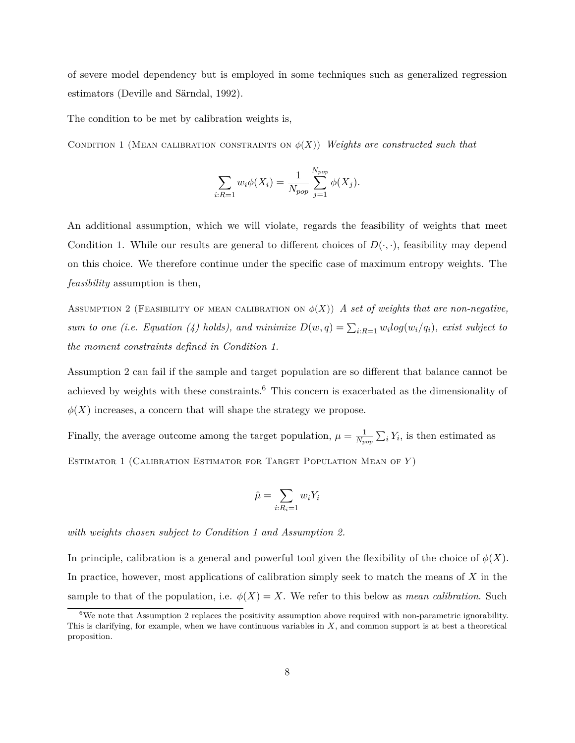of severe model dependency but is employed in some techniques such as generalized regression estimators (Deville and Särndal, 1992).

The condition to be met by calibration weights is,

Condition 1 (Mean calibration constraints on $\phi(X)$) *Weights are constructed such that*

$$\sum_{i:R=1} w_i \phi(X_i) = \frac{1}{N_{pop}} \sum_{j=1}^{N_{pop}} \phi(X_j).$$

An additional assumption, which we will violate, regards the feasibility of weights that meet Condition 1. While our results are general to different choices of $D(\cdot,\cdot)$, feasibility may depend on this choice. We therefore continue under the specific case of maximum entropy weights. The *feasibility* assumption is then,

Assumption 2 (Feasibility of mean calibration on $\phi(X)$) *A set of weights that are non-negative, sum to one (i.e. Equation (4) holds), and minimize $D(w,q) = \sum_{i:R=1} w_i log(w_i/q_i)$, exist subject to the moment constraints defined in Condition 1.*

Assumption 2 can fail if the sample and target population are so different that balance cannot be achieved by weights with these constraints.[6] This concern is exacerbated as the dimensionality of $\phi(X)$ increases, a concern that will shape the strategy we propose.

Finally, the average outcome among the target population, $\mu = \frac{1}{N_{pop}} \sum_i Y_i$, is then estimated as

Estimator 1 (Calibration Estimator for Target Population Mean of $Y$)

$$\hat{\mu} = \sum_{i:R_i=1} w_i Y_i$$

*with weights chosen subject to Condition 1 and Assumption 2.*

In principle, calibration is a general and powerful tool given the flexibility of the choice of $\phi(X)$. In practice, however, most applications of calibration simply seek to match the means of $X$ in the sample to that of the population, i.e. $\phi(X) = X$. We refer to this below as *mean calibration*. Such

[6] We note that Assumption 2 replaces the positivity assumption above required with non-parametric ignorability. This is clarifying, for example, when we have continuous variables in $X$, and common support is at best a theoretical proposition.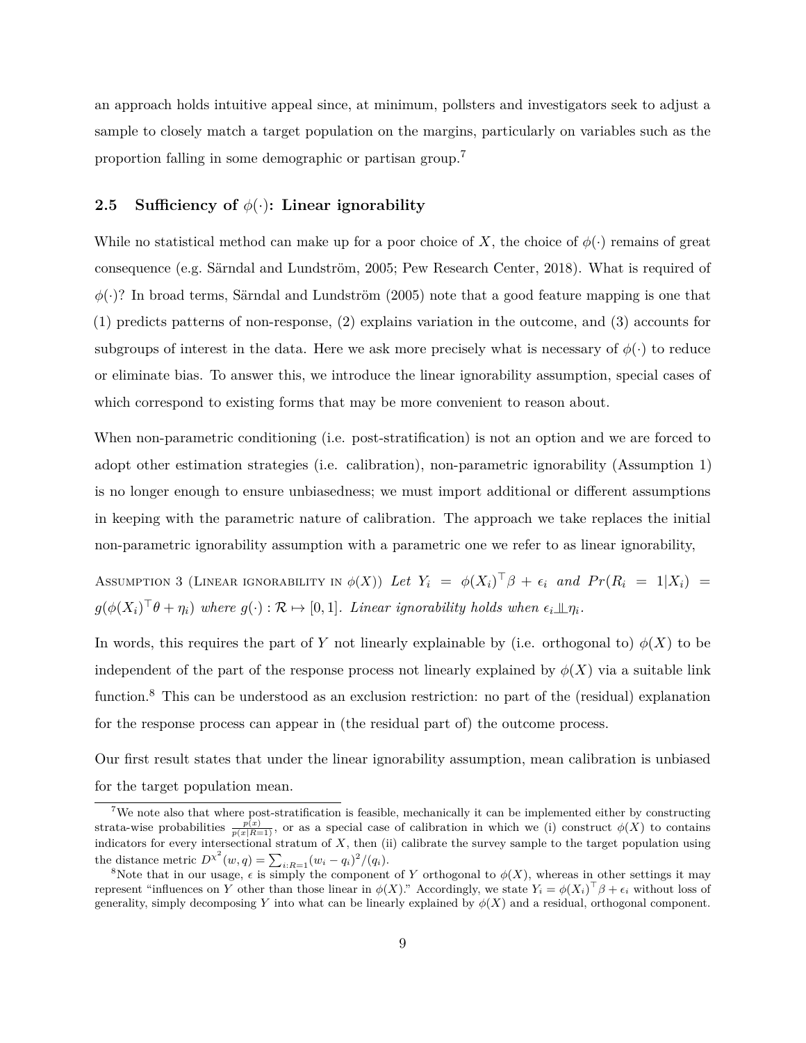an approach holds intuitive appeal since, at minimum, pollsters and investigators seek to adjust a sample to closely match a target population on the margins, particularly on variables such as the proportion falling in some demographic or partisan group.[7]

### 2.5 Sufficiency of $\phi(\cdot)$: Linear ignorability

While no statistical method can make up for a poor choice of $X$, the choice of $\phi(\cdot)$ remains of great consequence (e.g. Särndal and Lundström, 2005; Pew Research Center, 2018). What is required of $\phi(\cdot)$? In broad terms, Särndal and Lundström (2005) note that a good feature mapping is one that (1) predicts patterns of non-response, (2) explains variation in the outcome, and (3) accounts for subgroups of interest in the data. Here we ask more precisely what is necessary of $\phi(\cdot)$ to reduce or eliminate bias. To answer this, we introduce the linear ignorability assumption, special cases of which correspond to existing forms that may be more convenient to reason about.

When non-parametric conditioning (i.e. post-stratification) is not an option and we are forced to adopt other estimation strategies (i.e. calibration), non-parametric ignorability (Assumption 1) is no longer enough to ensure unbiasedness; we must import additional or different assumptions in keeping with the parametric nature of calibration. The approach we take replaces the initial non-parametric ignorability assumption with a parametric one we refer to as linear ignorability,

Assumption 3 (Linear ignorability in $\phi(X)$) *Let $Y_i = \phi(X_i)^\top \beta + \epsilon_i$ and $Pr(R_i = 1|X_i) = g(\phi(X_i)^\top \theta + \eta_i)$ where $g(\cdot) : \mathcal{R} \mapsto [0, 1]$. Linear ignorability holds when $\epsilon_i \perp\!\!\!\perp \eta_i$.*

In words, this requires the part of $Y$ not linearly explainable by (i.e. orthogonal to) $\phi(X)$ to be independent of the part of the response process not linearly explained by $\phi(X)$ via a suitable link function.[8] This can be understood as an exclusion restriction: no part of the (residual) explanation for the response process can appear in (the residual part of) the outcome process.

Our first result states that under the linear ignorability assumption, mean calibration is unbiased for the target population mean.

---

[7] We note also that where post-stratification is feasible, mechanically it can be implemented either by constructing strata-wise probabilities $\frac{p(x)}{p(x|R=1)}$, or as a special case of calibration in which we (i) construct $\phi(X)$ to contains indicators for every intersectional stratum of $X$, then (ii) calibrate the survey sample to the target population using the distance metric $D^{\chi^2}(w, q) = \sum_{i:R=1}(w_i - q_i)^2/(q_i)$.

[8] Note that in our usage, $\epsilon$ is simply the component of $Y$ orthogonal to $\phi(X)$, whereas in other settings it may represent "influences on $Y$ other than those linear in $\phi(X)$." Accordingly, we state $Y_i = \phi(X_i)^\top \beta + \epsilon_i$ without loss of generality, simply decomposing $Y$ into what can be linearly explained by $\phi(X)$ and a residual, orthogonal component.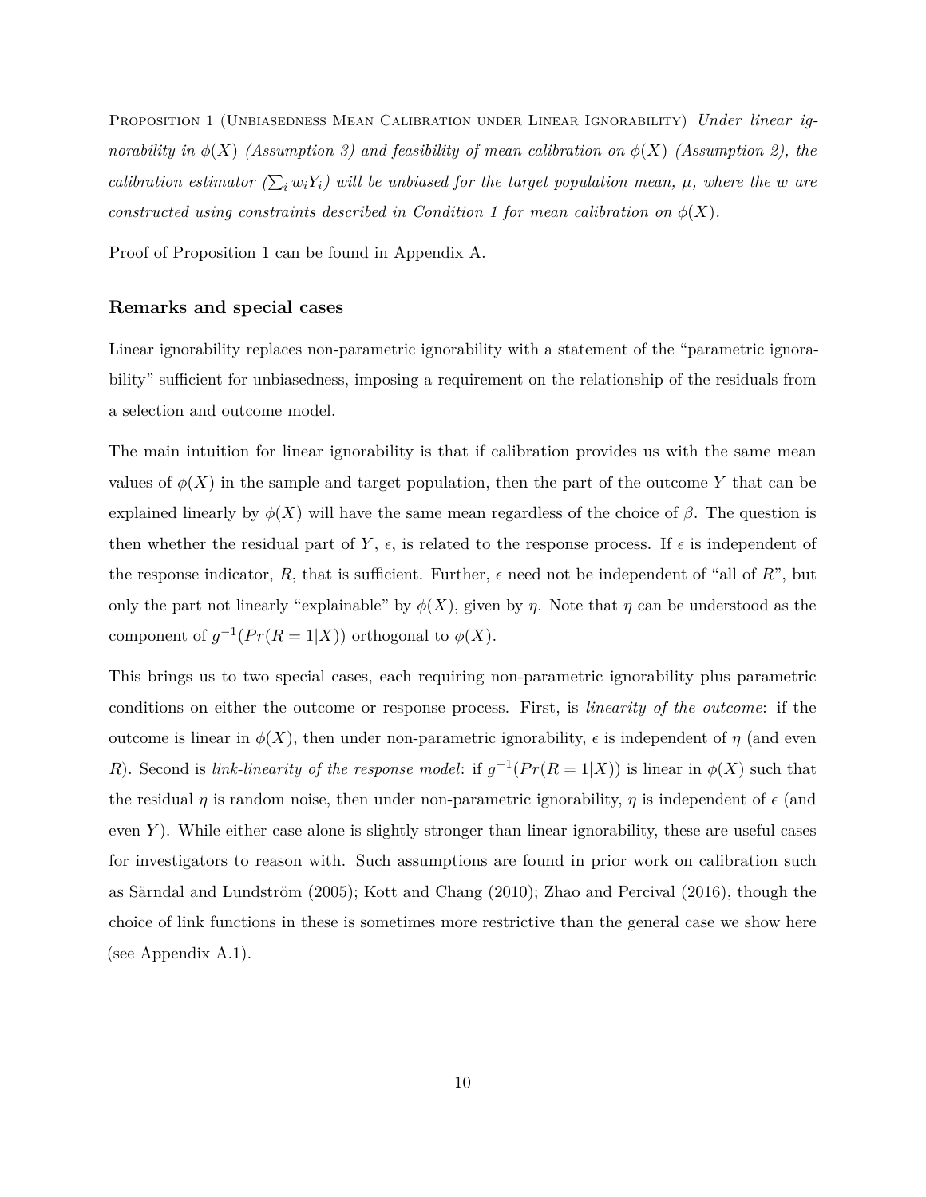Proposition 1 (Unbiasedness Mean Calibration under Linear Ignorability) *Under linear ignorability in $\phi(X)$ (Assumption 3) and feasibility of mean calibration on $\phi(X)$ (Assumption 2), the calibration estimator ($\sum_i w_i Y_i$) will be unbiased for the target population mean, $\mu$, where the $w$ are constructed using constraints described in Condition 1 for mean calibration on $\phi(X)$.*

Proof of Proposition 1 can be found in Appendix A.

### Remarks and special cases

Linear ignorability replaces non-parametric ignorability with a statement of the "parametric ignorability" sufficient for unbiasedness, imposing a requirement on the relationship of the residuals from a selection and outcome model.

The main intuition for linear ignorability is that if calibration provides us with the same mean values of $\phi(X)$ in the sample and target population, then the part of the outcome $Y$ that can be explained linearly by $\phi(X)$ will have the same mean regardless of the choice of $\beta$. The question is then whether the residual part of $Y$, $\epsilon$, is related to the response process. If $\epsilon$ is independent of the response indicator, $R$, that is sufficient. Further, $\epsilon$ need not be independent of "all of $R$", but only the part not linearly "explainable" by $\phi(X)$, given by $\eta$. Note that $\eta$ can be understood as the component of $g^{-1}(Pr(R = 1|X))$ orthogonal to $\phi(X)$.

This brings us to two special cases, each requiring non-parametric ignorability plus parametric conditions on either the outcome or response process. First, is *linearity of the outcome*: if the outcome is linear in $\phi(X)$, then under non-parametric ignorability, $\epsilon$ is independent of $\eta$ (and even $R$). Second is *link-linearity of the response model*: if $g^{-1}(Pr(R = 1|X))$ is linear in $\phi(X)$ such that the residual $\eta$ is random noise, then under non-parametric ignorability, $\eta$ is independent of $\epsilon$ (and even $Y$). While either case alone is slightly stronger than linear ignorability, these are useful cases for investigators to reason with. Such assumptions are found in prior work on calibration such as Särndal and Lundström (2005); Kott and Chang (2010); Zhao and Percival (2016), though the choice of link functions in these is sometimes more restrictive than the general case we show here (see Appendix A.1).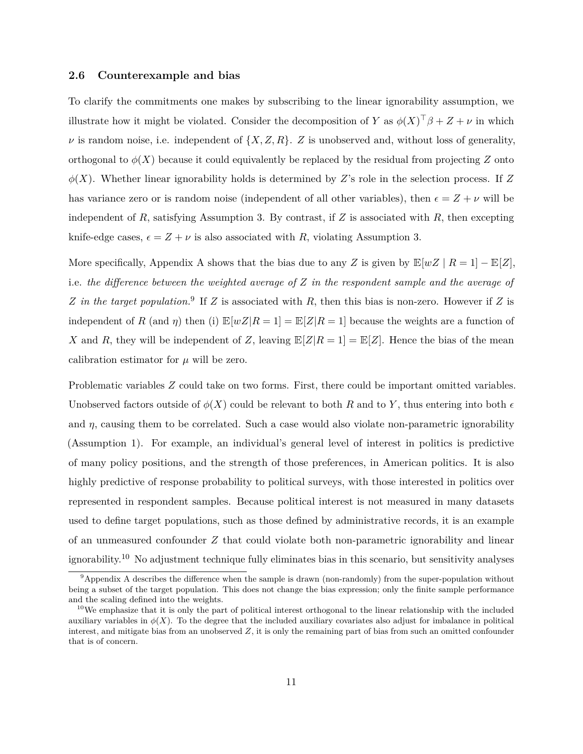### 2.6 Counterexample and bias

To clarify the commitments one makes by subscribing to the linear ignorability assumption, we illustrate how it might be violated. Consider the decomposition of $Y$ as $\phi(X)^\top \beta + Z + \nu$ in which $\nu$ is random noise, i.e. independent of $\{X, Z, R\}$. $Z$ is unobserved and, without loss of generality, orthogonal to $\phi(X)$ because it could equivalently be replaced by the residual from projecting $Z$ onto $\phi(X)$. Whether linear ignorability holds is determined by $Z$'s role in the selection process. If $Z$ has variance zero or is random noise (independent of all other variables), then $\epsilon = Z + \nu$ will be independent of $R$, satisfying Assumption 3. By contrast, if $Z$ is associated with $R$, then excepting knife-edge cases, $\epsilon = Z + \nu$ is also associated with $R$, violating Assumption 3.

More specifically, Appendix A shows that the bias due to any $Z$ is given by $\mathbb{E}[wZ \mid R = 1] - \mathbb{E}[Z]$, i.e. *the difference between the weighted average of $Z$ in the respondent sample and the average of $Z$ in the target population.*[9] If $Z$ is associated with $R$, then this bias is non-zero. However if $Z$ is independent of $R$ (and $\eta$) then (i) $\mathbb{E}[wZ|R = 1] = \mathbb{E}[Z|R = 1]$ because the weights are a function of $X$ and $R$, they will be independent of $Z$, leaving $\mathbb{E}[Z|R = 1] = \mathbb{E}[Z]$. Hence the bias of the mean calibration estimator for $\mu$ will be zero.

Problematic variables $Z$ could take on two forms. First, there could be important omitted variables. Unobserved factors outside of $\phi(X)$ could be relevant to both $R$ and to $Y$, thus entering into both $\epsilon$ and $\eta$, causing them to be correlated. Such a case would also violate non-parametric ignorability (Assumption 1). For example, an individual's general level of interest in politics is predictive of many policy positions, and the strength of those preferences, in American politics. It is also highly predictive of response probability to political surveys, with those interested in politics over represented in respondent samples. Because political interest is not measured in many datasets used to define target populations, such as those defined by administrative records, it is an example of an unmeasured confounder $Z$ that could violate both non-parametric ignorability and linear ignorability.[10] No adjustment technique fully eliminates bias in this scenario, but sensitivity analyses

[9] Appendix A describes the difference when the sample is drawn (non-randomly) from the super-population without being a subset of the target population. This does not change the bias expression; only the finite sample performance and the scaling defined into the weights.

[10] We emphasize that it is only the part of political interest orthogonal to the linear relationship with the included auxiliary variables in $\phi(X)$. To the degree that the included auxiliary covariates also adjust for imbalance in political interest, and mitigate bias from an unobserved $Z$, it is only the remaining part of bias from such an omitted confounder that is of concern.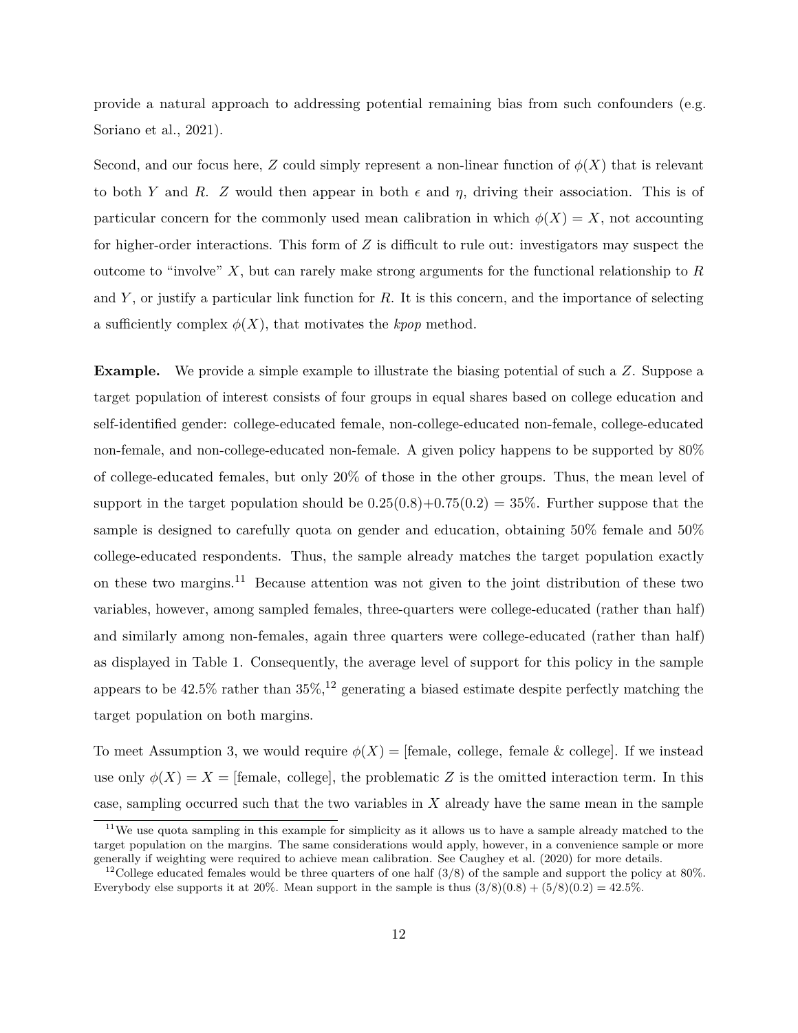provide a natural approach to addressing potential remaining bias from such confounders (e.g. Soriano et al., 2021).

Second, and our focus here, $Z$ could simply represent a non-linear function of $\phi(X)$ that is relevant to both $Y$ and $R$. $Z$ would then appear in both $\epsilon$ and $\eta$, driving their association. This is of particular concern for the commonly used mean calibration in which $\phi(X) = X$, not accounting for higher-order interactions. This form of $Z$ is difficult to rule out: investigators may suspect the outcome to "involve" $X$, but can rarely make strong arguments for the functional relationship to $R$ and $Y$, or justify a particular link function for $R$. It is this concern, and the importance of selecting a sufficiently complex $\phi(X)$, that motivates the *kpop* method.

**Example.** We provide a simple example to illustrate the biasing potential of such a $Z$. Suppose a target population of interest consists of four groups in equal shares based on college education and self-identified gender: college-educated female, non-college-educated non-female, college-educated non-female, and non-college-educated non-female. A given policy happens to be supported by 80% of college-educated females, but only 20% of those in the other groups. Thus, the mean level of support in the target population should be $0.25(0.8)+0.75(0.2) = 35\%$. Further suppose that the sample is designed to carefully quota on gender and education, obtaining 50% female and 50% college-educated respondents. Thus, the sample already matches the target population exactly on these two margins.[11] Because attention was not given to the joint distribution of these two variables, however, among sampled females, three-quarters were college-educated (rather than half) and similarly among non-females, again three quarters were college-educated (rather than half) as displayed in Table 1. Consequently, the average level of support for this policy in the sample appears to be 42.5% rather than 35%,[12] generating a biased estimate despite perfectly matching the target population on both margins.

To meet Assumption 3, we would require $\phi(X) =$ [female, college, female & college]. If we instead use only $\phi(X) = X =$ [female, college], the problematic $Z$ is the omitted interaction term. In this case, sampling occurred such that the two variables in $X$ already have the same mean in the sample

[11] We use quota sampling in this example for simplicity as it allows us to have a sample already matched to the target population on the margins. The same considerations would apply, however, in a convenience sample or more generally if weighting were required to achieve mean calibration. See Caughey et al. (2020) for more details.

[12] College educated females would be three quarters of one half (3/8) of the sample and support the policy at 80%. Everybody else supports it at 20%. Mean support in the sample is thus $(3/8)(0.8) + (5/8)(0.2) = 42.5\%$.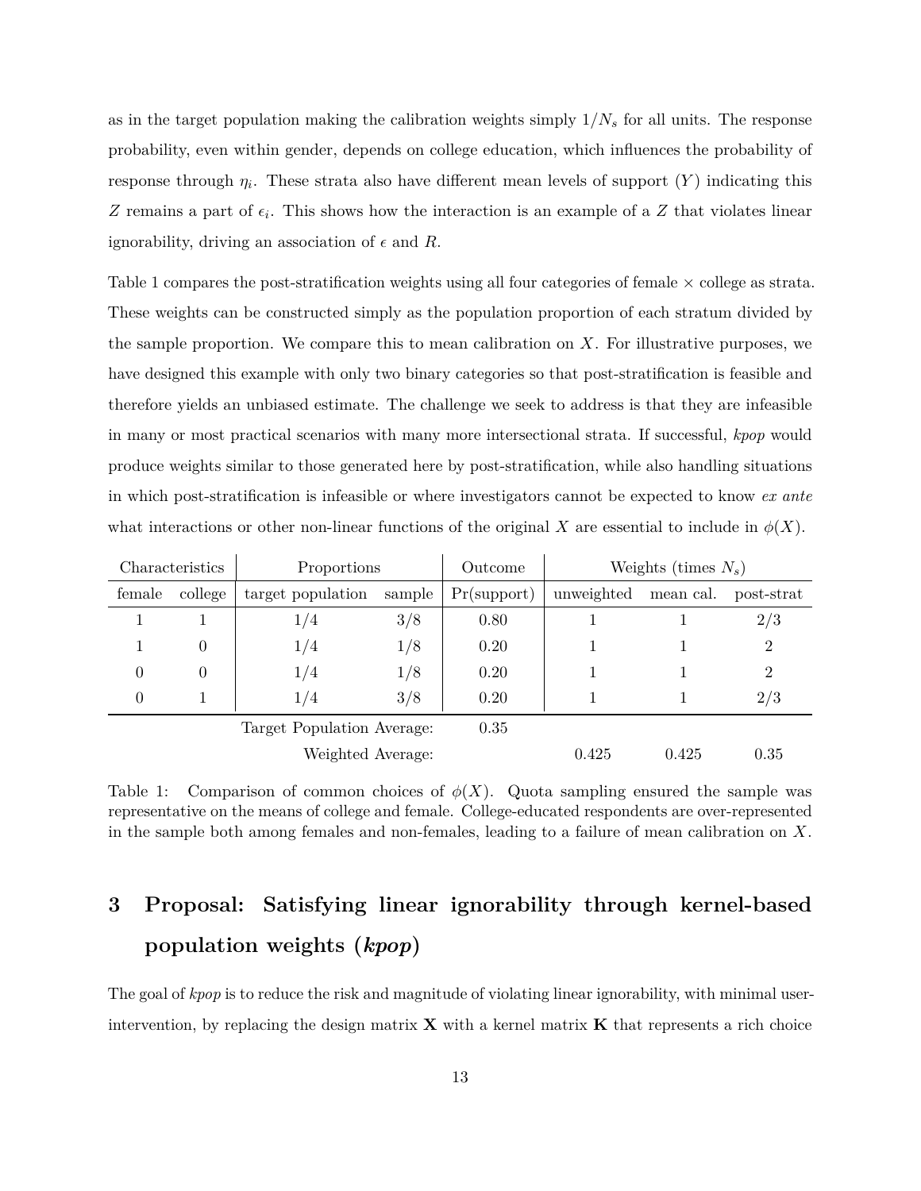as in the target population making the calibration weights simply $1/N_s$ for all units. The response probability, even within gender, depends on college education, which influences the probability of response through $\eta_i$. These strata also have different mean levels of support ($Y$) indicating this $Z$ remains a part of $\epsilon_i$. This shows how the interaction is an example of a $Z$ that violates linear ignorability, driving an association of $\epsilon$ and $R$.

Table 1 compares the post-stratification weights using all four categories of female $\times$ college as strata. These weights can be constructed simply as the population proportion of each stratum divided by the sample proportion. We compare this to mean calibration on $X$. For illustrative purposes, we have designed this example with only two binary categories so that post-stratification is feasible and therefore yields an unbiased estimate. The challenge we seek to address is that they are infeasible in many or most practical scenarios with many more intersectional strata. If successful, *kpop* would produce weights similar to those generated here by post-stratification, while also handling situations in which post-stratification is infeasible or where investigators cannot be expected to know *ex ante* what interactions or other non-linear functions of the original $X$ are essential to include in $\phi(X)$.

| Characteristics | | Proportions | | Outcome | Weights (times $N_s$) | | |
|---|---|---|---|---|---|---|---|
| female | college | target population | sample | Pr(support) | unweighted | mean cal. | post-strat |
| 1 | 1 | 1/4 | 3/8 | 0.80 | 1 | 1 | 2/3 |
| 1 | 0 | 1/4 | 1/8 | 0.20 | 1 | 1 | 2 |
| 0 | 0 | 1/4 | 1/8 | 0.20 | 1 | 1 | 2 |
| 0 | 1 | 1/4 | 3/8 | 0.20 | 1 | 1 | 2/3 |
| | | Target Population Average: | | 0.35 | | | |
| | | Weighted Average: | | | 0.425 | 0.425 | 0.35 |

Table 1: Comparison of common choices of $\phi(X)$. Quota sampling ensured the sample was representative on the means of college and female. College-educated respondents are over-represented in the sample both among females and non-females, leading to a failure of mean calibration on $X$.

# 3 Proposal: Satisfying linear ignorability through kernel-based population weights (*kpop*)

The goal of *kpop* is to reduce the risk and magnitude of violating linear ignorability, with minimal user-intervention, by replacing the design matrix $\mathbf{X}$ with a kernel matrix $\mathbf{K}$ that represents a rich choice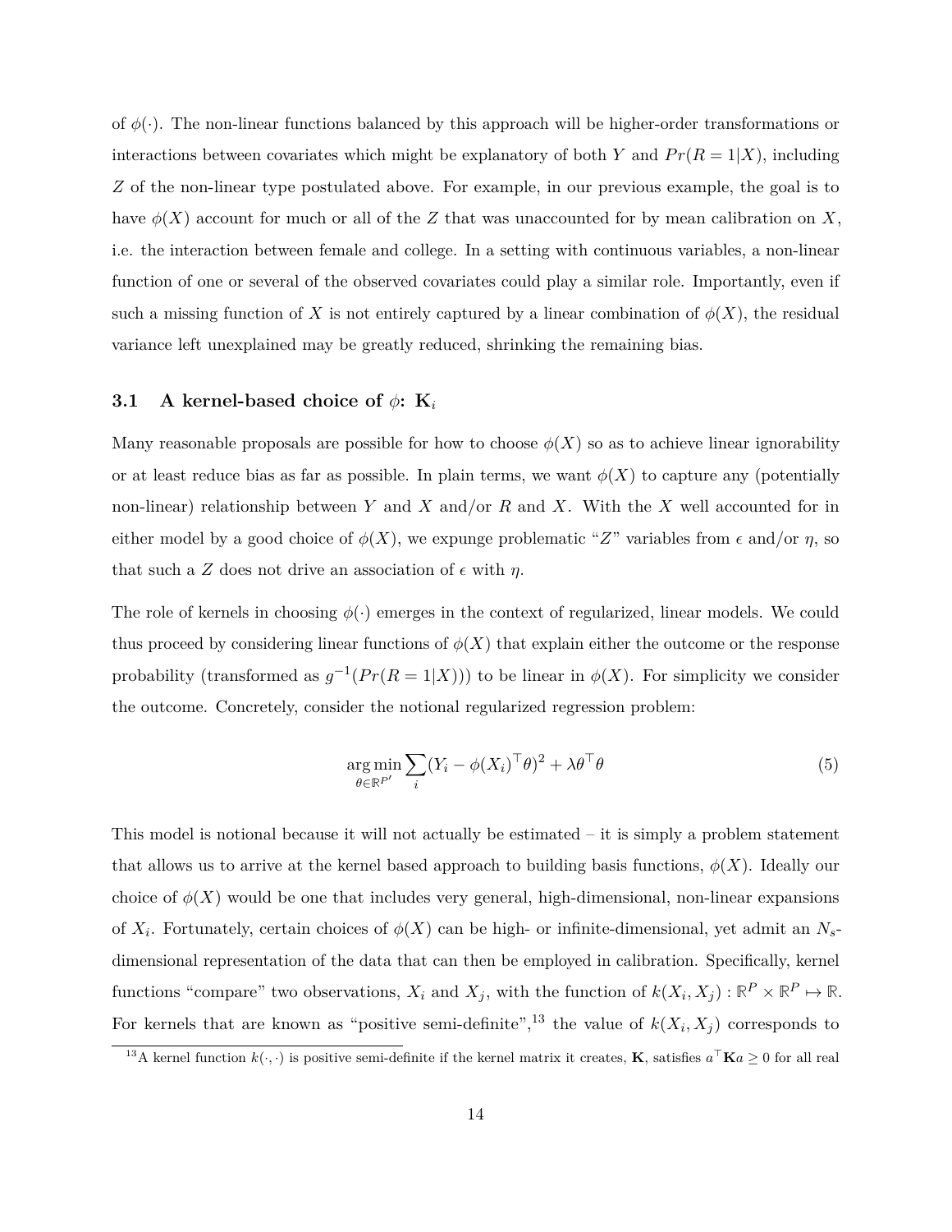of $\phi(\cdot)$. The non-linear functions balanced by this approach will be higher-order transformations or interactions between covariates which might be explanatory of both $Y$ and $Pr(R = 1|X)$, including $Z$ of the non-linear type postulated above. For example, in our previous example, the goal is to have $\phi(X)$ account for much or all of the $Z$ that was unaccounted for by mean calibration on $X$, i.e. the interaction between female and college. In a setting with continuous variables, a non-linear function of one or several of the observed covariates could play a similar role. Importantly, even if such a missing function of $X$ is not entirely captured by a linear combination of $\phi(X)$, the residual variance left unexplained may be greatly reduced, shrinking the remaining bias.

### 3.1 A kernel-based choice of $\phi$: $\mathbf{K}_i$

Many reasonable proposals are possible for how to choose $\phi(X)$ so as to achieve linear ignorability or at least reduce bias as far as possible. In plain terms, we want $\phi(X)$ to capture any (potentially non-linear) relationship between $Y$ and $X$ and/or $R$ and $X$. With the $X$ well accounted for in either model by a good choice of $\phi(X)$, we expunge problematic "$Z$" variables from $\epsilon$ and/or $\eta$, so that such a $Z$ does not drive an association of $\epsilon$ with $\eta$.

The role of kernels in choosing $\phi(\cdot)$ emerges in the context of regularized, linear models. We could thus proceed by considering linear functions of $\phi(X)$ that explain either the outcome or the response probability (transformed as $g^{-1}(Pr(R = 1|X))$) to be linear in $\phi(X)$. For simplicity we consider the outcome. Concretely, consider the notional regularized regression problem:

$$\underset{\theta \in \mathbb{R}^{P'}}{\arg\min} \sum_i (Y_i - \phi(X_i)^\top \theta)^2 + \lambda \theta^\top \theta \tag{5}$$

This model is notional because it will not actually be estimated – it is simply a problem statement that allows us to arrive at the kernel based approach to building basis functions, $\phi(X)$. Ideally our choice of $\phi(X)$ would be one that includes very general, high-dimensional, non-linear expansions of $X_i$. Fortunately, certain choices of $\phi(X)$ can be high- or infinite-dimensional, yet admit an $N_s$-dimensional representation of the data that can then be employed in calibration. Specifically, kernel functions "compare" two observations, $X_i$ and $X_j$, with the function of $k(X_i, X_j) : \mathbb{R}^P \times \mathbb{R}^P \mapsto \mathbb{R}$. For kernels that are known as "positive semi-definite",[13] the value of $k(X_i, X_j)$ corresponds to

[13] A kernel function $k(\cdot, \cdot)$ is positive semi-definite if the kernel matrix it creates, $\mathbf{K}$, satisfies $a^\top \mathbf{K} a \geq 0$ for all real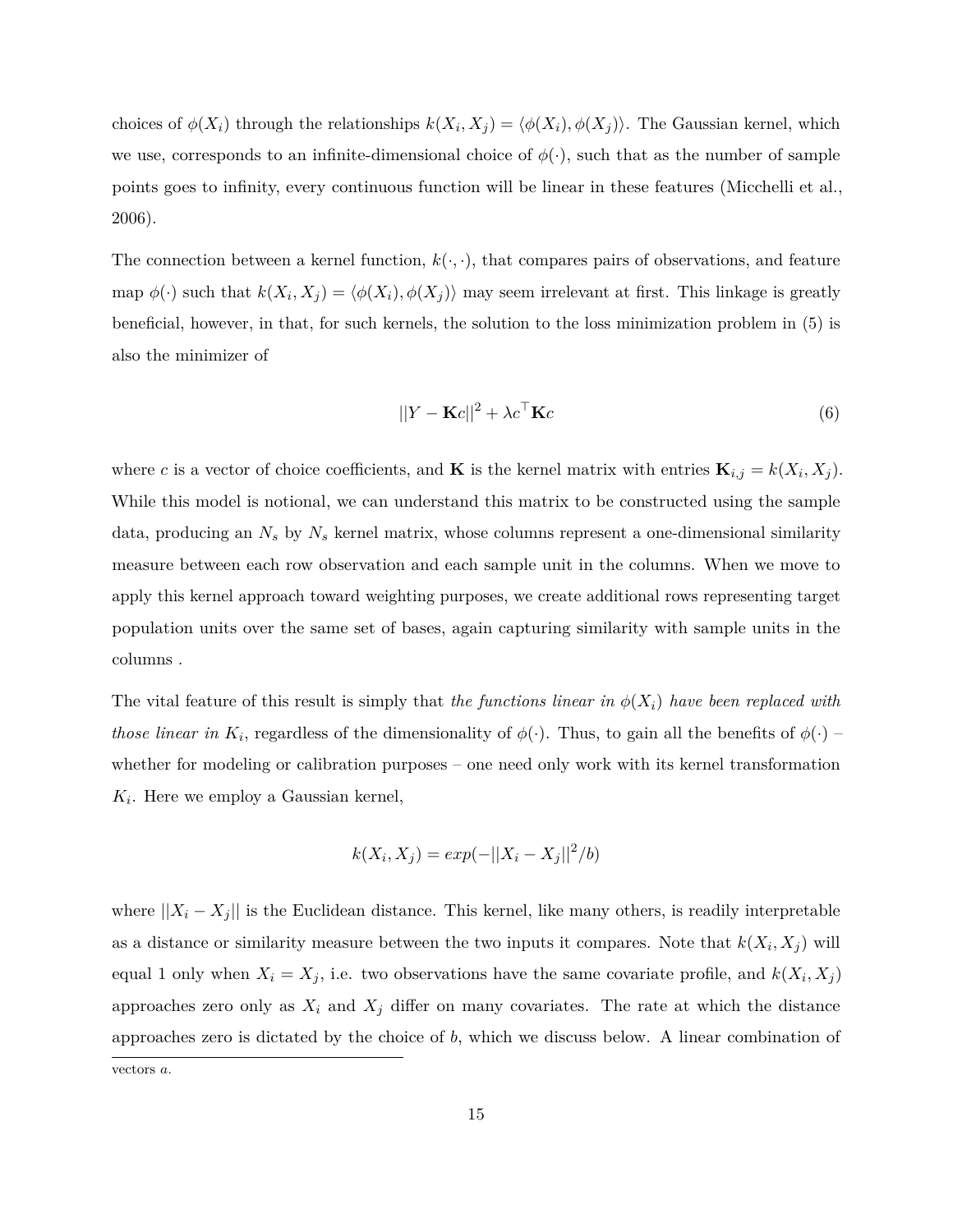choices of $\phi(X_i)$ through the relationships $k(X_i, X_j) = \langle \phi(X_i), \phi(X_j) \rangle$. The Gaussian kernel, which we use, corresponds to an infinite-dimensional choice of $\phi(\cdot)$, such that as the number of sample points goes to infinity, every continuous function will be linear in these features (Micchelli et al., 2006).

The connection between a kernel function, $k(\cdot, \cdot)$, that compares pairs of observations, and feature map $\phi(\cdot)$ such that $k(X_i, X_j) = \langle \phi(X_i), \phi(X_j) \rangle$ may seem irrelevant at first. This linkage is greatly beneficial, however, in that, for such kernels, the solution to the loss minimization problem in (5) is also the minimizer of

$$||Y - \mathbf{K}c||^2 + \lambda c^\top \mathbf{K} c \tag{6}$$

where $c$ is a vector of choice coefficients, and $\mathbf{K}$ is the kernel matrix with entries $\mathbf{K}_{i,j} = k(X_i, X_j)$. While this model is notional, we can understand this matrix to be constructed using the sample data, producing an $N_s$ by $N_s$ kernel matrix, whose columns represent a one-dimensional similarity measure between each row observation and each sample unit in the columns. When we move to apply this kernel approach toward weighting purposes, we create additional rows representing target population units over the same set of bases, again capturing similarity with sample units in the columns .

The vital feature of this result is simply that *the functions linear in $\phi(X_i)$ have been replaced with those linear in $K_i$*, regardless of the dimensionality of $\phi(\cdot)$. Thus, to gain all the benefits of $\phi(\cdot)$ – whether for modeling or calibration purposes – one need only work with its kernel transformation $K_i$. Here we employ a Gaussian kernel,

$$k(X_i, X_j) = exp(-||X_i - X_j||^2/b)$$

where $||X_i - X_j||$ is the Euclidean distance. This kernel, like many others, is readily interpretable as a distance or similarity measure between the two inputs it compares. Note that $k(X_i, X_j)$ will equal 1 only when $X_i = X_j$, i.e. two observations have the same covariate profile, and $k(X_i, X_j)$ approaches zero only as $X_i$ and $X_j$ differ on many covariates. The rate at which the distance approaches zero is dictated by the choice of $b$, which we discuss below. A linear combination of

vectors $a$.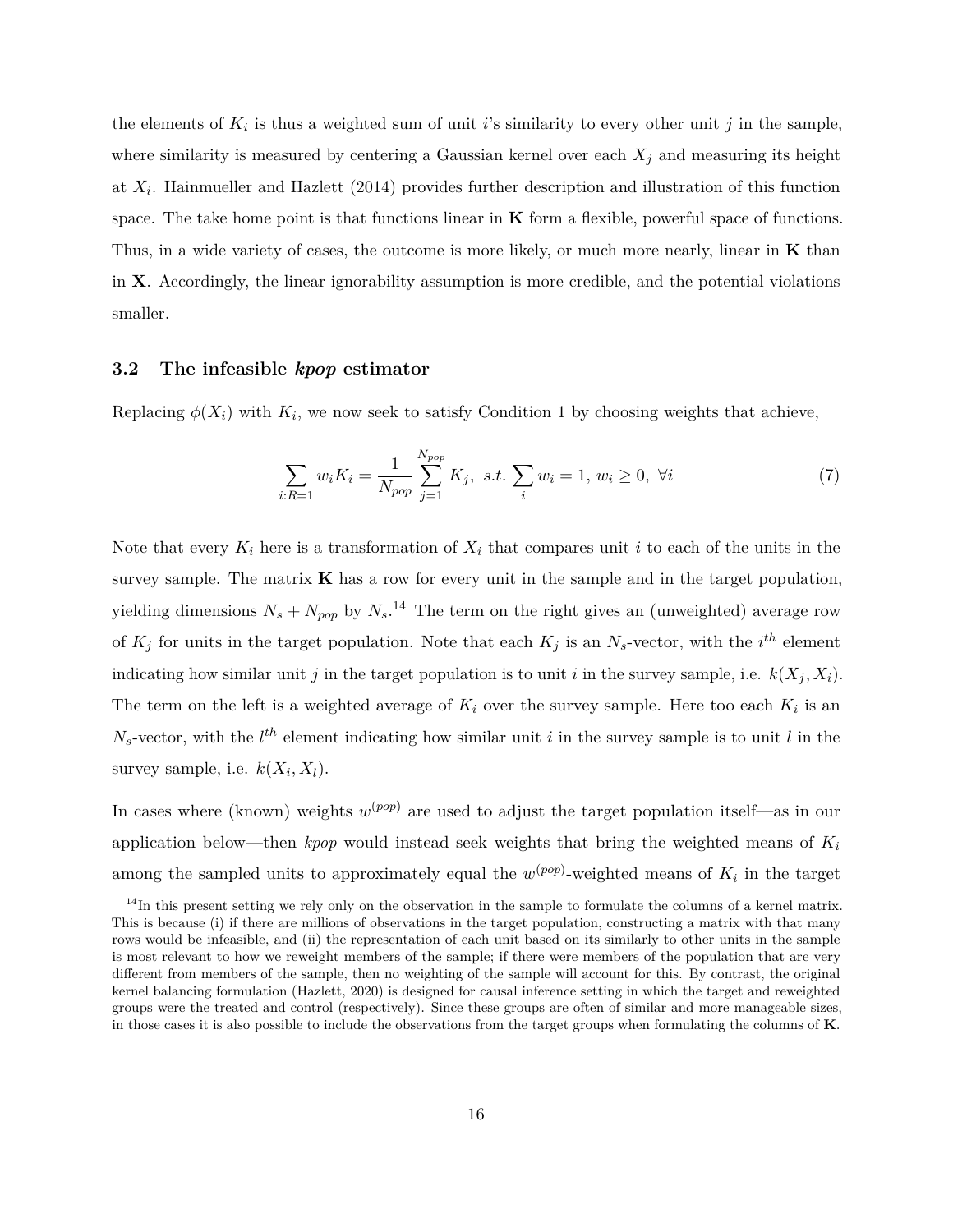the elements of $K_i$ is thus a weighted sum of unit $i$'s similarity to every other unit $j$ in the sample, where similarity is measured by centering a Gaussian kernel over each $X_j$ and measuring its height at $X_i$. Hainmueller and Hazlett (2014) provides further description and illustration of this function space. The take home point is that functions linear in $\mathbf{K}$ form a flexible, powerful space of functions. Thus, in a wide variety of cases, the outcome is more likely, or much more nearly, linear in $\mathbf{K}$ than in $\mathbf{X}$. Accordingly, the linear ignorability assumption is more credible, and the potential violations smaller.

### 3.2 The infeasible *kpop* estimator

Replacing $\phi(X_i)$ with $K_i$, we now seek to satisfy Condition 1 by choosing weights that achieve,

$$\sum_{i:R=1} w_i K_i = \frac{1}{N_{pop}} \sum_{j=1}^{N_{pop}} K_j, \ \ s.t. \sum_i w_i = 1, \, w_i \geq 0, \ \forall i \tag{7}$$

Note that every $K_i$ here is a transformation of $X_i$ that compares unit $i$ to each of the units in the survey sample. The matrix $\mathbf{K}$ has a row for every unit in the sample and in the target population, yielding dimensions $N_s + N_{pop}$ by $N_s$.[14] The term on the right gives an (unweighted) average row of $K_j$ for units in the target population. Note that each $K_j$ is an $N_s$-vector, with the $i^{th}$ element indicating how similar unit $j$ in the target population is to unit $i$ in the survey sample, i.e. $k(X_j, X_i)$. The term on the left is a weighted average of $K_i$ over the survey sample. Here too each $K_i$ is an $N_s$-vector, with the $l^{th}$ element indicating how similar unit $i$ in the survey sample is to unit $l$ in the survey sample, i.e. $k(X_i, X_l)$.

In cases where (known) weights $w^{(pop)}$ are used to adjust the target population itself—as in our application below—then *kpop* would instead seek weights that bring the weighted means of $K_i$ among the sampled units to approximately equal the $w^{(pop)}$-weighted means of $K_i$ in the target

[14] In this present setting we rely only on the observation in the sample to formulate the columns of a kernel matrix. This is because (i) if there are millions of observations in the target population, constructing a matrix with that many rows would be infeasible, and (ii) the representation of each unit based on its similarly to other units in the sample is most relevant to how we reweight members of the sample; if there were members of the population that are very different from members of the sample, then no weighting of the sample will account for this. By contrast, the original kernel balancing formulation (Hazlett, 2020) is designed for causal inference setting in which the target and reweighted groups were the treated and control (respectively). Since these groups are often of similar and more manageable sizes, in those cases it is also possible to include the observations from the target groups when formulating the columns of $\mathbf{K}$.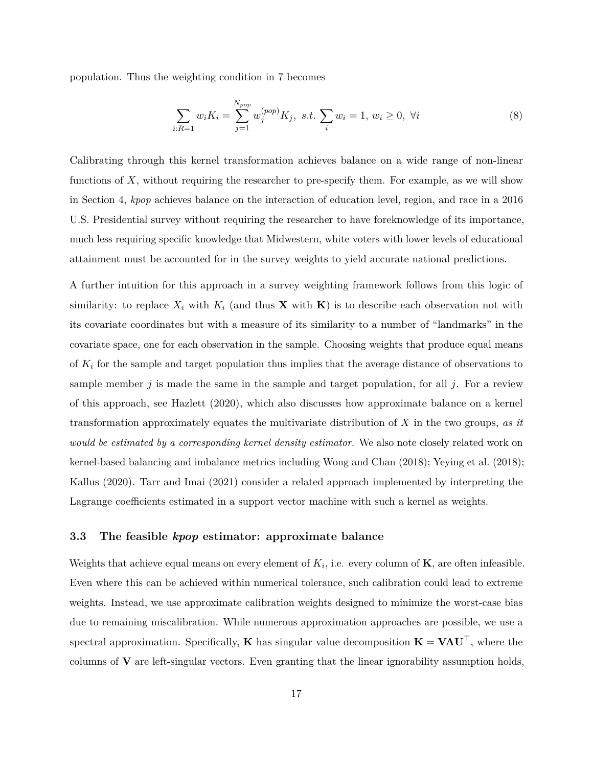population. Thus the weighting condition in 7 becomes

$$\sum_{i:R=1} w_i K_i = \sum_{j=1}^{N_{pop}} w_j^{(pop)} K_j, \;\; s.t. \sum_i w_i = 1, \; w_i \geq 0, \; \forall i \tag{8}$$

Calibrating through this kernel transformation achieves balance on a wide range of non-linear functions of $X$, without requiring the researcher to pre-specify them. For example, as we will show in Section 4, *kpop* achieves balance on the interaction of education level, region, and race in a 2016 U.S. Presidential survey without requiring the researcher to have foreknowledge of its importance, much less requiring specific knowledge that Midwestern, white voters with lower levels of educational attainment must be accounted for in the survey weights to yield accurate national predictions.

A further intuition for this approach in a survey weighting framework follows from this logic of similarity: to replace $X_i$ with $K_i$ (and thus $\mathbf{X}$ with $\mathbf{K}$) is to describe each observation not with its covariate coordinates but with a measure of its similarity to a number of "landmarks" in the covariate space, one for each observation in the sample. Choosing weights that produce equal means of $K_i$ for the sample and target population thus implies that the average distance of observations to sample member $j$ is made the same in the sample and target population, for all $j$. For a review of this approach, see Hazlett (2020), which also discusses how approximate balance on a kernel transformation approximately equates the multivariate distribution of $X$ in the two groups, *as it would be estimated by a corresponding kernel density estimator*. We also note closely related work on kernel-based balancing and imbalance metrics including Wong and Chan (2018); Yeying et al. (2018); Kallus (2020). Tarr and Imai (2021) consider a related approach implemented by interpreting the Lagrange coefficients estimated in a support vector machine with such a kernel as weights.

### 3.3 The feasible *kpop* estimator: approximate balance

Weights that achieve equal means on every element of $K_i$, i.e. every column of $\mathbf{K}$, are often infeasible. Even where this can be achieved within numerical tolerance, such calibration could lead to extreme weights. Instead, we use approximate calibration weights designed to minimize the worst-case bias due to remaining miscalibration. While numerous approximation approaches are possible, we use a spectral approximation. Specifically, $\mathbf{K}$ has singular value decomposition $\mathbf{K} = \mathbf{V}\mathbf{A}\mathbf{U}^\top$, where the columns of $\mathbf{V}$ are left-singular vectors. Even granting that the linear ignorability assumption holds,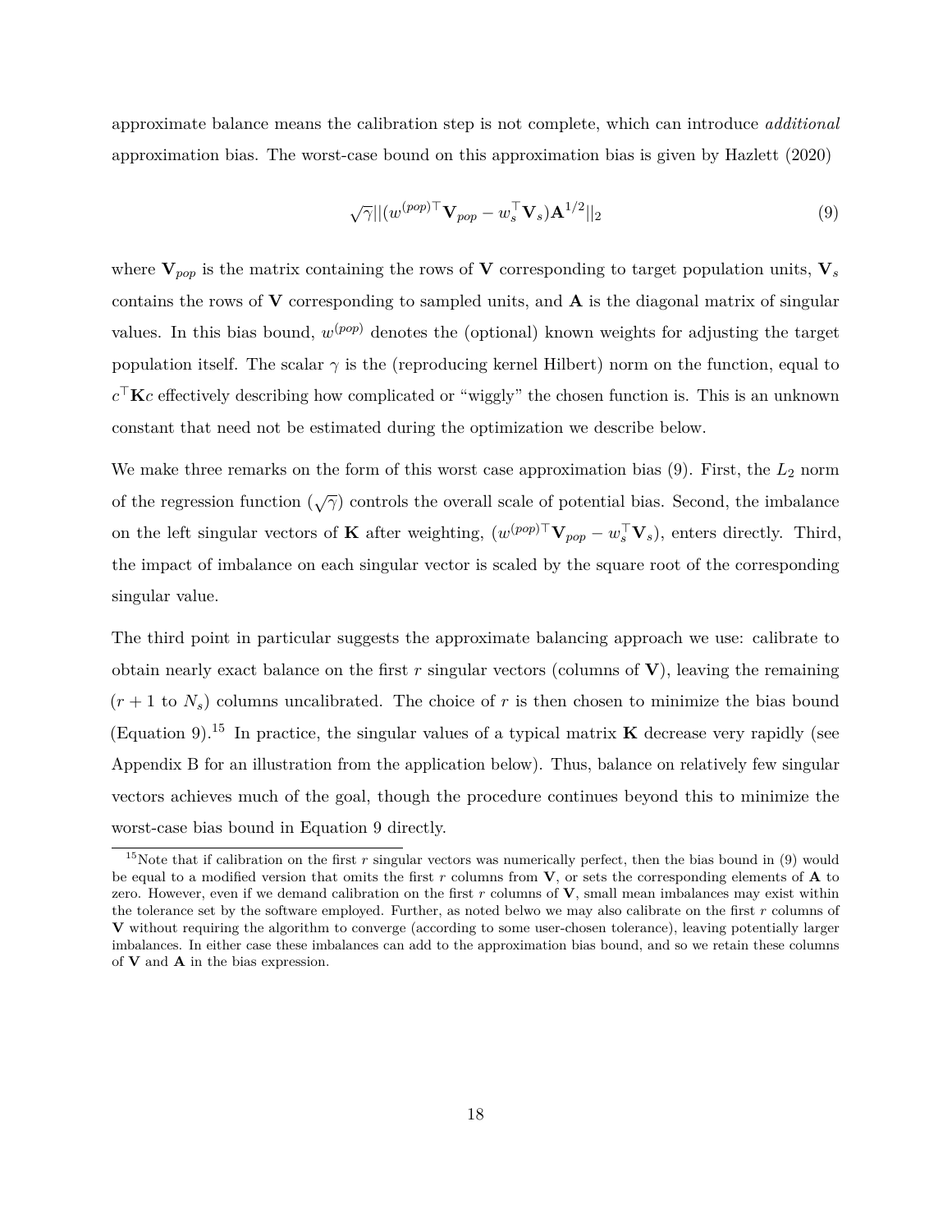approximate balance means the calibration step is not complete, which can introduce *additional* approximation bias. The worst-case bound on this approximation bias is given by Hazlett (2020)

$$\sqrt{\gamma}||(w^{(pop)\top}\mathbf{V}_{pop} - w_s^\top \mathbf{V}_s)\mathbf{A}^{1/2}||_2 \tag{9}$$

where $\mathbf{V}_{pop}$ is the matrix containing the rows of $\mathbf{V}$ corresponding to target population units, $\mathbf{V}_s$ contains the rows of $\mathbf{V}$ corresponding to sampled units, and $\mathbf{A}$ is the diagonal matrix of singular values. In this bias bound, $w^{(pop)}$ denotes the (optional) known weights for adjusting the target population itself. The scalar $\gamma$ is the (reproducing kernel Hilbert) norm on the function, equal to $c^\top \mathbf{K} c$ effectively describing how complicated or "wiggly" the chosen function is. This is an unknown constant that need not be estimated during the optimization we describe below.

We make three remarks on the form of this worst case approximation bias (9). First, the $L_2$ norm of the regression function ($\sqrt{\gamma}$) controls the overall scale of potential bias. Second, the imbalance on the left singular vectors of $\mathbf{K}$ after weighting, $(w^{(pop)\top}\mathbf{V}_{pop} - w_s^\top \mathbf{V}_s)$, enters directly. Third, the impact of imbalance on each singular vector is scaled by the square root of the corresponding singular value.

The third point in particular suggests the approximate balancing approach we use: calibrate to obtain nearly exact balance on the first $r$ singular vectors (columns of $\mathbf{V}$), leaving the remaining ($r + 1$ to $N_s$) columns uncalibrated. The choice of $r$ is then chosen to minimize the bias bound (Equation 9).[15] In practice, the singular values of a typical matrix $\mathbf{K}$ decrease very rapidly (see Appendix B for an illustration from the application below). Thus, balance on relatively few singular vectors achieves much of the goal, though the procedure continues beyond this to minimize the worst-case bias bound in Equation 9 directly.

[15]Note that if calibration on the first $r$ singular vectors was numerically perfect, then the bias bound in (9) would be equal to a modified version that omits the first $r$ columns from $\mathbf{V}$, or sets the corresponding elements of $\mathbf{A}$ to zero. However, even if we demand calibration on the first $r$ columns of $\mathbf{V}$, small mean imbalances may exist within the tolerance set by the software employed. Further, as noted belwo we may also calibrate on the first $r$ columns of $\mathbf{V}$ without requiring the algorithm to converge (according to some user-chosen tolerance), leaving potentially larger imbalances. In either case these imbalances can add to the approximation bias bound, and so we retain these columns of $\mathbf{V}$ and $\mathbf{A}$ in the bias expression.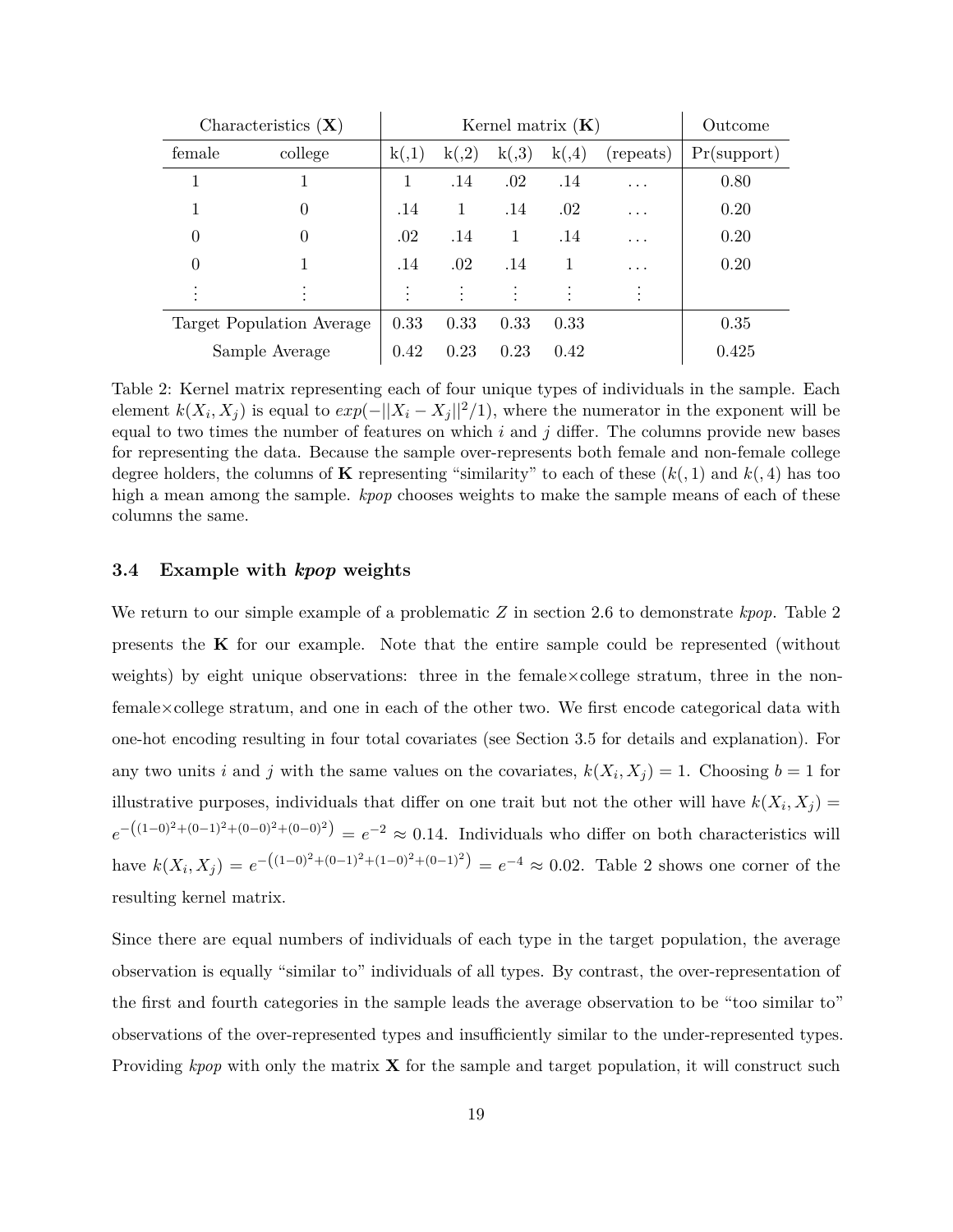| Characteristics ($\mathbf{X}$) | | Kernel matrix ($\mathbf{K}$) | | | | | Outcome |
|---|---|---|---|---|---|---|---|
| female | college | k(,1) | k(,2) | k(,3) | k(,4) | (repeats) | Pr(support) |
| 1 | 1 | 1 | .14 | .02 | .14 | ... | 0.80 |
| 1 | 0 | .14 | 1 | .14 | .02 | ... | 0.20 |
| 0 | 0 | .02 | .14 | 1 | .14 | ... | 0.20 |
| 0 | 1 | .14 | .02 | .14 | 1 | ... | 0.20 |
| ⋮ | ⋮ | ⋮ | ⋮ | ⋮ | ⋮ | ⋮ | |
| Target Population Average | | 0.33 | 0.33 | 0.33 | 0.33 | | 0.35 |
| Sample Average | | 0.42 | 0.23 | 0.23 | 0.42 | | 0.425 |

Table 2: Kernel matrix representing each of four unique types of individuals in the sample. Each element $k(X_i, X_j)$ is equal to $exp(-||X_i - X_j||^2/1)$, where the numerator in the exponent will be equal to two times the number of features on which $i$ and $j$ differ. The columns provide new bases for representing the data. Because the sample over-represents both female and non-female college degree holders, the columns of $\mathbf{K}$ representing "similarity" to each of these ($k(,1)$ and $k(,4)$ has too high a mean among the sample. *kpop* chooses weights to make the sample means of each of these columns the same.

### 3.4 Example with *kpop* weights

We return to our simple example of a problematic $Z$ in section 2.6 to demonstrate *kpop*. Table 2 presents the $\mathbf{K}$ for our example. Note that the entire sample could be represented (without weights) by eight unique observations: three in the female×college stratum, three in the non-female×college stratum, and one in each of the other two. We first encode categorical data with one-hot encoding resulting in four total covariates (see Section 3.5 for details and explanation). For any two units $i$ and $j$ with the same values on the covariates, $k(X_i, X_j) = 1$. Choosing $b = 1$ for illustrative purposes, individuals that differ on one trait but not the other will have $k(X_i, X_j) = e^{-\left((1-0)^2+(0-1)^2+(0-0)^2+(0-0)^2\right)} = e^{-2} \approx 0.14$. Individuals who differ on both characteristics will have $k(X_i, X_j) = e^{-\left((1-0)^2+(0-1)^2+(1-0)^2+(0-1)^2\right)} = e^{-4} \approx 0.02$. Table 2 shows one corner of the resulting kernel matrix.

Since there are equal numbers of individuals of each type in the target population, the average observation is equally "similar to" individuals of all types. By contrast, the over-representation of the first and fourth categories in the sample leads the average observation to be "too similar to" observations of the over-represented types and insufficiently similar to the under-represented types. Providing *kpop* with only the matrix $\mathbf{X}$ for the sample and target population, it will construct such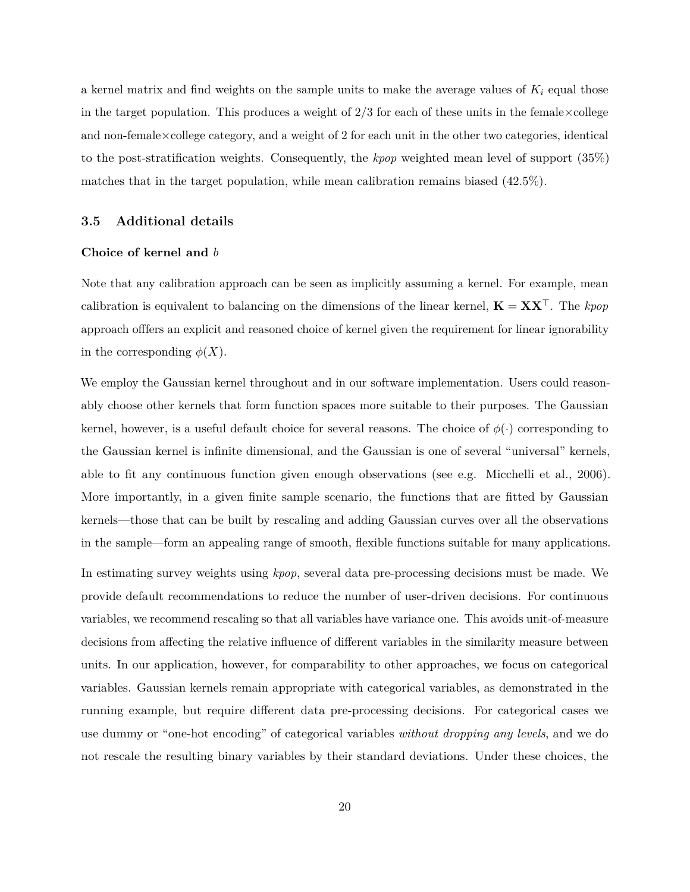a kernel matrix and find weights on the sample units to make the average values of $K_i$ equal those in the target population. This produces a weight of 2/3 for each of these units in the female×college and non-female×college category, and a weight of 2 for each unit in the other two categories, identical to the post-stratification weights. Consequently, the *kpop* weighted mean level of support (35%) matches that in the target population, while mean calibration remains biased (42.5%).

### 3.5 Additional details

**Choice of kernel and $b$**

Note that any calibration approach can be seen as implicitly assuming a kernel. For example, mean calibration is equivalent to balancing on the dimensions of the linear kernel, $\mathbf{K} = \mathbf{X}\mathbf{X}^\top$. The *kpop* approach offfers an explicit and reasoned choice of kernel given the requirement for linear ignorability in the corresponding $\phi(X)$.

We employ the Gaussian kernel throughout and in our software implementation. Users could reasonably choose other kernels that form function spaces more suitable to their purposes. The Gaussian kernel, however, is a useful default choice for several reasons. The choice of $\phi(\cdot)$ corresponding to the Gaussian kernel is infinite dimensional, and the Gaussian is one of several "universal" kernels, able to fit any continuous function given enough observations (see e.g. Micchelli et al., 2006). More importantly, in a given finite sample scenario, the functions that are fitted by Gaussian kernels—those that can be built by rescaling and adding Gaussian curves over all the observations in the sample—form an appealing range of smooth, flexible functions suitable for many applications.

In estimating survey weights using *kpop*, several data pre-processing decisions must be made. We provide default recommendations to reduce the number of user-driven decisions. For continuous variables, we recommend rescaling so that all variables have variance one. This avoids unit-of-measure decisions from affecting the relative influence of different variables in the similarity measure between units. In our application, however, for comparability to other approaches, we focus on categorical variables. Gaussian kernels remain appropriate with categorical variables, as demonstrated in the running example, but require different data pre-processing decisions. For categorical cases we use dummy or "one-hot encoding" of categorical variables *without dropping any levels*, and we do not rescale the resulting binary variables by their standard deviations. Under these choices, the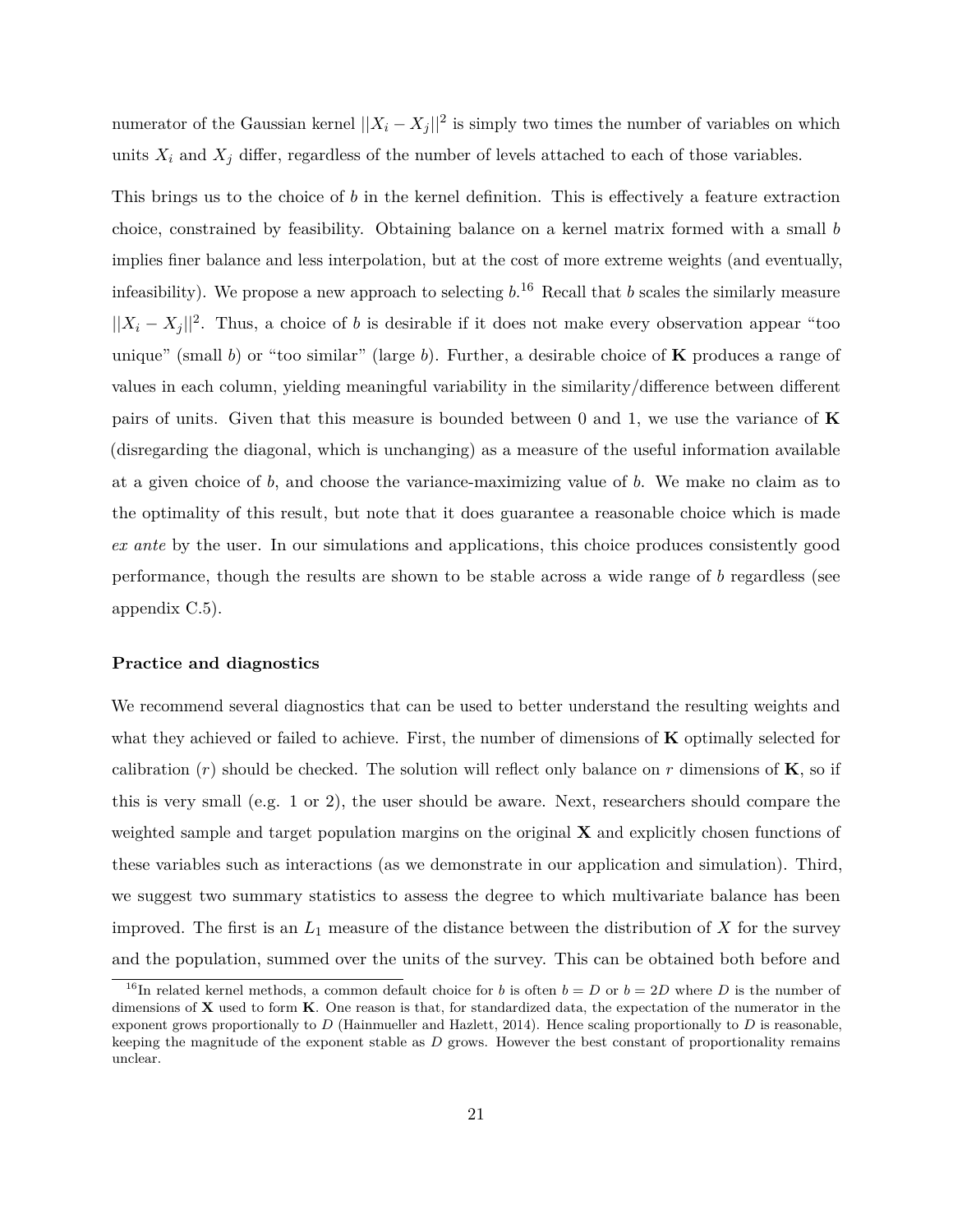numerator of the Gaussian kernel $||X_i - X_j||^2$ is simply two times the number of variables on which units $X_i$ and $X_j$ differ, regardless of the number of levels attached to each of those variables.

This brings us to the choice of $b$ in the kernel definition. This is effectively a feature extraction choice, constrained by feasibility. Obtaining balance on a kernel matrix formed with a small $b$ implies finer balance and less interpolation, but at the cost of more extreme weights (and eventually, infeasibility). We propose a new approach to selecting $b$.[16] Recall that $b$ scales the similarly measure $||X_i - X_j||^2$. Thus, a choice of $b$ is desirable if it does not make every observation appear "too unique" (small $b$) or "too similar" (large $b$). Further, a desirable choice of $\mathbf{K}$ produces a range of values in each column, yielding meaningful variability in the similarity/difference between different pairs of units. Given that this measure is bounded between 0 and 1, we use the variance of $\mathbf{K}$ (disregarding the diagonal, which is unchanging) as a measure of the useful information available at a given choice of $b$, and choose the variance-maximizing value of $b$. We make no claim as to the optimality of this result, but note that it does guarantee a reasonable choice which is made *ex ante* by the user. In our simulations and applications, this choice produces consistently good performance, though the results are shown to be stable across a wide range of $b$ regardless (see appendix C.5).

**Practice and diagnostics**

We recommend several diagnostics that can be used to better understand the resulting weights and what they achieved or failed to achieve. First, the number of dimensions of $\mathbf{K}$ optimally selected for calibration ($r$) should be checked. The solution will reflect only balance on $r$ dimensions of $\mathbf{K}$, so if this is very small (e.g. 1 or 2), the user should be aware. Next, researchers should compare the weighted sample and target population margins on the original $\mathbf{X}$ and explicitly chosen functions of these variables such as interactions (as we demonstrate in our application and simulation). Third, we suggest two summary statistics to assess the degree to which multivariate balance has been improved. The first is an $L_1$ measure of the distance between the distribution of $X$ for the survey and the population, summed over the units of the survey. This can be obtained both before and

[16] In related kernel methods, a common default choice for $b$ is often $b = D$ or $b = 2D$ where $D$ is the number of dimensions of $\mathbf{X}$ used to form $\mathbf{K}$. One reason is that, for standardized data, the expectation of the numerator in the exponent grows proportionally to $D$ (Hainmueller and Hazlett, 2014). Hence scaling proportionally to $D$ is reasonable, keeping the magnitude of the exponent stable as $D$ grows. However the best constant of proportionality remains unclear.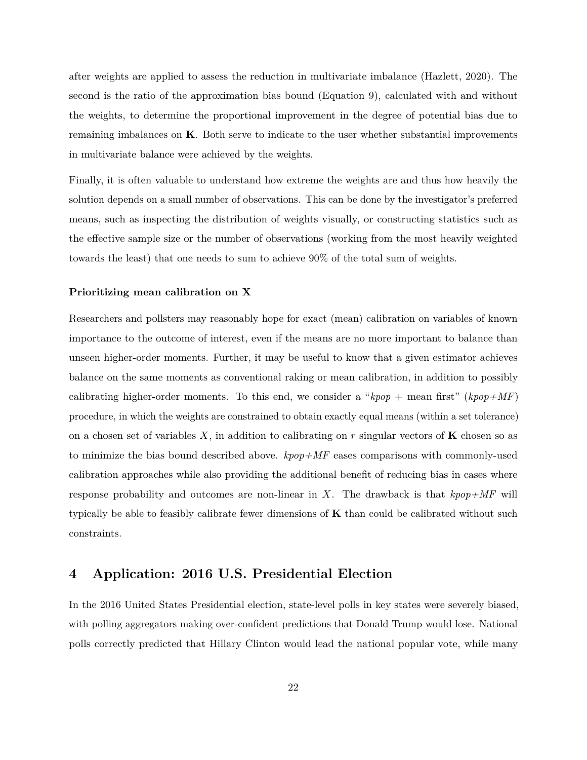after weights are applied to assess the reduction in multivariate imbalance (Hazlett, 2020). The second is the ratio of the approximation bias bound (Equation 9), calculated with and without the weights, to determine the proportional improvement in the degree of potential bias due to remaining imbalances on $\mathbf{K}$. Both serve to indicate to the user whether substantial improvements in multivariate balance were achieved by the weights.

Finally, it is often valuable to understand how extreme the weights are and thus how heavily the solution depends on a small number of observations. This can be done by the investigator's preferred means, such as inspecting the distribution of weights visually, or constructing statistics such as the effective sample size or the number of observations (working from the most heavily weighted towards the least) that one needs to sum to achieve 90% of the total sum of weights.

### Prioritizing mean calibration on X

Researchers and pollsters may reasonably hope for exact (mean) calibration on variables of known importance to the outcome of interest, even if the means are no more important to balance than unseen higher-order moments. Further, it may be useful to know that a given estimator achieves balance on the same moments as conventional raking or mean calibration, in addition to possibly calibrating higher-order moments. To this end, we consider a "*kpop* + mean first" (*kpop+MF*) procedure, in which the weights are constrained to obtain exactly equal means (within a set tolerance) on a chosen set of variables $X$, in addition to calibrating on $r$ singular vectors of $\mathbf{K}$ chosen so as to minimize the bias bound described above. *kpop+MF* eases comparisons with commonly-used calibration approaches while also providing the additional benefit of reducing bias in cases where response probability and outcomes are non-linear in $X$. The drawback is that *kpop+MF* will typically be able to feasibly calibrate fewer dimensions of $\mathbf{K}$ than could be calibrated without such constraints.

## 4 Application: 2016 U.S. Presidential Election

In the 2016 United States Presidential election, state-level polls in key states were severely biased, with polling aggregators making over-confident predictions that Donald Trump would lose. National polls correctly predicted that Hillary Clinton would lead the national popular vote, while many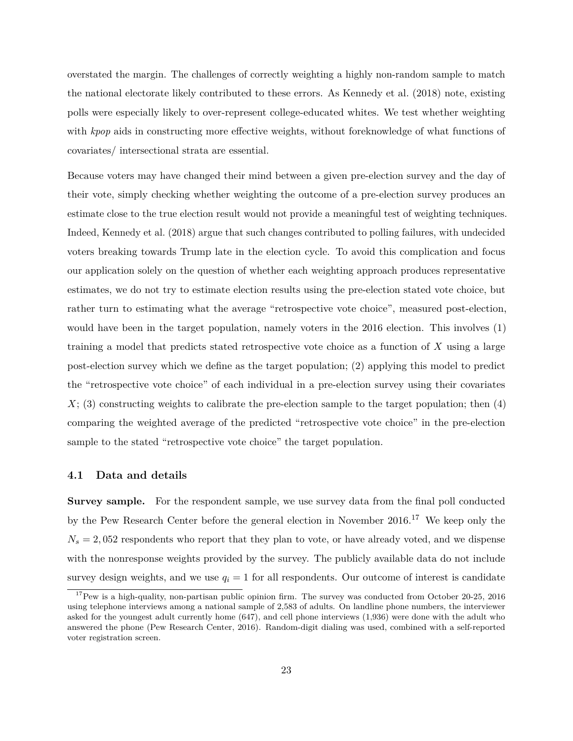overstated the margin. The challenges of correctly weighting a highly non-random sample to match the national electorate likely contributed to these errors. As Kennedy et al. (2018) note, existing polls were especially likely to over-represent college-educated whites. We test whether weighting with *kpop* aids in constructing more effective weights, without foreknowledge of what functions of covariates/ intersectional strata are essential.

Because voters may have changed their mind between a given pre-election survey and the day of their vote, simply checking whether weighting the outcome of a pre-election survey produces an estimate close to the true election result would not provide a meaningful test of weighting techniques. Indeed, Kennedy et al. (2018) argue that such changes contributed to polling failures, with undecided voters breaking towards Trump late in the election cycle. To avoid this complication and focus our application solely on the question of whether each weighting approach produces representative estimates, we do not try to estimate election results using the pre-election stated vote choice, but rather turn to estimating what the average "retrospective vote choice", measured post-election, would have been in the target population, namely voters in the 2016 election. This involves (1) training a model that predicts stated retrospective vote choice as a function of $X$ using a large post-election survey which we define as the target population; (2) applying this model to predict the "retrospective vote choice" of each individual in a pre-election survey using their covariates $X$; (3) constructing weights to calibrate the pre-election sample to the target population; then (4) comparing the weighted average of the predicted "retrospective vote choice" in the pre-election sample to the stated "retrospective vote choice" the target population.

## 4.1 Data and details

**Survey sample.** For the respondent sample, we use survey data from the final poll conducted by the Pew Research Center before the general election in November 2016.[17] We keep only the $N_s = 2,052$ respondents who report that they plan to vote, or have already voted, and we dispense with the nonresponse weights provided by the survey. The publicly available data do not include survey design weights, and we use $q_i = 1$ for all respondents. Our outcome of interest is candidate

[17] Pew is a high-quality, non-partisan public opinion firm. The survey was conducted from October 20-25, 2016 using telephone interviews among a national sample of 2,583 of adults. On landline phone numbers, the interviewer asked for the youngest adult currently home (647), and cell phone interviews (1,936) were done with the adult who answered the phone (Pew Research Center, 2016). Random-digit dialing was used, combined with a self-reported voter registration screen.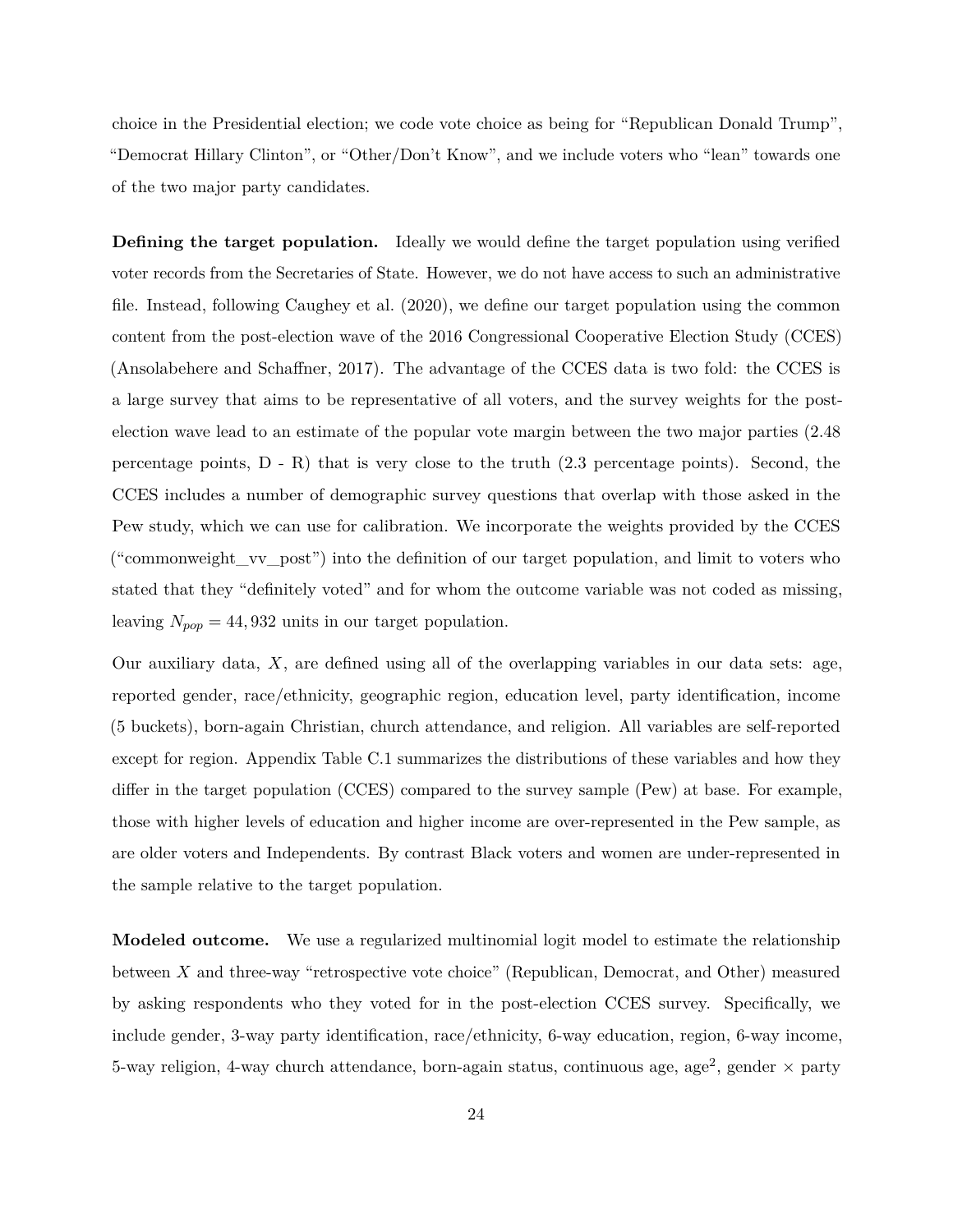choice in the Presidential election; we code vote choice as being for "Republican Donald Trump", "Democrat Hillary Clinton", or "Other/Don't Know", and we include voters who "lean" towards one of the two major party candidates.

**Defining the target population.** Ideally we would define the target population using verified voter records from the Secretaries of State. However, we do not have access to such an administrative file. Instead, following Caughey et al. (2020), we define our target population using the common content from the post-election wave of the 2016 Congressional Cooperative Election Study (CCES) (Ansolabehere and Schaffner, 2017). The advantage of the CCES data is two fold: the CCES is a large survey that aims to be representative of all voters, and the survey weights for the post-election wave lead to an estimate of the popular vote margin between the two major parties (2.48 percentage points, D - R) that is very close to the truth (2.3 percentage points). Second, the CCES includes a number of demographic survey questions that overlap with those asked in the Pew study, which we can use for calibration. We incorporate the weights provided by the CCES ("commonweight_vv_post") into the definition of our target population, and limit to voters who stated that they "definitely voted" and for whom the outcome variable was not coded as missing, leaving $N_{pop} = 44,932$ units in our target population.

Our auxiliary data, $X$, are defined using all of the overlapping variables in our data sets: age, reported gender, race/ethnicity, geographic region, education level, party identification, income (5 buckets), born-again Christian, church attendance, and religion. All variables are self-reported except for region. Appendix Table C.1 summarizes the distributions of these variables and how they differ in the target population (CCES) compared to the survey sample (Pew) at base. For example, those with higher levels of education and higher income are over-represented in the Pew sample, as are older voters and Independents. By contrast Black voters and women are under-represented in the sample relative to the target population.

**Modeled outcome.** We use a regularized multinomial logit model to estimate the relationship between $X$ and three-way "retrospective vote choice" (Republican, Democrat, and Other) measured by asking respondents who they voted for in the post-election CCES survey. Specifically, we include gender, 3-way party identification, race/ethnicity, 6-way education, region, 6-way income, 5-way religion, 4-way church attendance, born-again status, continuous age, age$^2$, gender $\times$ party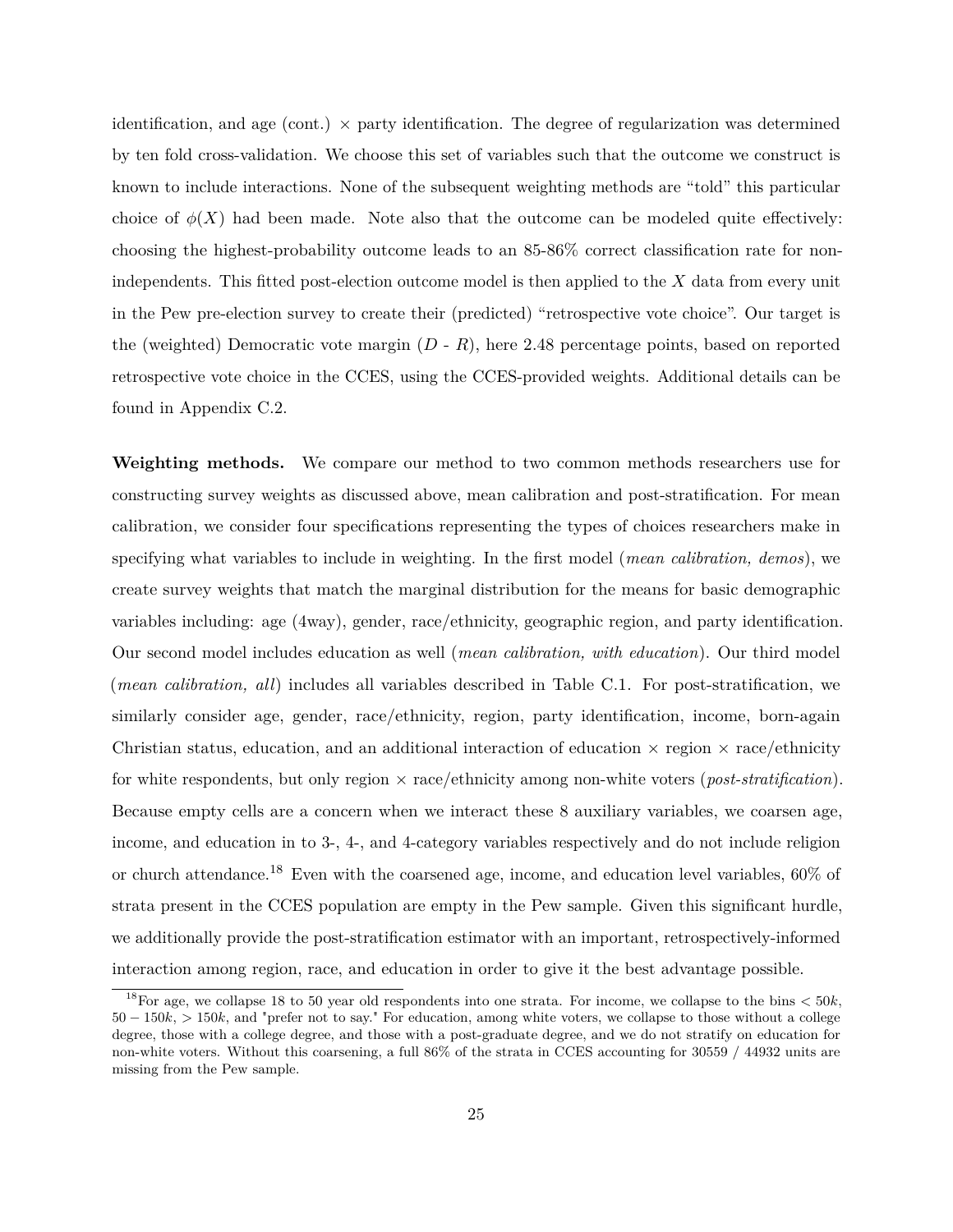identification, and age (cont.) $\times$ party identification. The degree of regularization was determined by ten fold cross-validation. We choose this set of variables such that the outcome we construct is known to include interactions. None of the subsequent weighting methods are "told" this particular choice of $\phi(X)$ had been made. Note also that the outcome can be modeled quite effectively: choosing the highest-probability outcome leads to an 85-86% correct classification rate for non-independents. This fitted post-election outcome model is then applied to the $X$ data from every unit in the Pew pre-election survey to create their (predicted) "retrospective vote choice". Our target is the (weighted) Democratic vote margin ($D$ - $R$), here 2.48 percentage points, based on reported retrospective vote choice in the CCES, using the CCES-provided weights. Additional details can be found in Appendix C.2.

**Weighting methods.** We compare our method to two common methods researchers use for constructing survey weights as discussed above, mean calibration and post-stratification. For mean calibration, we consider four specifications representing the types of choices researchers make in specifying what variables to include in weighting. In the first model (*mean calibration, demos*), we create survey weights that match the marginal distribution for the means for basic demographic variables including: age (4way), gender, race/ethnicity, geographic region, and party identification. Our second model includes education as well (*mean calibration, with education*). Our third model (*mean calibration, all*) includes all variables described in Table C.1. For post-stratification, we similarly consider age, gender, race/ethnicity, region, party identification, income, born-again Christian status, education, and an additional interaction of education $\times$ region $\times$ race/ethnicity for white respondents, but only region $\times$ race/ethnicity among non-white voters (*post-stratification*). Because empty cells are a concern when we interact these 8 auxiliary variables, we coarsen age, income, and education in to 3-, 4-, and 4-category variables respectively and do not include religion or church attendance.[18] Even with the coarsened age, income, and education level variables, 60% of strata present in the CCES population are empty in the Pew sample. Given this significant hurdle, we additionally provide the post-stratification estimator with an important, retrospectively-informed interaction among region, race, and education in order to give it the best advantage possible.

[18] For age, we collapse 18 to 50 year old respondents into one strata. For income, we collapse to the bins $< 50k$, $50 - 150k$, $> 150k$, and "prefer not to say." For education, among white voters, we collapse to those without a college degree, those with a college degree, and those with a post-graduate degree, and we do not stratify on education for non-white voters. Without this coarsening, a full 86% of the strata in CCES accounting for 30559 / 44932 units are missing from the Pew sample.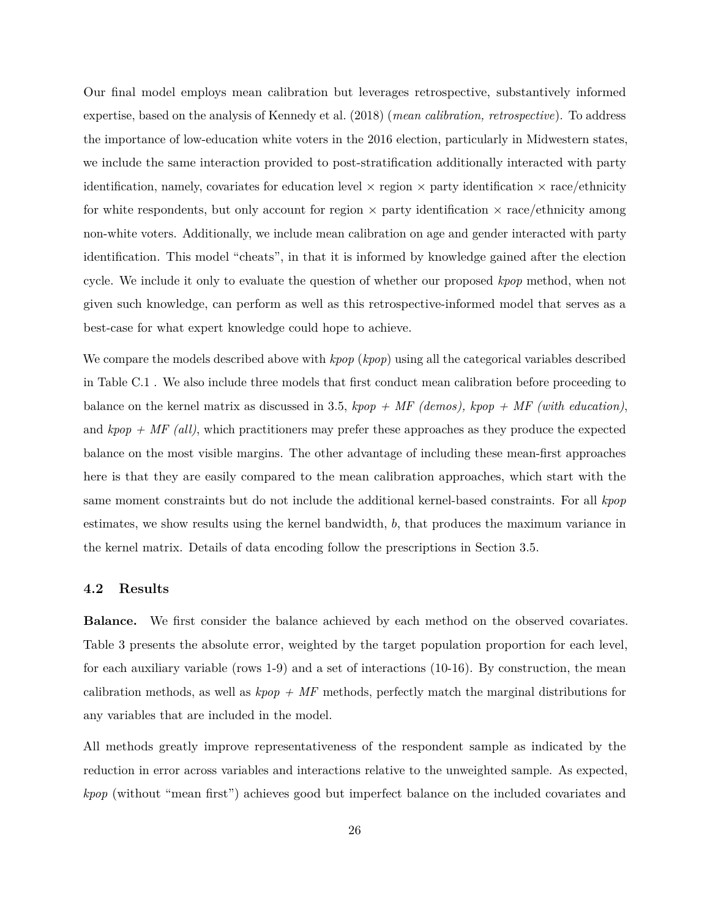Our final model employs mean calibration but leverages retrospective, substantively informed expertise, based on the analysis of Kennedy et al. (2018) (*mean calibration, retrospective*). To address the importance of low-education white voters in the 2016 election, particularly in Midwestern states, we include the same interaction provided to post-stratification additionally interacted with party identification, namely, covariates for education level × region × party identification × race/ethnicity for white respondents, but only account for region × party identification × race/ethnicity among non-white voters. Additionally, we include mean calibration on age and gender interacted with party identification. This model "cheats", in that it is informed by knowledge gained after the election cycle. We include it only to evaluate the question of whether our proposed *kpop* method, when not given such knowledge, can perform as well as this retrospective-informed model that serves as a best-case for what expert knowledge could hope to achieve.

We compare the models described above with *kpop* (*kpop*) using all the categorical variables described in Table C.1 . We also include three models that first conduct mean calibration before proceeding to balance on the kernel matrix as discussed in 3.5, *kpop + MF (demos)*, *kpop + MF (with education)*, and *kpop + MF (all)*, which practitioners may prefer these approaches as they produce the expected balance on the most visible margins. The other advantage of including these mean-first approaches here is that they are easily compared to the mean calibration approaches, which start with the same moment constraints but do not include the additional kernel-based constraints. For all *kpop* estimates, we show results using the kernel bandwidth, $b$, that produces the maximum variance in the kernel matrix. Details of data encoding follow the prescriptions in Section 3.5.

### 4.2 Results

**Balance.** We first consider the balance achieved by each method on the observed covariates. Table 3 presents the absolute error, weighted by the target population proportion for each level, for each auxiliary variable (rows 1-9) and a set of interactions (10-16). By construction, the mean calibration methods, as well as *kpop + MF* methods, perfectly match the marginal distributions for any variables that are included in the model.

All methods greatly improve representativeness of the respondent sample as indicated by the reduction in error across variables and interactions relative to the unweighted sample. As expected, *kpop* (without "mean first") achieves good but imperfect balance on the included covariates and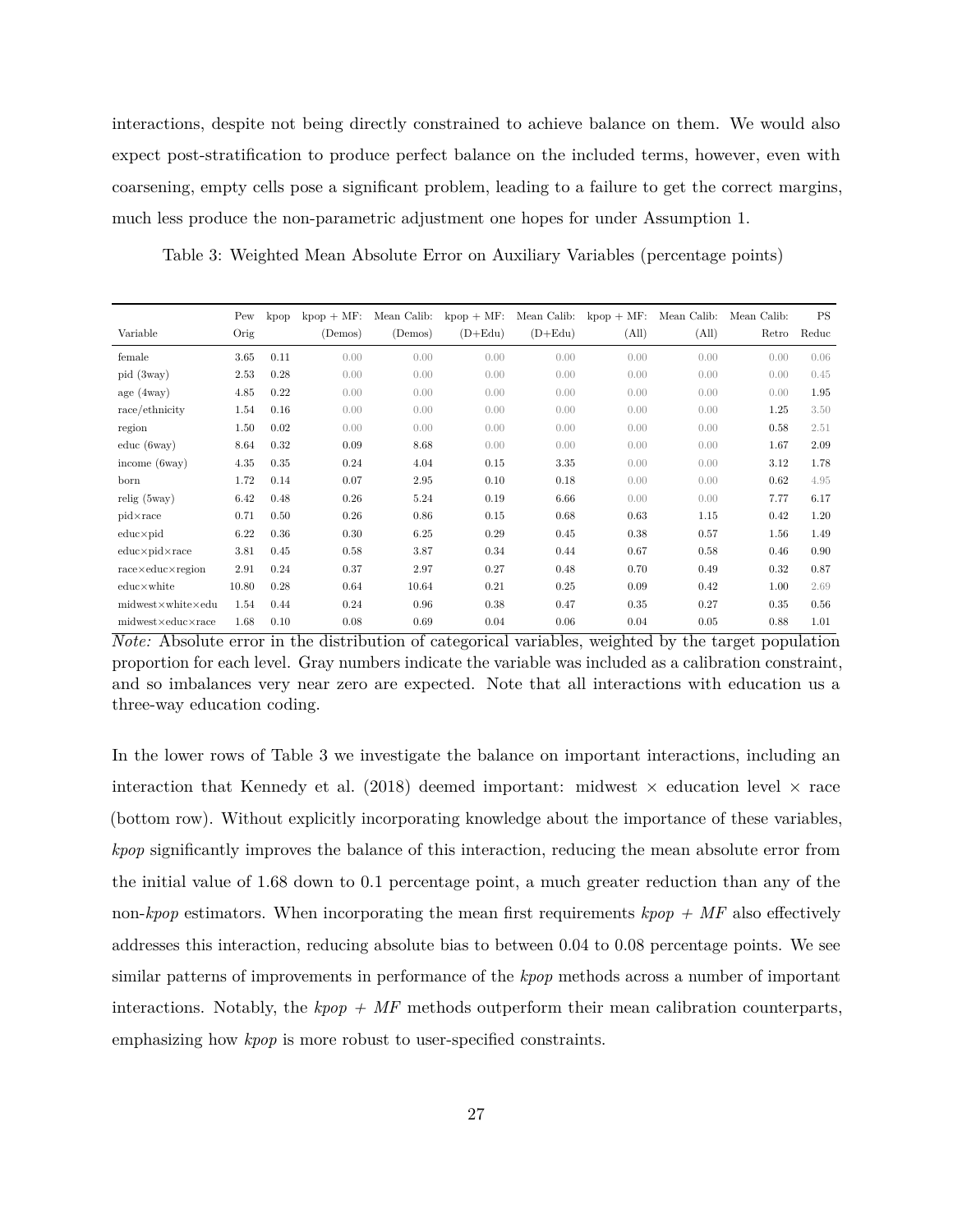interactions, despite not being directly constrained to achieve balance on them. We would also expect post-stratification to produce perfect balance on the included terms, however, even with coarsening, empty cells pose a significant problem, leading to a failure to get the correct margins, much less produce the non-parametric adjustment one hopes for under Assumption 1.

Table 3: Weighted Mean Absolute Error on Auxiliary Variables (percentage points)

| Variable | Pew Orig | kpop | kpop + MF: (Demos) | Mean Calib: (Demos) | kpop + MF: (D+Edu) | Mean Calib: (D+Edu) | kpop + MF: (All) | Mean Calib: (All) | Mean Calib: Retro | PS Reduc |
|---|---|---|---|---|---|---|---|---|---|---|
| female | 3.65 | 0.11 | 0.00 | 0.00 | 0.00 | 0.00 | 0.00 | 0.00 | 0.00 | 0.06 |
| pid (3way) | 2.53 | 0.28 | 0.00 | 0.00 | 0.00 | 0.00 | 0.00 | 0.00 | 0.00 | 0.45 |
| age (4way) | 4.85 | 0.22 | 0.00 | 0.00 | 0.00 | 0.00 | 0.00 | 0.00 | 0.00 | 1.95 |
| race/ethnicity | 1.54 | 0.16 | 0.00 | 0.00 | 0.00 | 0.00 | 0.00 | 0.00 | 1.25 | 3.50 |
| region | 1.50 | 0.02 | 0.00 | 0.00 | 0.00 | 0.00 | 0.00 | 0.00 | 0.58 | 2.51 |
| educ (6way) | 8.64 | 0.32 | 0.09 | 8.68 | 0.00 | 0.00 | 0.00 | 0.00 | 1.67 | 2.09 |
| income (6way) | 4.35 | 0.35 | 0.24 | 4.04 | 0.15 | 3.35 | 0.00 | 0.00 | 3.12 | 1.78 |
| born | 1.72 | 0.14 | 0.07 | 2.95 | 0.10 | 0.18 | 0.00 | 0.00 | 0.62 | 4.95 |
| relig (5way) | 6.42 | 0.48 | 0.26 | 5.24 | 0.19 | 6.66 | 0.00 | 0.00 | 7.77 | 6.17 |
| pid×race | 0.71 | 0.50 | 0.26 | 0.86 | 0.15 | 0.68 | 0.63 | 1.15 | 0.42 | 1.20 |
| educ×pid | 6.22 | 0.36 | 0.30 | 6.25 | 0.29 | 0.45 | 0.38 | 0.57 | 1.56 | 1.49 |
| educ×pid×race | 3.81 | 0.45 | 0.58 | 3.87 | 0.34 | 0.44 | 0.67 | 0.58 | 0.46 | 0.90 |
| race×educ×region | 2.91 | 0.24 | 0.37 | 2.97 | 0.27 | 0.48 | 0.70 | 0.49 | 0.32 | 0.87 |
| educ×white | 10.80 | 0.28 | 0.64 | 10.64 | 0.21 | 0.25 | 0.09 | 0.42 | 1.00 | 2.69 |
| midwest×white×edu | 1.54 | 0.44 | 0.24 | 0.96 | 0.38 | 0.47 | 0.35 | 0.27 | 0.35 | 0.56 |
| midwest×educ×race | 1.68 | 0.10 | 0.08 | 0.69 | 0.04 | 0.06 | 0.04 | 0.05 | 0.88 | 1.01 |

*Note:* Absolute error in the distribution of categorical variables, weighted by the target population proportion for each level. Gray numbers indicate the variable was included as a calibration constraint, and so imbalances very near zero are expected. Note that all interactions with education us a three-way education coding.

In the lower rows of Table 3 we investigate the balance on important interactions, including an interaction that Kennedy et al. (2018) deemed important: midwest × education level × race (bottom row). Without explicitly incorporating knowledge about the importance of these variables, *kpop* significantly improves the balance of this interaction, reducing the mean absolute error from the initial value of 1.68 down to 0.1 percentage point, a much greater reduction than any of the non-*kpop* estimators. When incorporating the mean first requirements *kpop + MF* also effectively addresses this interaction, reducing absolute bias to between 0.04 to 0.08 percentage points. We see similar patterns of improvements in performance of the *kpop* methods across a number of important interactions. Notably, the *kpop + MF* methods outperform their mean calibration counterparts, emphasizing how *kpop* is more robust to user-specified constraints.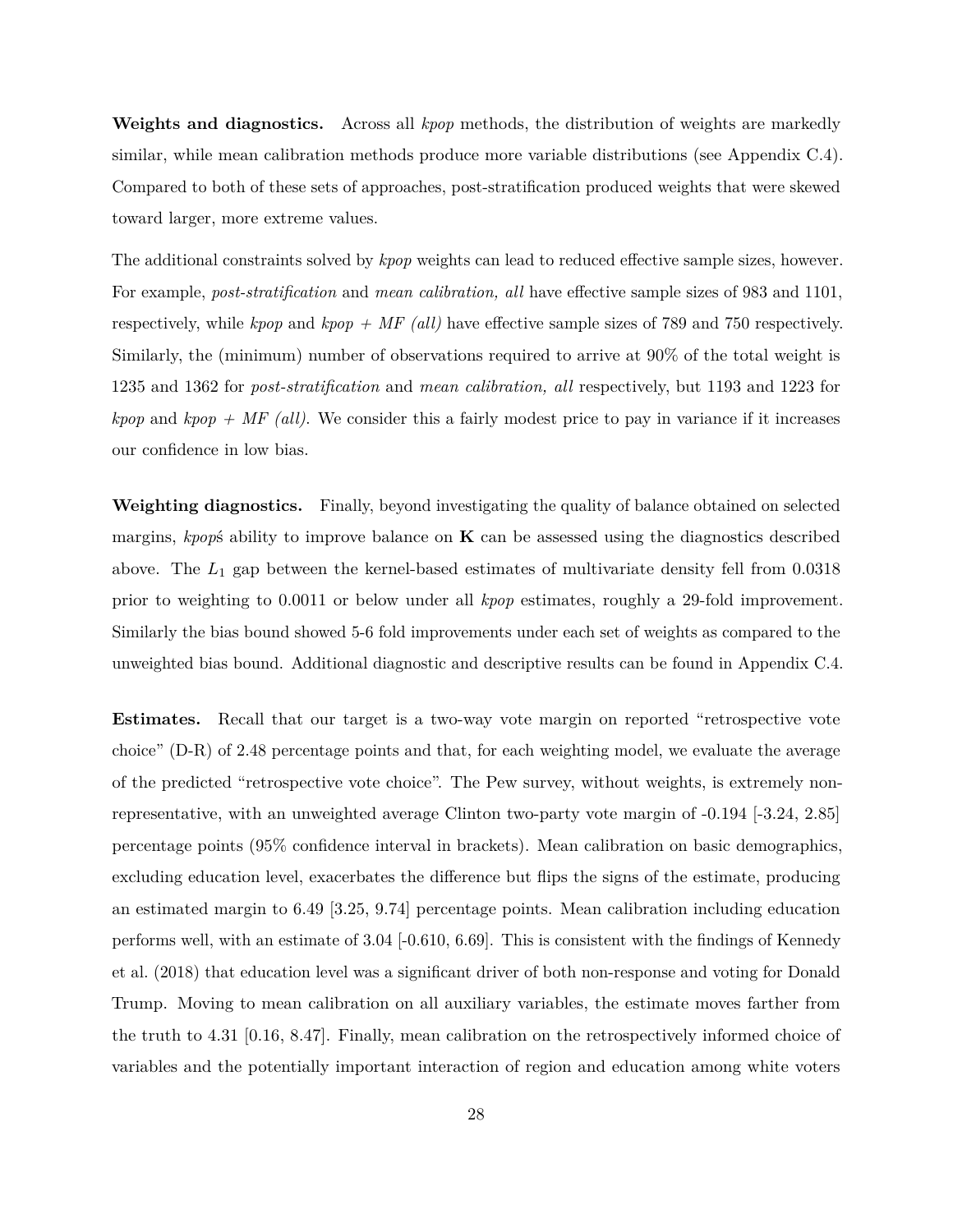**Weights and diagnostics.** Across all *kpop* methods, the distribution of weights are markedly similar, while mean calibration methods produce more variable distributions (see Appendix C.4). Compared to both of these sets of approaches, post-stratification produced weights that were skewed toward larger, more extreme values.

The additional constraints solved by *kpop* weights can lead to reduced effective sample sizes, however. For example, *post-stratification* and *mean calibration, all* have effective sample sizes of 983 and 1101, respectively, while *kpop* and *kpop + MF (all)* have effective sample sizes of 789 and 750 respectively. Similarly, the (minimum) number of observations required to arrive at 90% of the total weight is 1235 and 1362 for *post-stratification* and *mean calibration, all* respectively, but 1193 and 1223 for *kpop* and *kpop + MF (all)*. We consider this a fairly modest price to pay in variance if it increases our confidence in low bias.

**Weighting diagnostics.** Finally, beyond investigating the quality of balance obtained on selected margins, *kpop*ś ability to improve balance on $\mathbf{K}$ can be assessed using the diagnostics described above. The $L_1$ gap between the kernel-based estimates of multivariate density fell from 0.0318 prior to weighting to 0.0011 or below under all *kpop* estimates, roughly a 29-fold improvement. Similarly the bias bound showed 5-6 fold improvements under each set of weights as compared to the unweighted bias bound. Additional diagnostic and descriptive results can be found in Appendix C.4.

**Estimates.** Recall that our target is a two-way vote margin on reported "retrospective vote choice" (D-R) of 2.48 percentage points and that, for each weighting model, we evaluate the average of the predicted "retrospective vote choice". The Pew survey, without weights, is extremely non-representative, with an unweighted average Clinton two-party vote margin of -0.194 [-3.24, 2.85] percentage points (95% confidence interval in brackets). Mean calibration on basic demographics, excluding education level, exacerbates the difference but flips the signs of the estimate, producing an estimated margin to 6.49 [3.25, 9.74] percentage points. Mean calibration including education performs well, with an estimate of 3.04 [-0.610, 6.69]. This is consistent with the findings of Kennedy et al. (2018) that education level was a significant driver of both non-response and voting for Donald Trump. Moving to mean calibration on all auxiliary variables, the estimate moves farther from the truth to 4.31 [0.16, 8.47]. Finally, mean calibration on the retrospectively informed choice of variables and the potentially important interaction of region and education among white voters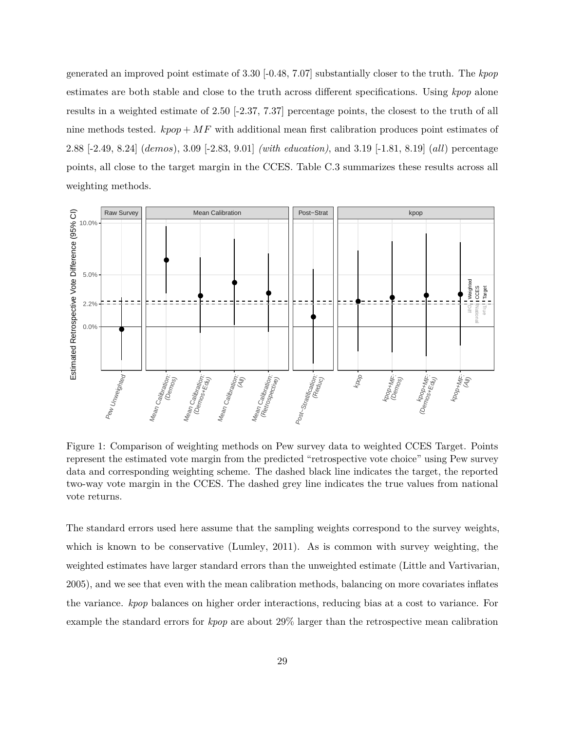generated an improved point estimate of 3.30 [-0.48, 7.07] substantially closer to the truth. The *kpop* estimates are both stable and close to the truth across different specifications. Using *kpop* alone results in a weighted estimate of 2.50 [-2.37, 7.37] percentage points, the closest to the truth of all nine methods tested. $kpop + MF$ with additional mean first calibration produces point estimates of 2.88 [-2.49, 8.24] (*demos*), 3.09 [-2.83, 9.01] *(with education)*, and 3.19 [-1.81, 8.19] (*all*) percentage points, all close to the target margin in the CCES. Table C.3 summarizes these results across all weighting methods.

Figure 1: Comparison of weighting methods on Pew survey data to weighted CCES Target. Points represent the estimated vote margin from the predicted "retrospective vote choice" using Pew survey data and corresponding weighting scheme. The dashed black line indicates the target, the reported two-way vote margin in the CCES. The dashed grey line indicates the true values from national vote returns.

The standard errors used here assume that the sampling weights correspond to the survey weights, which is known to be conservative (Lumley, 2011). As is common with survey weighting, the weighted estimates have larger standard errors than the unweighted estimate (Little and Vartivarian, 2005), and we see that even with the mean calibration methods, balancing on more covariates inflates the variance. *kpop* balances on higher order interactions, reducing bias at a cost to variance. For example the standard errors for *kpop* are about 29% larger than the retrospective mean calibration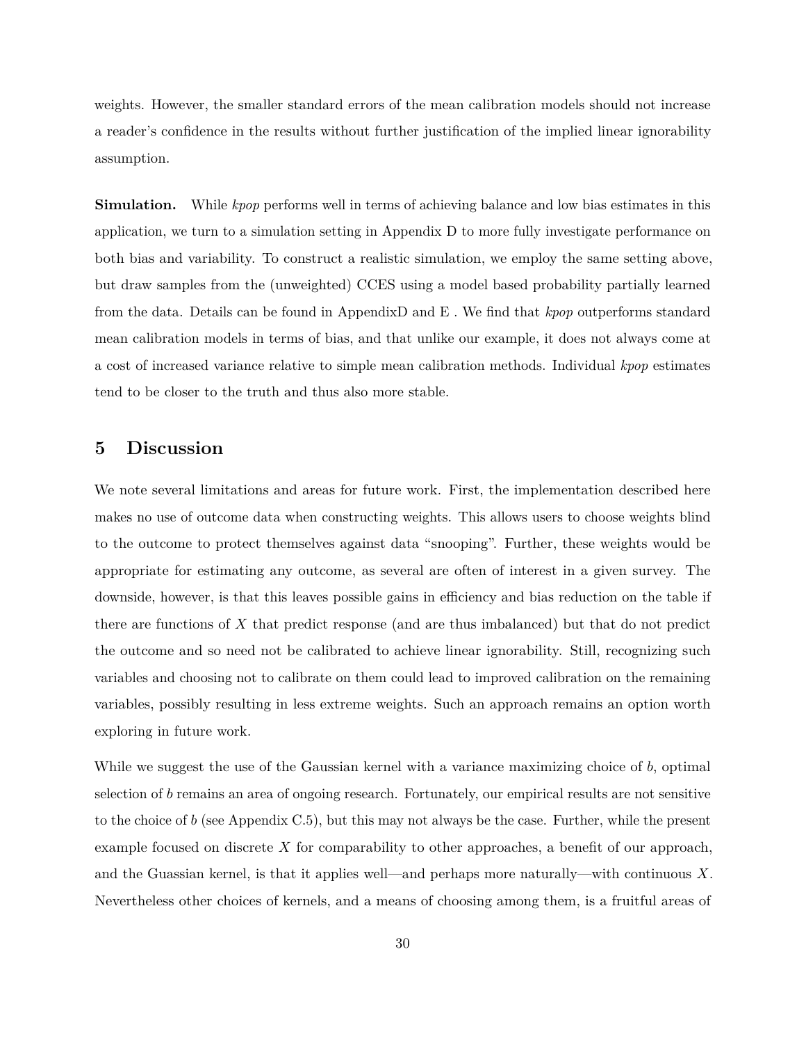weights. However, the smaller standard errors of the mean calibration models should not increase a reader's confidence in the results without further justification of the implied linear ignorability assumption.

**Simulation.** While *kpop* performs well in terms of achieving balance and low bias estimates in this application, we turn to a simulation setting in Appendix D to more fully investigate performance on both bias and variability. To construct a realistic simulation, we employ the same setting above, but draw samples from the (unweighted) CCES using a model based probability partially learned from the data. Details can be found in AppendixD and E . We find that *kpop* outperforms standard mean calibration models in terms of bias, and that unlike our example, it does not always come at a cost of increased variance relative to simple mean calibration methods. Individual *kpop* estimates tend to be closer to the truth and thus also more stable.

# 5 Discussion

We note several limitations and areas for future work. First, the implementation described here makes no use of outcome data when constructing weights. This allows users to choose weights blind to the outcome to protect themselves against data "snooping". Further, these weights would be appropriate for estimating any outcome, as several are often of interest in a given survey. The downside, however, is that this leaves possible gains in efficiency and bias reduction on the table if there are functions of $X$ that predict response (and are thus imbalanced) but that do not predict the outcome and so need not be calibrated to achieve linear ignorability. Still, recognizing such variables and choosing not to calibrate on them could lead to improved calibration on the remaining variables, possibly resulting in less extreme weights. Such an approach remains an option worth exploring in future work.

While we suggest the use of the Gaussian kernel with a variance maximizing choice of $b$, optimal selection of $b$ remains an area of ongoing research. Fortunately, our empirical results are not sensitive to the choice of $b$ (see Appendix C.5), but this may not always be the case. Further, while the present example focused on discrete $X$ for comparability to other approaches, a benefit of our approach, and the Guassian kernel, is that it applies well—and perhaps more naturally—with continuous $X$. Nevertheless other choices of kernels, and a means of choosing among them, is a fruitful areas of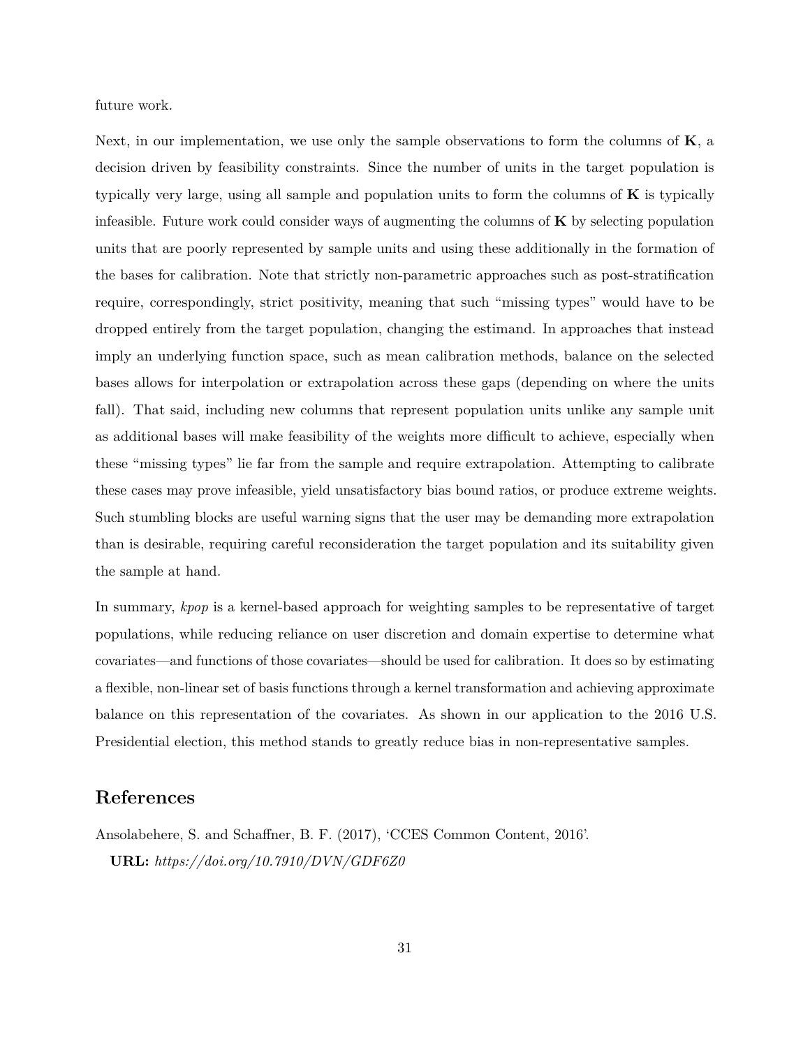future work.

Next, in our implementation, we use only the sample observations to form the columns of $\mathbf{K}$, a decision driven by feasibility constraints. Since the number of units in the target population is typically very large, using all sample and population units to form the columns of $\mathbf{K}$ is typically infeasible. Future work could consider ways of augmenting the columns of $\mathbf{K}$ by selecting population units that are poorly represented by sample units and using these additionally in the formation of the bases for calibration. Note that strictly non-parametric approaches such as post-stratification require, correspondingly, strict positivity, meaning that such "missing types" would have to be dropped entirely from the target population, changing the estimand. In approaches that instead imply an underlying function space, such as mean calibration methods, balance on the selected bases allows for interpolation or extrapolation across these gaps (depending on where the units fall). That said, including new columns that represent population units unlike any sample unit as additional bases will make feasibility of the weights more difficult to achieve, especially when these "missing types" lie far from the sample and require extrapolation. Attempting to calibrate these cases may prove infeasible, yield unsatisfactory bias bound ratios, or produce extreme weights. Such stumbling blocks are useful warning signs that the user may be demanding more extrapolation than is desirable, requiring careful reconsideration the target population and its suitability given the sample at hand.

In summary, *kpop* is a kernel-based approach for weighting samples to be representative of target populations, while reducing reliance on user discretion and domain expertise to determine what covariates—and functions of those covariates—should be used for calibration. It does so by estimating a flexible, non-linear set of basis functions through a kernel transformation and achieving approximate balance on this representation of the covariates. As shown in our application to the 2016 U.S. Presidential election, this method stands to greatly reduce bias in non-representative samples.

## References

Ansolabehere, S. and Schaffner, B. F. (2017), 'CCES Common Content, 2016'.
**URL:** *https://doi.org/10.7910/DVN/GDF6Z0*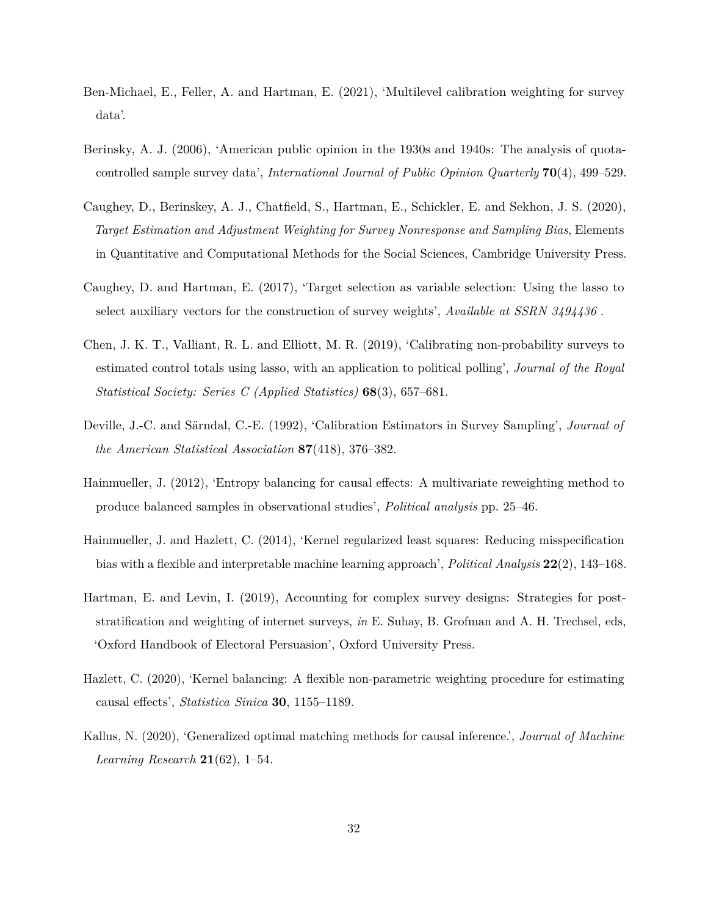Ben-Michael, E., Feller, A. and Hartman, E. (2021), 'Multilevel calibration weighting for survey data'.

Berinsky, A. J. (2006), 'American public opinion in the 1930s and 1940s: The analysis of quota-controlled sample survey data', *International Journal of Public Opinion Quarterly* **70**(4), 499–529.

Caughey, D., Berinskey, A. J., Chatfield, S., Hartman, E., Schickler, E. and Sekhon, J. S. (2020), *Target Estimation and Adjustment Weighting for Survey Nonresponse and Sampling Bias*, Elements in Quantitative and Computational Methods for the Social Sciences, Cambridge University Press.

Caughey, D. and Hartman, E. (2017), 'Target selection as variable selection: Using the lasso to select auxiliary vectors for the construction of survey weights', *Available at SSRN 3494436* .

Chen, J. K. T., Valliant, R. L. and Elliott, M. R. (2019), 'Calibrating non-probability surveys to estimated control totals using lasso, with an application to political polling', *Journal of the Royal Statistical Society: Series C (Applied Statistics)* **68**(3), 657–681.

Deville, J.-C. and Särndal, C.-E. (1992), 'Calibration Estimators in Survey Sampling', *Journal of the American Statistical Association* **87**(418), 376–382.

Hainmueller, J. (2012), 'Entropy balancing for causal effects: A multivariate reweighting method to produce balanced samples in observational studies', *Political analysis* pp. 25–46.

Hainmueller, J. and Hazlett, C. (2014), 'Kernel regularized least squares: Reducing misspecification bias with a flexible and interpretable machine learning approach', *Political Analysis* **22**(2), 143–168.

Hartman, E. and Levin, I. (2019), Accounting for complex survey designs: Strategies for post-stratification and weighting of internet surveys, *in* E. Suhay, B. Grofman and A. H. Trechsel, eds, 'Oxford Handbook of Electoral Persuasion', Oxford University Press.

Hazlett, C. (2020), 'Kernel balancing: A flexible non-parametric weighting procedure for estimating causal effects', *Statistica Sinica* **30**, 1155–1189.

Kallus, N. (2020), 'Generalized optimal matching methods for causal inference.', *Journal of Machine Learning Research* **21**(62), 1–54.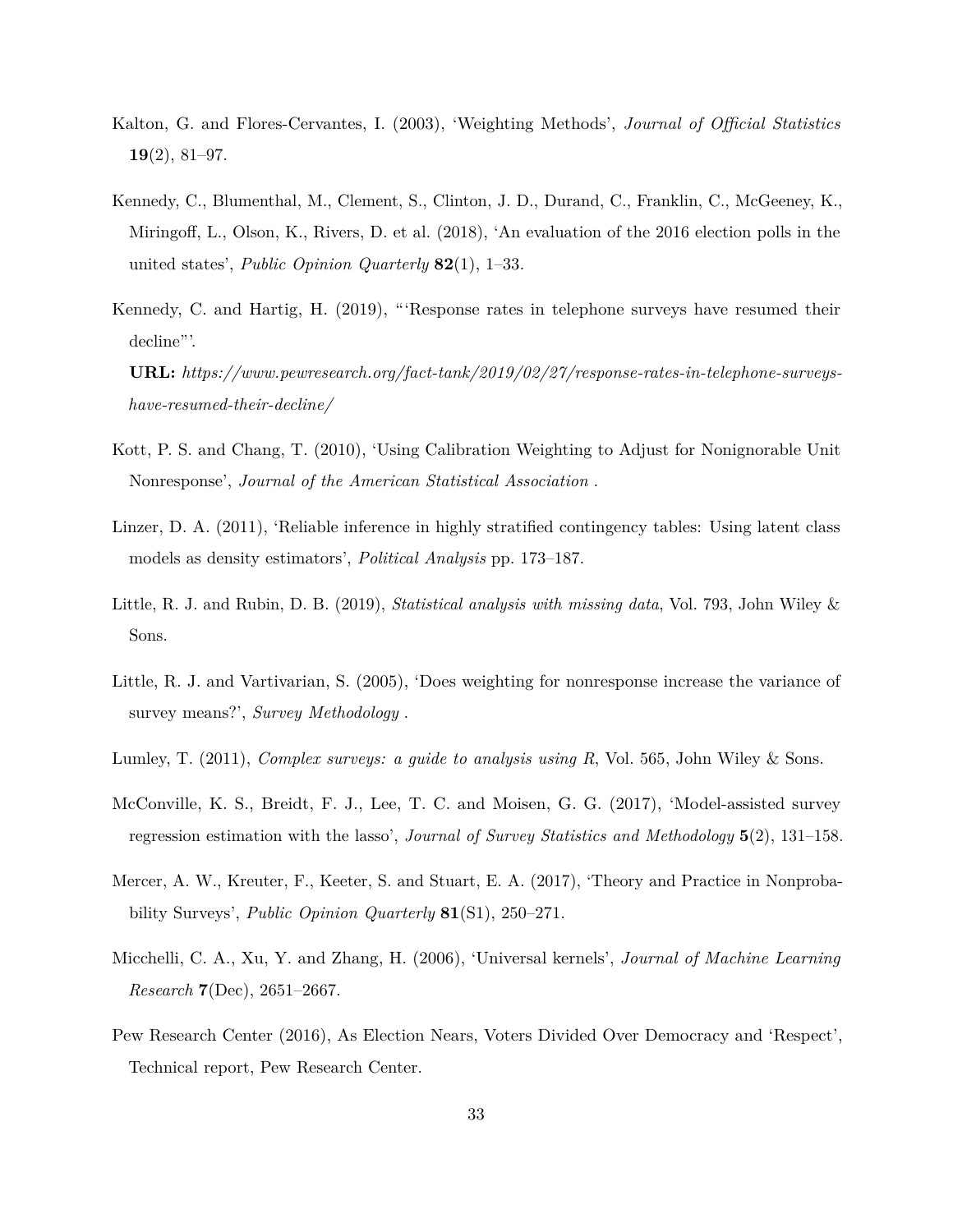Kalton, G. and Flores-Cervantes, I. (2003), 'Weighting Methods', *Journal of Official Statistics* **19**(2), 81–97.

Kennedy, C., Blumenthal, M., Clement, S., Clinton, J. D., Durand, C., Franklin, C., McGeeney, K., Miringoff, L., Olson, K., Rivers, D. et al. (2018), 'An evaluation of the 2016 election polls in the united states', *Public Opinion Quarterly* **82**(1), 1–33.

Kennedy, C. and Hartig, H. (2019), "'Response rates in telephone surveys have resumed their decline"'.
**URL:** *https://www.pewresearch.org/fact-tank/2019/02/27/response-rates-in-telephone-surveys-have-resumed-their-decline/*

Kott, P. S. and Chang, T. (2010), 'Using Calibration Weighting to Adjust for Nonignorable Unit Nonresponse', *Journal of the American Statistical Association* .

Linzer, D. A. (2011), 'Reliable inference in highly stratified contingency tables: Using latent class models as density estimators', *Political Analysis* pp. 173–187.

Little, R. J. and Rubin, D. B. (2019), *Statistical analysis with missing data*, Vol. 793, John Wiley & Sons.

Little, R. J. and Vartivarian, S. (2005), 'Does weighting for nonresponse increase the variance of survey means?', *Survey Methodology* .

Lumley, T. (2011), *Complex surveys: a guide to analysis using R*, Vol. 565, John Wiley & Sons.

McConville, K. S., Breidt, F. J., Lee, T. C. and Moisen, G. G. (2017), 'Model-assisted survey regression estimation with the lasso', *Journal of Survey Statistics and Methodology* **5**(2), 131–158.

Mercer, A. W., Kreuter, F., Keeter, S. and Stuart, E. A. (2017), 'Theory and Practice in Nonprobability Surveys', *Public Opinion Quarterly* **81**(S1), 250–271.

Micchelli, C. A., Xu, Y. and Zhang, H. (2006), 'Universal kernels', *Journal of Machine Learning Research* **7**(Dec), 2651–2667.

Pew Research Center (2016), As Election Nears, Voters Divided Over Democracy and 'Respect', Technical report, Pew Research Center.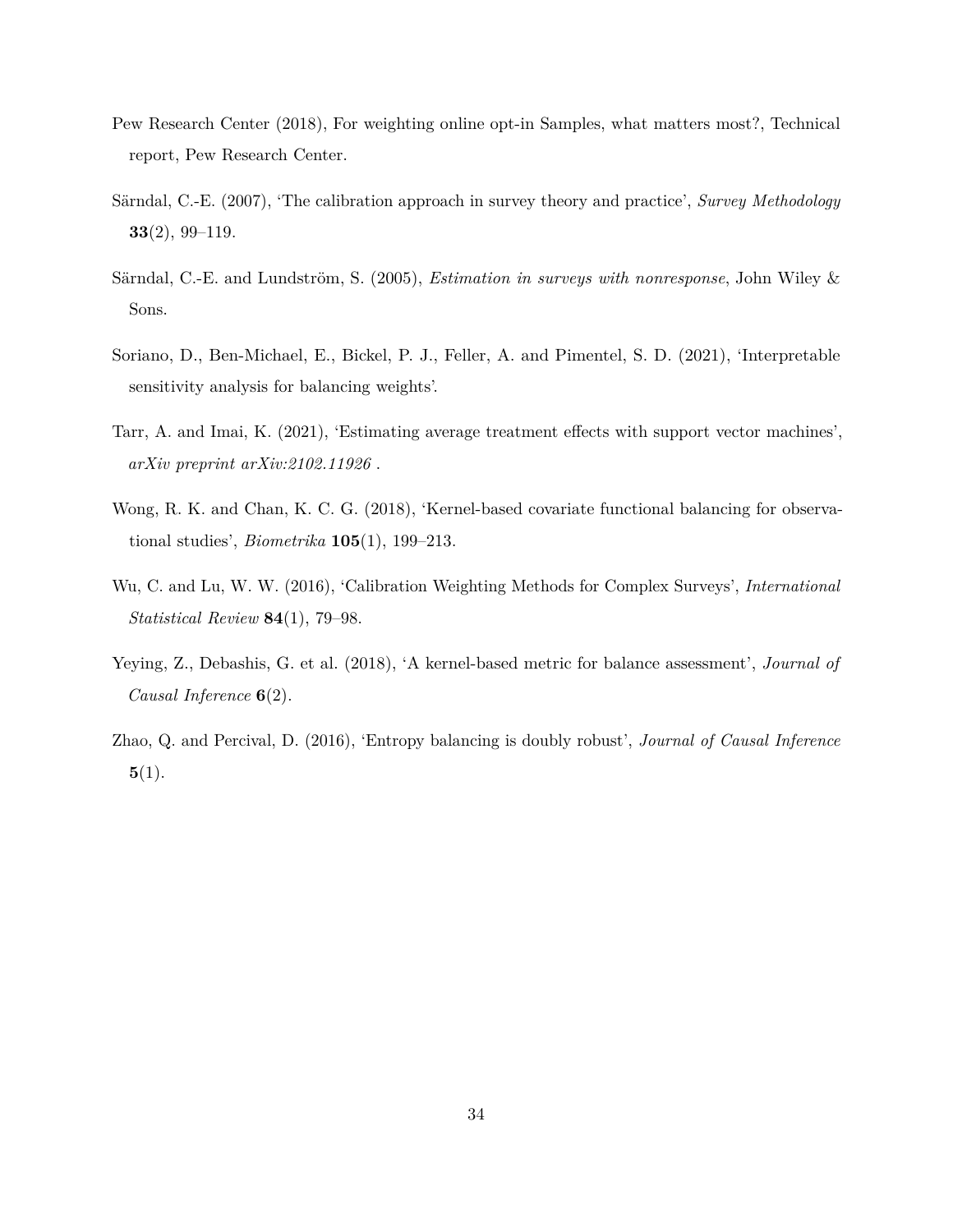Pew Research Center (2018), For weighting online opt-in Samples, what matters most?, Technical report, Pew Research Center.

Särndal, C.-E. (2007), 'The calibration approach in survey theory and practice', *Survey Methodology* **33**(2), 99–119.

Särndal, C.-E. and Lundström, S. (2005), *Estimation in surveys with nonresponse*, John Wiley & Sons.

Soriano, D., Ben-Michael, E., Bickel, P. J., Feller, A. and Pimentel, S. D. (2021), 'Interpretable sensitivity analysis for balancing weights'.

Tarr, A. and Imai, K. (2021), 'Estimating average treatment effects with support vector machines', *arXiv preprint arXiv:2102.11926* .

Wong, R. K. and Chan, K. C. G. (2018), 'Kernel-based covariate functional balancing for observational studies', *Biometrika* **105**(1), 199–213.

Wu, C. and Lu, W. W. (2016), 'Calibration Weighting Methods for Complex Surveys', *International Statistical Review* **84**(1), 79–98.

Yeying, Z., Debashis, G. et al. (2018), 'A kernel-based metric for balance assessment', *Journal of Causal Inference* **6**(2).

Zhao, Q. and Percival, D. (2016), 'Entropy balancing is doubly robust', *Journal of Causal Inference* **5**(1).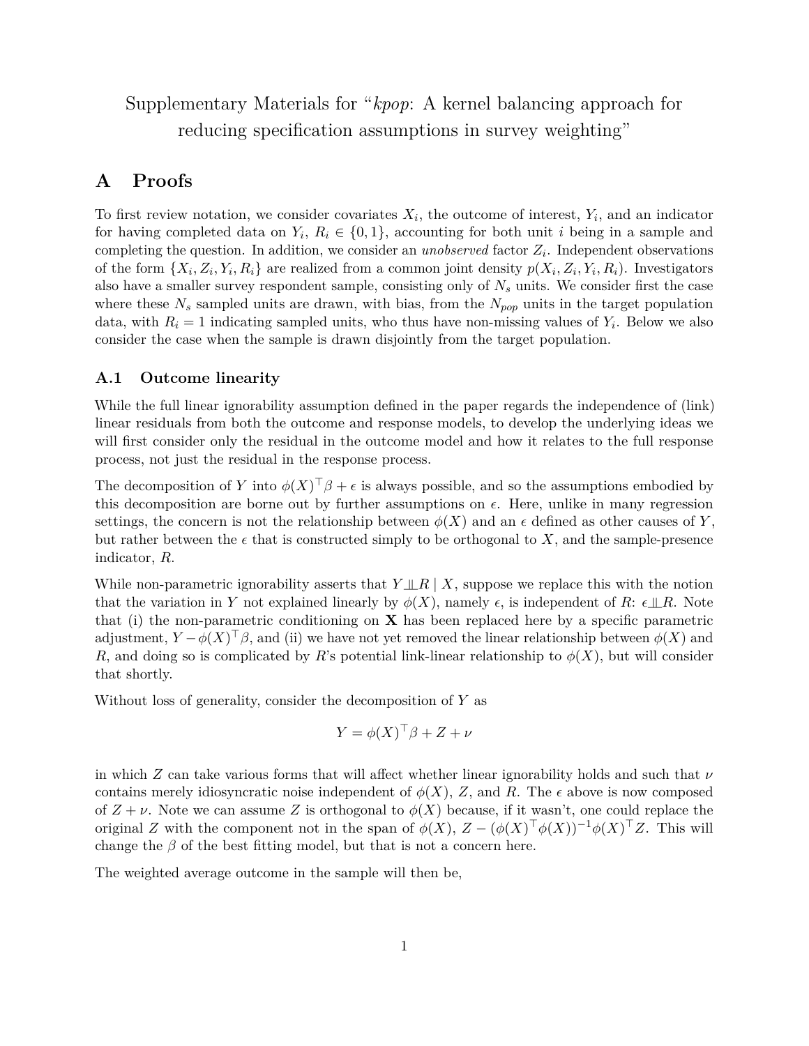Supplementary Materials for "*kpop*: A kernel balancing approach for reducing specification assumptions in survey weighting"

# A Proofs

To first review notation, we consider covariates $X_i$, the outcome of interest, $Y_i$, and an indicator for having completed data on $Y_i$, $R_i \in \{0, 1\}$, accounting for both unit $i$ being in a sample and completing the question. In addition, we consider an *unobserved* factor $Z_i$. Independent observations of the form $\{X_i, Z_i, Y_i, R_i\}$ are realized from a common joint density $p(X_i, Z_i, Y_i, R_i)$. Investigators also have a smaller survey respondent sample, consisting only of $N_s$ units. We consider first the case where these $N_s$ sampled units are drawn, with bias, from the $N_{pop}$ units in the target population data, with $R_i = 1$ indicating sampled units, who thus have non-missing values of $Y_i$. Below we also consider the case when the sample is drawn disjointly from the target population.

## A.1 Outcome linearity

While the full linear ignorability assumption defined in the paper regards the independence of (link) linear residuals from both the outcome and response models, to develop the underlying ideas we will first consider only the residual in the outcome model and how it relates to the full response process, not just the residual in the response process.

The decomposition of $Y$ into $\phi(X)^\top \beta + \epsilon$ is always possible, and so the assumptions embodied by this decomposition are borne out by further assumptions on $\epsilon$. Here, unlike in many regression settings, the concern is not the relationship between $\phi(X)$ and an $\epsilon$ defined as other causes of $Y$, but rather between the $\epsilon$ that is constructed simply to be orthogonal to $X$, and the sample-presence indicator, $R$.

While non-parametric ignorability asserts that $Y \perp\!\!\!\perp R \mid X$, suppose we replace this with the notion that the variation in $Y$ not explained linearly by $\phi(X)$, namely $\epsilon$, is independent of $R$: $\epsilon \perp\!\!\!\perp R$. Note that (i) the non-parametric conditioning on $\mathbf{X}$ has been replaced here by a specific parametric adjustment, $Y - \phi(X)^\top \beta$, and (ii) we have not yet removed the linear relationship between $\phi(X)$ and $R$, and doing so is complicated by $R$'s potential link-linear relationship to $\phi(X)$, but will consider that shortly.

Without loss of generality, consider the decomposition of $Y$ as

$$Y = \phi(X)^\top \beta + Z + \nu$$

in which $Z$ can take various forms that will affect whether linear ignorability holds and such that $\nu$ contains merely idiosyncratic noise independent of $\phi(X)$, $Z$, and $R$. The $\epsilon$ above is now composed of $Z + \nu$. Note we can assume $Z$ is orthogonal to $\phi(X)$ because, if it wasn't, one could replace the original $Z$ with the component not in the span of $\phi(X)$, $Z - (\phi(X)^\top \phi(X))^{-1} \phi(X)^\top Z$. This will change the $\beta$ of the best fitting model, but that is not a concern here.

The weighted average outcome in the sample will then be,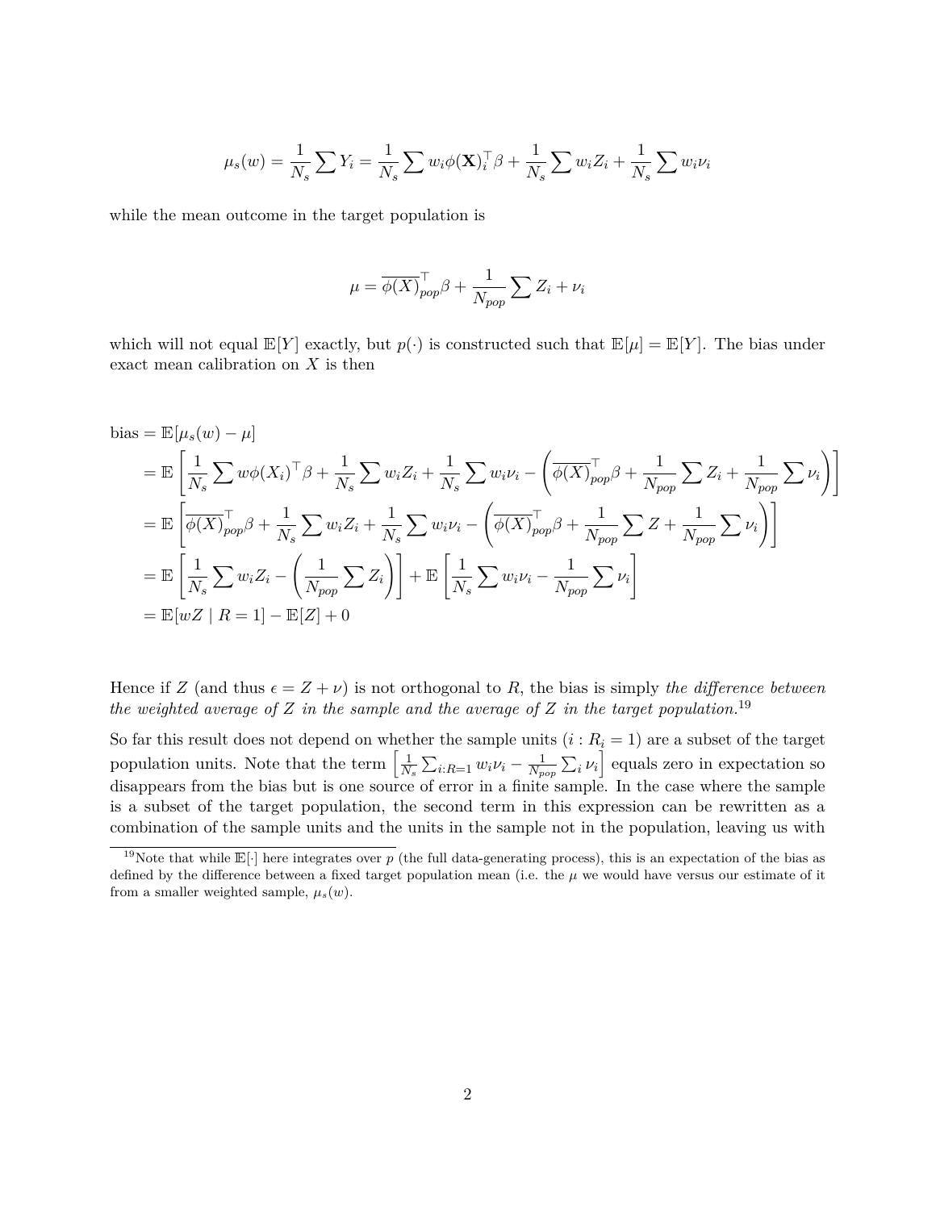$$\mu_s(w) = \frac{1}{N_s}\sum Y_i = \frac{1}{N_s}\sum w_i \phi(\mathbf{X})_i^\top \beta + \frac{1}{N_s}\sum w_i Z_i + \frac{1}{N_s}\sum w_i \nu_i$$

while the mean outcome in the target population is

$$\mu = \overline{\phi(X)}_{pop}^\top \beta + \frac{1}{N_{pop}}\sum Z_i + \nu_i$$

which will not equal $\mathbb{E}[Y]$ exactly, but $p(\cdot)$ is constructed such that $\mathbb{E}[\mu] = \mathbb{E}[Y]$. The bias under exact mean calibration on $X$ is then

$$\begin{aligned}
\text{bias} &= \mathbb{E}[\mu_s(w) - \mu] \\
&= \mathbb{E}\left[\frac{1}{N_s}\sum w\phi(X_i)^\top \beta + \frac{1}{N_s}\sum w_i Z_i + \frac{1}{N_s}\sum w_i \nu_i - \left(\overline{\phi(X)}_{pop}^\top \beta + \frac{1}{N_{pop}}\sum Z_i + \frac{1}{N_{pop}}\sum \nu_i\right)\right] \\
&= \mathbb{E}\left[\overline{\phi(X)}_{pop}^\top \beta + \frac{1}{N_s}\sum w_i Z_i + \frac{1}{N_s}\sum w_i \nu_i - \left(\overline{\phi(X)}_{pop}^\top \beta + \frac{1}{N_{pop}}\sum Z + \frac{1}{N_{pop}}\sum \nu_i\right)\right] \\
&= \mathbb{E}\left[\frac{1}{N_s}\sum w_i Z_i - \left(\frac{1}{N_{pop}}\sum Z_i\right)\right] + \mathbb{E}\left[\frac{1}{N_s}\sum w_i \nu_i - \frac{1}{N_{pop}}\sum \nu_i\right] \\
&= \mathbb{E}[wZ \mid R = 1] - \mathbb{E}[Z] + 0
\end{aligned}$$

Hence if $Z$ (and thus $\epsilon = Z + \nu$) is not orthogonal to $R$, the bias is simply *the difference between the weighted average of $Z$ in the sample and the average of $Z$ in the target population.*[19]

So far this result does not depend on whether the sample units ($i : R_i = 1$) are a subset of the target population units. Note that the term $\left[\frac{1}{N_s}\sum_{i:R=1} w_i \nu_i - \frac{1}{N_{pop}}\sum_i \nu_i\right]$ equals zero in expectation so disappears from the bias but is one source of error in a finite sample. In the case where the sample is a subset of the target population, the second term in this expression can be rewritten as a combination of the sample units and the units in the sample not in the population, leaving us with

[19] Note that while $\mathbb{E}[\cdot]$ here integrates over $p$ (the full data-generating process), this is an expectation of the bias as defined by the difference between a fixed target population mean (i.e. the $\mu$ we would have versus our estimate of it from a smaller weighted sample, $\mu_s(w)$.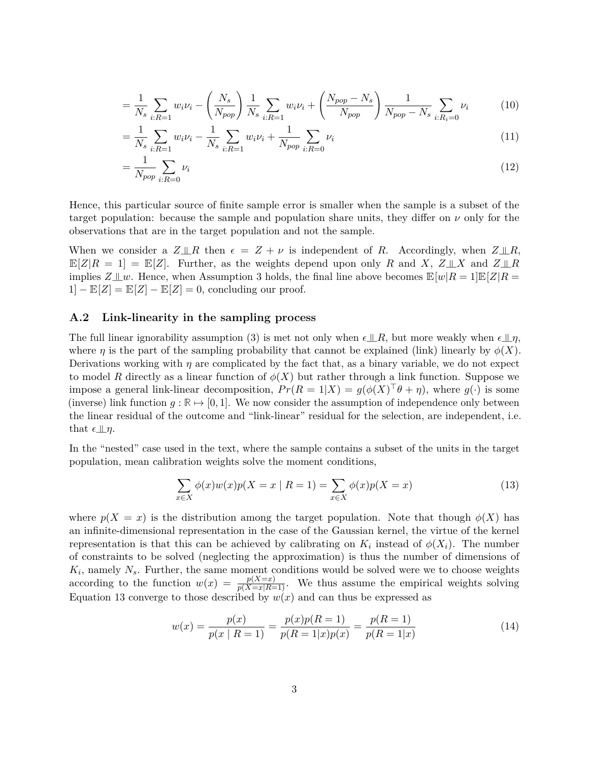$$= \frac{1}{N_s} \sum_{i:R=1} w_i \nu_i - \left(\frac{N_s}{N_{pop}}\right) \frac{1}{N_s} \sum_{i:R=1} w_i \nu_i + \left(\frac{N_{pop} - N_s}{N_{pop}}\right) \frac{1}{N_{pop} - N_s} \sum_{i:R_i=0} \nu_i \tag{10}$$

$$= \frac{1}{N_s} \sum_{i:R=1} w_i \nu_i - \frac{1}{N_s} \sum_{i:R=1} w_i \nu_i + \frac{1}{N_{pop}} \sum_{i:R=0} \nu_i \tag{11}$$

$$= \frac{1}{N_{pop}} \sum_{i:R=0} \nu_i \tag{12}$$

Hence, this particular source of finite sample error is smaller when the sample is a subset of the target population: because the sample and population share units, they differ on $\nu$ only for the observations that are in the target population and not the sample.

When we consider a $Z \perp\!\!\!\perp R$ then $\epsilon = Z + \nu$ is independent of $R$. Accordingly, when $Z \perp\!\!\!\perp R$, $\mathbb{E}[Z|R = 1] = \mathbb{E}[Z]$. Further, as the weights depend upon only $R$ and $X$, $Z \perp\!\!\!\perp X$ and $Z \perp\!\!\!\perp R$ implies $Z \perp\!\!\!\perp w$. Hence, when Assumption 3 holds, the final line above becomes $\mathbb{E}[w|R = 1]\mathbb{E}[Z|R = 1] - \mathbb{E}[Z] = \mathbb{E}[Z] - \mathbb{E}[Z] = 0$, concluding our proof.

## A.2 Link-linearity in the sampling process

The full linear ignorability assumption (3) is met not only when $\epsilon \perp\!\!\!\perp R$, but more weakly when $\epsilon \perp\!\!\!\perp \eta$, where $\eta$ is the part of the sampling probability that cannot be explained (link) linearly by $\phi(X)$. Derivations working with $\eta$ are complicated by the fact that, as a binary variable, we do not expect to model $R$ directly as a linear function of $\phi(X)$ but rather through a link function. Suppose we impose a general link-linear decomposition, $Pr(R = 1|X) = g(\phi(X)^\top \theta + \eta)$, where $g(\cdot)$ is some (inverse) link function $g : \mathbb{R} \mapsto [0, 1]$. We now consider the assumption of independence only between the linear residual of the outcome and "link-linear" residual for the selection, are independent, i.e. that $\epsilon \perp\!\!\!\perp \eta$.

In the "nested" case used in the text, where the sample contains a subset of the units in the target population, mean calibration weights solve the moment conditions,

$$\sum_{x \in X} \phi(x) w(x) p(X = x \mid R = 1) = \sum_{x \in X} \phi(x) p(X = x) \tag{13}$$

where $p(X = x)$ is the distribution among the target population. Note that though $\phi(X)$ has an infinite-dimensional representation in the case of the Gaussian kernel, the virtue of the kernel representation is that this can be achieved by calibrating on $K_i$ instead of $\phi(X_i)$. The number of constraints to be solved (neglecting the approximation) is thus the number of dimensions of $K_i$, namely $N_s$. Further, the same moment conditions would be solved were we to choose weights according to the function $w(x) = \frac{p(X=x)}{p(X=x|R=1)}$. We thus assume the empirical weights solving Equation 13 converge to those described by $w(x)$ and can thus be expressed as

$$w(x) = \frac{p(x)}{p(x \mid R = 1)} = \frac{p(x)p(R = 1)}{p(R = 1|x)p(x)} = \frac{p(R = 1)}{p(R = 1|x)} \tag{14}$$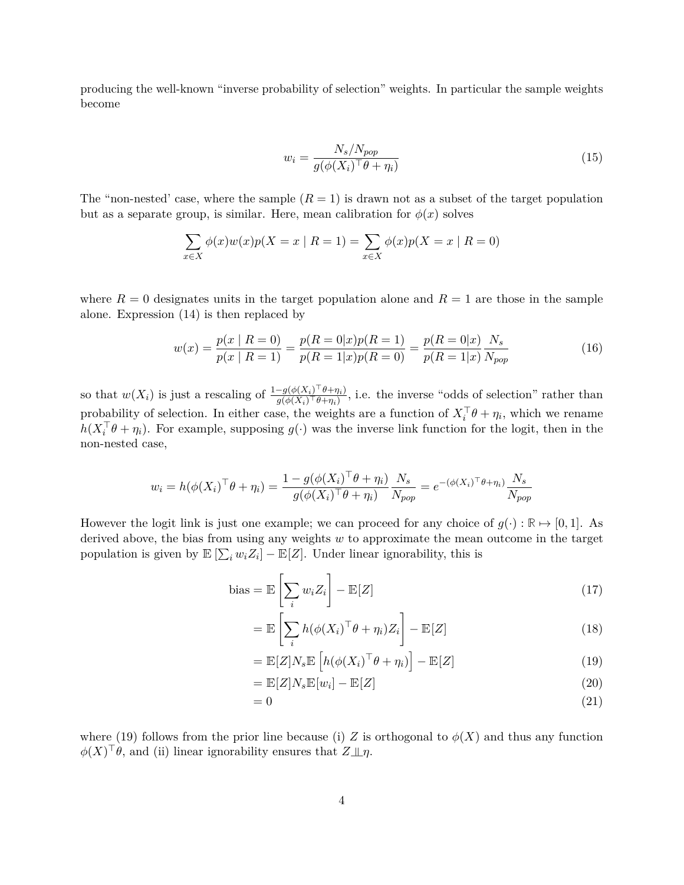producing the well-known "inverse probability of selection" weights. In particular the sample weights become

$$w_i = \frac{N_s/N_{pop}}{g(\phi(X_i)^\top \theta + \eta_i)} \tag{15}$$

The "non-nested' case, where the sample ($R = 1$) is drawn not as a subset of the target population but as a separate group, is similar. Here, mean calibration for $\phi(x)$ solves

$$\sum_{x \in X} \phi(x) w(x) p(X = x \mid R = 1) = \sum_{x \in X} \phi(x) p(X = x \mid R = 0)$$

where $R = 0$ designates units in the target population alone and $R = 1$ are those in the sample alone. Expression (14) is then replaced by

$$w(x) = \frac{p(x \mid R = 0)}{p(x \mid R = 1)} = \frac{p(R = 0|x) p(R = 1)}{p(R = 1|x) p(R = 0)} = \frac{p(R = 0|x)}{p(R = 1|x)} \frac{N_s}{N_{pop}} \tag{16}$$

so that $w(X_i)$ is just a rescaling of $\frac{1 - g(\phi(X_i)^\top \theta + \eta_i)}{g(\phi(X_i)^\top \theta + \eta_i)}$, i.e. the inverse "odds of selection" rather than probability of selection. In either case, the weights are a function of $X_i^\top \theta + \eta_i$, which we rename $h(X_i^\top \theta + \eta_i)$. For example, supposing $g(\cdot)$ was the inverse link function for the logit, then in the non-nested case,

$$w_i = h(\phi(X_i)^\top \theta + \eta_i) = \frac{1 - g(\phi(X_i)^\top \theta + \eta_i)}{g(\phi(X_i)^\top \theta + \eta_i)} \frac{N_s}{N_{pop}} = e^{-(\phi(X_i)^\top \theta + \eta_i)} \frac{N_s}{N_{pop}}$$

However the logit link is just one example; we can proceed for any choice of $g(\cdot) : \mathbb{R} \mapsto [0, 1]$. As derived above, the bias from using any weights $w$ to approximate the mean outcome in the target population is given by $\mathbb{E}\left[\sum_i w_i Z_i\right] - \mathbb{E}[Z]$. Under linear ignorability, this is

$$\text{bias} = \mathbb{E}\left[\sum_i w_i Z_i\right] - \mathbb{E}[Z] \tag{17}$$

$$= \mathbb{E}\left[\sum_i h(\phi(X_i)^\top \theta + \eta_i) Z_i\right] - \mathbb{E}[Z] \tag{18}$$

$$= \mathbb{E}[Z] N_s \mathbb{E}\left[h(\phi(X_i)^\top \theta + \eta_i)\right] - \mathbb{E}[Z] \tag{19}$$

$$= \mathbb{E}[Z] N_s \mathbb{E}[w_i] - \mathbb{E}[Z] \tag{20}$$

$$= 0 \tag{21}$$

where (19) follows from the prior line because (i) $Z$ is orthogonal to $\phi(X)$ and thus any function $\phi(X)^\top \theta$, and (ii) linear ignorability ensures that $Z \perp\!\!\!\perp \eta$.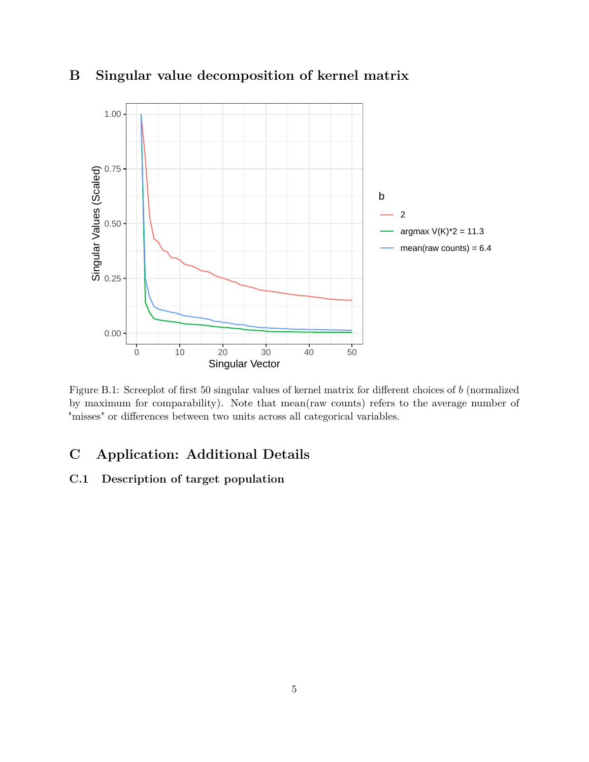# B Singular value decomposition of kernel matrix

Figure B.1: Screeplot of first 50 singular values of kernel matrix for different choices of $b$ (normalized by maximum for comparability). Note that mean(raw counts) refers to the average number of "misses" or differences between two units across all categorical variables.

# C Application: Additional Details

## C.1 Description of target population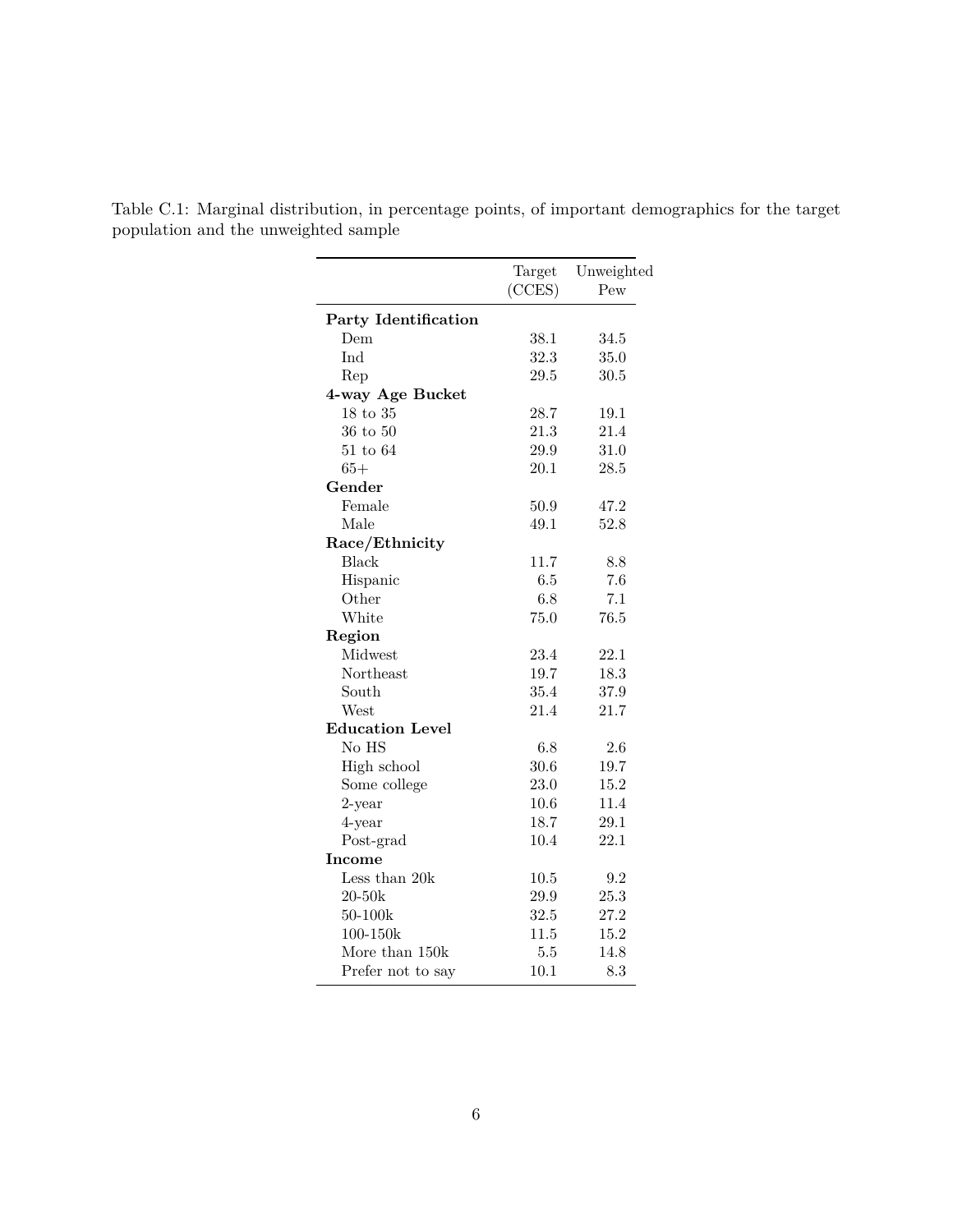Table C.1: Marginal distribution, in percentage points, of important demographics for the target population and the unweighted sample

| | Target (CCES) | Unweighted Pew |
|---|---|---|
| **Party Identification** | | |
| Dem | 38.1 | 34.5 |
| Ind | 32.3 | 35.0 |
| Rep | 29.5 | 30.5 |
| **4-way Age Bucket** | | |
| 18 to 35 | 28.7 | 19.1 |
| 36 to 50 | 21.3 | 21.4 |
| 51 to 64 | 29.9 | 31.0 |
| 65+ | 20.1 | 28.5 |
| **Gender** | | |
| Female | 50.9 | 47.2 |
| Male | 49.1 | 52.8 |
| **Race/Ethnicity** | | |
| Black | 11.7 | 8.8 |
| Hispanic | 6.5 | 7.6 |
| Other | 6.8 | 7.1 |
| White | 75.0 | 76.5 |
| **Region** | | |
| Midwest | 23.4 | 22.1 |
| Northeast | 19.7 | 18.3 |
| South | 35.4 | 37.9 |
| West | 21.4 | 21.7 |
| **Education Level** | | |
| No HS | 6.8 | 2.6 |
| High school | 30.6 | 19.7 |
| Some college | 23.0 | 15.2 |
| 2-year | 10.6 | 11.4 |
| 4-year | 18.7 | 29.1 |
| Post-grad | 10.4 | 22.1 |
| **Income** | | |
| Less than 20k | 10.5 | 9.2 |
| 20-50k | 29.9 | 25.3 |
| 50-100k | 32.5 | 27.2 |
| 100-150k | 11.5 | 15.2 |
| More than 150k | 5.5 | 14.8 |
| Prefer not to say | 10.1 | 8.3 |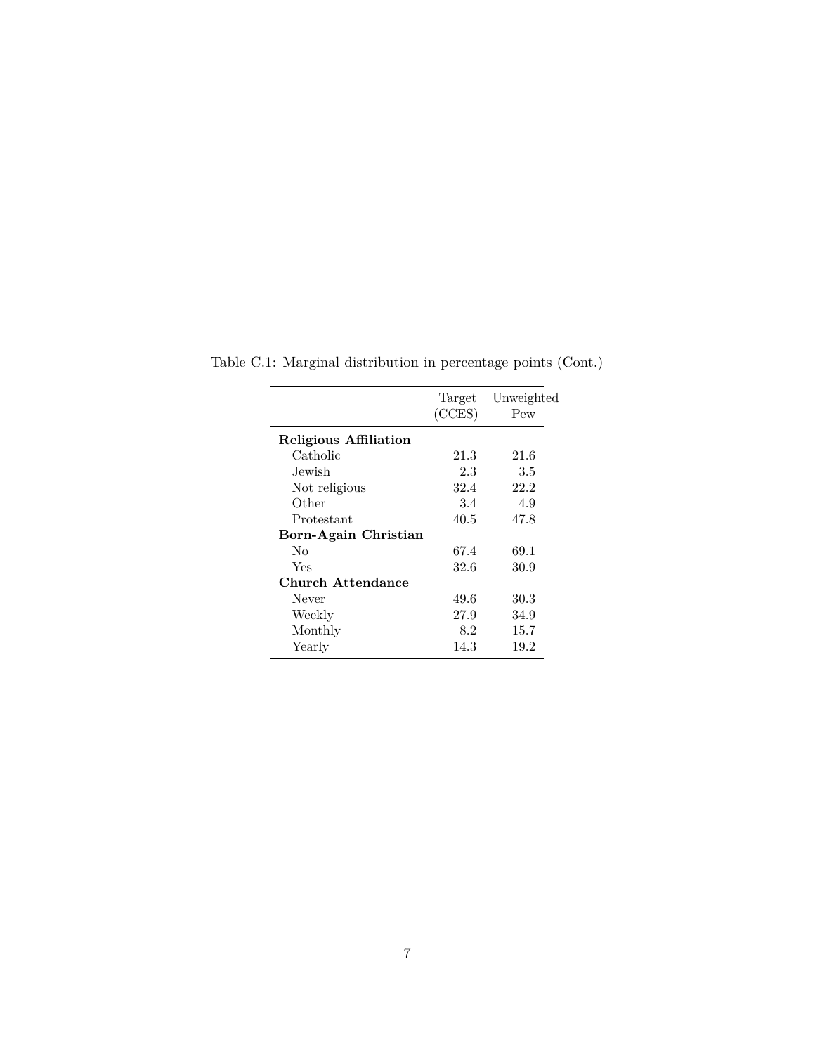Table C.1: Marginal distribution in percentage points (Cont.)

| | Target (CCES) | Unweighted Pew |
|---|---|---|
| **Religious Affiliation** | | |
| Catholic | 21.3 | 21.6 |
| Jewish | 2.3 | 3.5 |
| Not religious | 32.4 | 22.2 |
| Other | 3.4 | 4.9 |
| Protestant | 40.5 | 47.8 |
| **Born-Again Christian** | | |
| No | 67.4 | 69.1 |
| Yes | 32.6 | 30.9 |
| **Church Attendance** | | |
| Never | 49.6 | 30.3 |
| Weekly | 27.9 | 34.9 |
| Monthly | 8.2 | 15.7 |
| Yearly | 14.3 | 19.2 |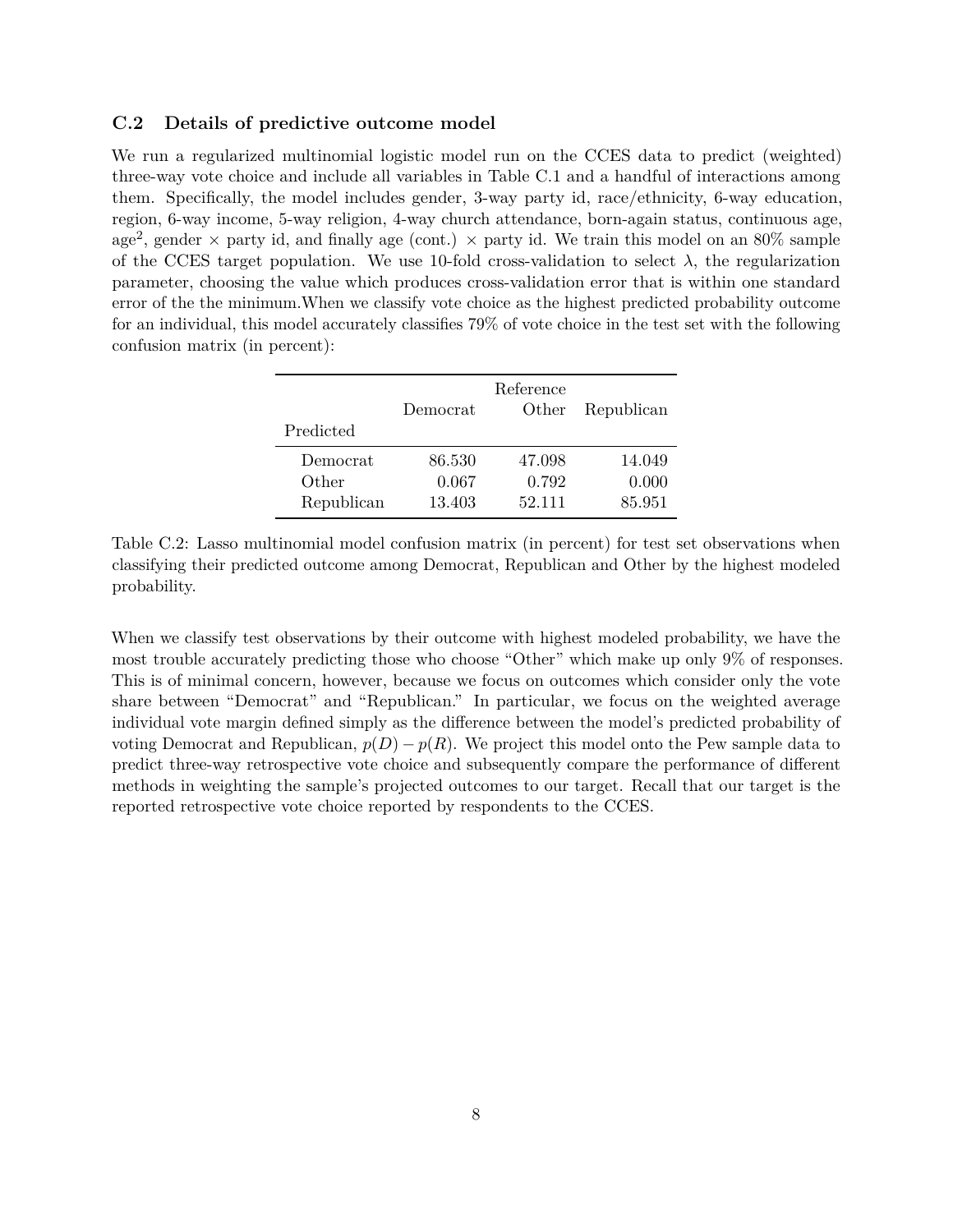### C.2 Details of predictive outcome model

We run a regularized multinomial logistic model run on the CCES data to predict (weighted) three-way vote choice and include all variables in Table C.1 and a handful of interactions among them. Specifically, the model includes gender, 3-way party id, race/ethnicity, 6-way education, region, 6-way income, 5-way religion, 4-way church attendance, born-again status, continuous age, age$^2$, gender $\times$ party id, and finally age (cont.) $\times$ party id. We train this model on an 80% sample of the CCES target population. We use 10-fold cross-validation to select $\lambda$, the regularization parameter, choosing the value which produces cross-validation error that is within one standard error of the the minimum.When we classify vote choice as the highest predicted probability outcome for an individual, this model accurately classifies 79% of vote choice in the test set with the following confusion matrix (in percent):

| | Reference | | |
|---|---|---|---|
| | Democrat | Other | Republican |
| Predicted | | | |
| Democrat | 86.530 | 47.098 | 14.049 |
| Other | 0.067 | 0.792 | 0.000 |
| Republican | 13.403 | 52.111 | 85.951 |

Table C.2: Lasso multinomial model confusion matrix (in percent) for test set observations when classifying their predicted outcome among Democrat, Republican and Other by the highest modeled probability.

When we classify test observations by their outcome with highest modeled probability, we have the most trouble accurately predicting those who choose "Other" which make up only 9% of responses. This is of minimal concern, however, because we focus on outcomes which consider only the vote share between "Democrat" and "Republican." In particular, we focus on the weighted average individual vote margin defined simply as the difference between the model's predicted probability of voting Democrat and Republican, $p(D) - p(R)$. We project this model onto the Pew sample data to predict three-way retrospective vote choice and subsequently compare the performance of different methods in weighting the sample's projected outcomes to our target. Recall that our target is the reported retrospective vote choice reported by respondents to the CCES.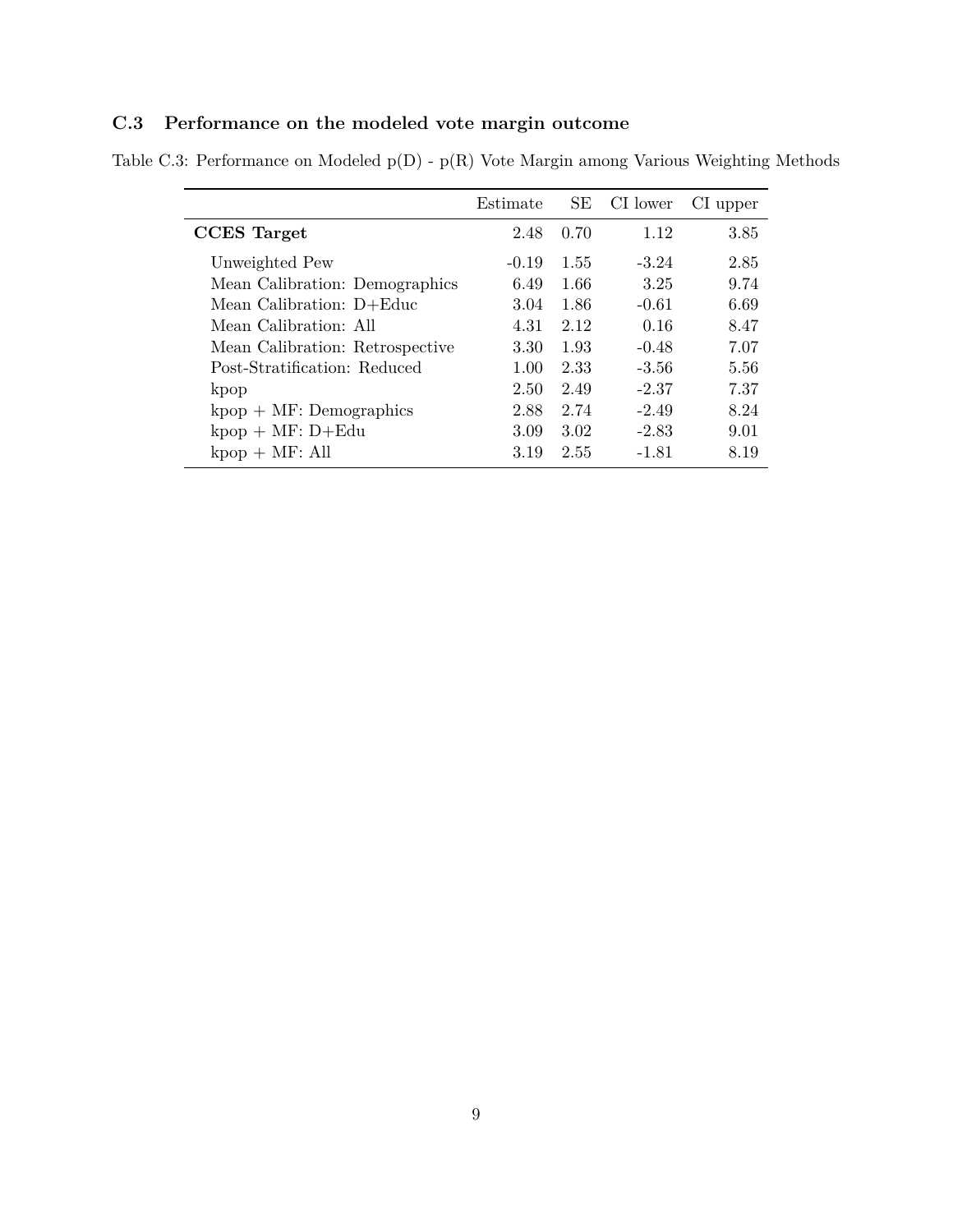### C.3 Performance on the modeled vote margin outcome

Table C.3: Performance on Modeled p(D) - p(R) Vote Margin among Various Weighting Methods

| | Estimate | SE | CI lower | CI upper |
|---|---|---|---|---|
| **CCES Target** | 2.48 | 0.70 | 1.12 | 3.85 |
| Unweighted Pew | -0.19 | 1.55 | -3.24 | 2.85 |
| Mean Calibration: Demographics | 6.49 | 1.66 | 3.25 | 9.74 |
| Mean Calibration: D+Educ | 3.04 | 1.86 | -0.61 | 6.69 |
| Mean Calibration: All | 4.31 | 2.12 | 0.16 | 8.47 |
| Mean Calibration: Retrospective | 3.30 | 1.93 | -0.48 | 7.07 |
| Post-Stratification: Reduced | 1.00 | 2.33 | -3.56 | 5.56 |
| kpop | 2.50 | 2.49 | -2.37 | 7.37 |
| kpop + MF: Demographics | 2.88 | 2.74 | -2.49 | 8.24 |
| kpop + MF: D+Edu | 3.09 | 3.02 | -2.83 | 9.01 |
| kpop + MF: All | 3.19 | 2.55 | -1.81 | 8.19 |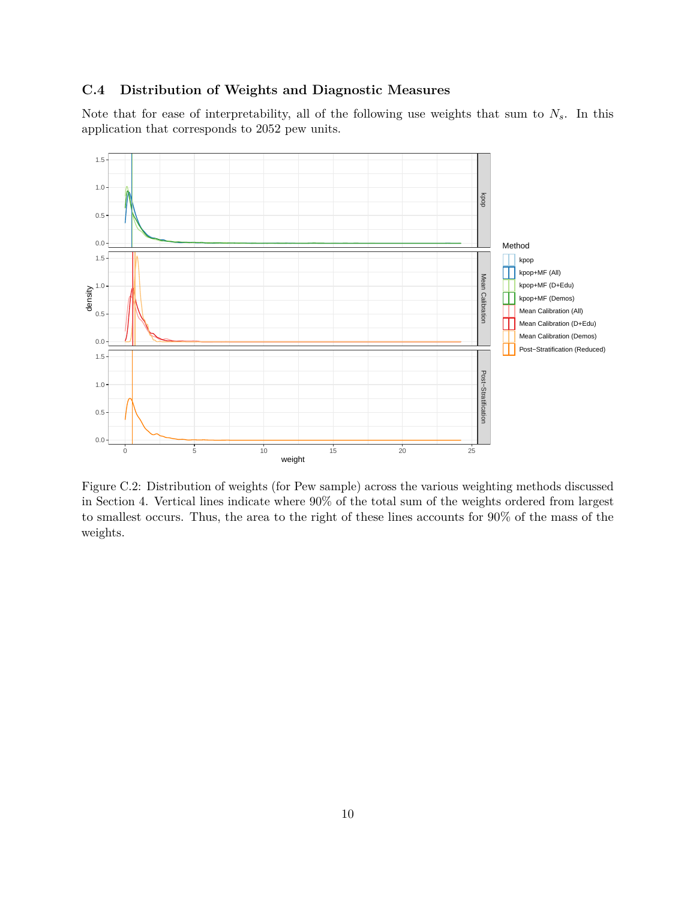## C.4 Distribution of Weights and Diagnostic Measures

Note that for ease of interpretability, all of the following use weights that sum to $N_s$. In this application that corresponds to 2052 pew units.

Figure C.2: Distribution of weights (for Pew sample) across the various weighting methods discussed in Section 4. Vertical lines indicate where 90% of the total sum of the weights ordered from largest to smallest occurs. Thus, the area to the right of these lines accounts for 90% of the mass of the weights.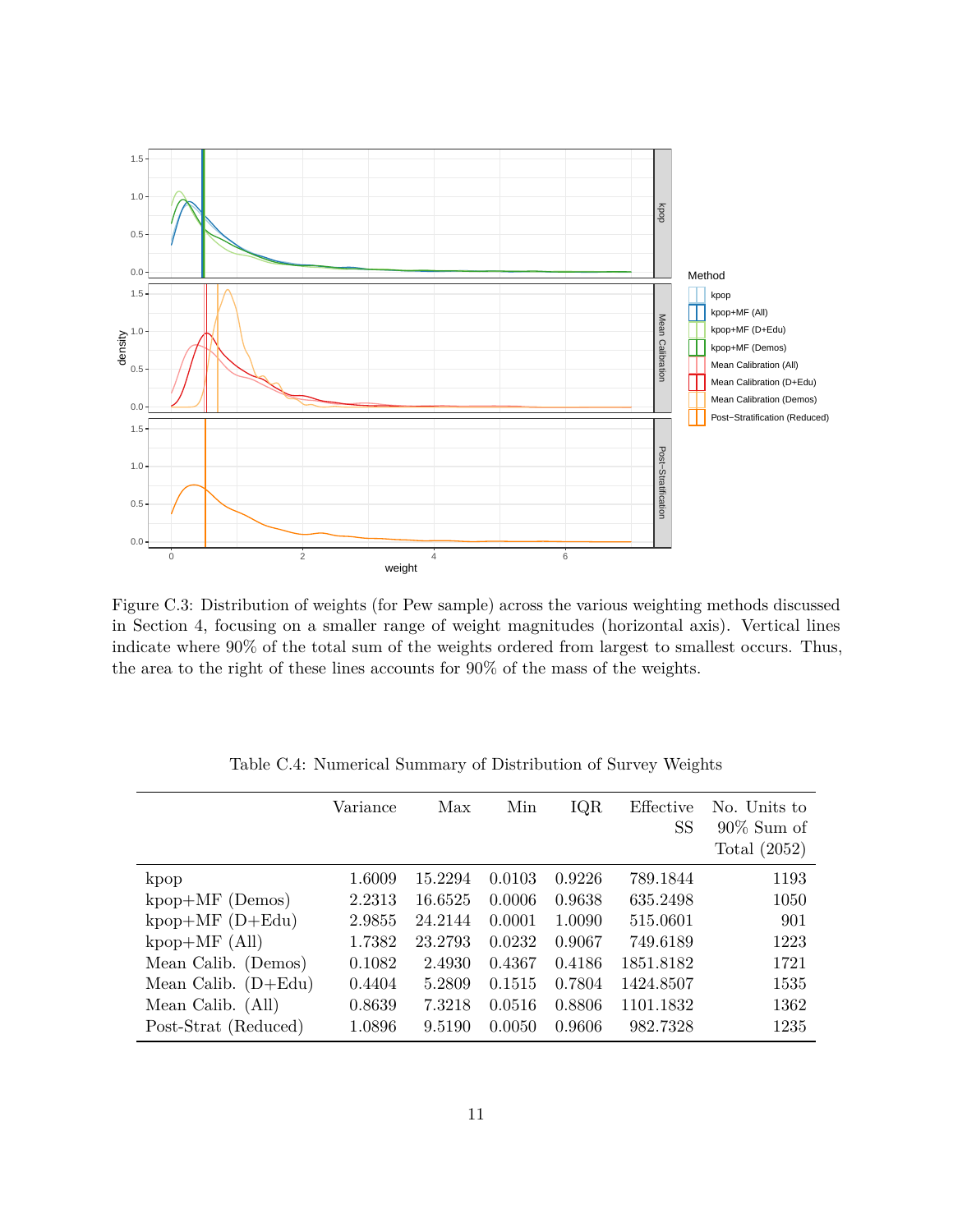Figure C.3: Distribution of weights (for Pew sample) across the various weighting methods discussed in Section 4, focusing on a smaller range of weight magnitudes (horizontal axis). Vertical lines indicate where 90% of the total sum of the weights ordered from largest to smallest occurs. Thus, the area to the right of these lines accounts for 90% of the mass of the weights.

Table C.4: Numerical Summary of Distribution of Survey Weights

| | Variance | Max | Min | IQR | Effective SS | No. Units to 90% Sum of Total (2052) |
|---|---|---|---|---|---|---|
| kpop | 1.6009 | 15.2294 | 0.0103 | 0.9226 | 789.1844 | 1193 |
| kpop+MF (Demos) | 2.2313 | 16.6525 | 0.0006 | 0.9638 | 635.2498 | 1050 |
| kpop+MF (D+Edu) | 2.9855 | 24.2144 | 0.0001 | 1.0090 | 515.0601 | 901 |
| kpop+MF (All) | 1.7382 | 23.2793 | 0.0232 | 0.9067 | 749.6189 | 1223 |
| Mean Calib. (Demos) | 0.1082 | 2.4930 | 0.4367 | 0.4186 | 1851.8182 | 1721 |
| Mean Calib. (D+Edu) | 0.4404 | 5.2809 | 0.1515 | 0.7804 | 1424.8507 | 1535 |
| Mean Calib. (All) | 0.8639 | 7.3218 | 0.0516 | 0.8806 | 1101.1832 | 1362 |
| Post-Strat (Reduced) | 1.0896 | 9.5190 | 0.0050 | 0.9606 | 982.7328 | 1235 |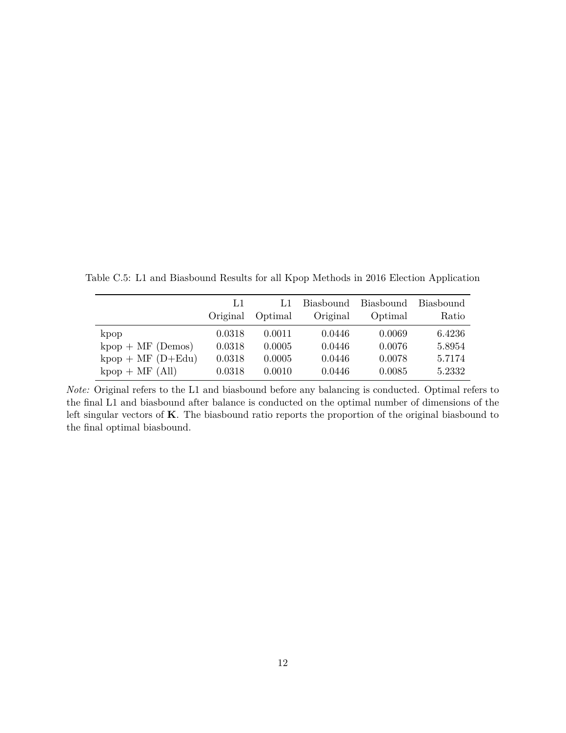Table C.5: L1 and Biasbound Results for all Kpop Methods in 2016 Election Application

|  | L1 Original | L1 Optimal | Biasbound Original | Biasbound Optimal | Biasbound Ratio |
|---|---|---|---|---|---|
| kpop | 0.0318 | 0.0011 | 0.0446 | 0.0069 | 6.4236 |
| kpop + MF (Demos) | 0.0318 | 0.0005 | 0.0446 | 0.0076 | 5.8954 |
| kpop + MF (D+Edu) | 0.0318 | 0.0005 | 0.0446 | 0.0078 | 5.7174 |
| kpop + MF (All) | 0.0318 | 0.0010 | 0.0446 | 0.0085 | 5.2332 |

*Note:* Original refers to the L1 and biasbound before any balancing is conducted. Optimal refers to the final L1 and biasbound after balance is conducted on the optimal number of dimensions of the left singular vectors of $\mathbf{K}$. The biasbound ratio reports the proportion of the original biasbound to the final optimal biasbound.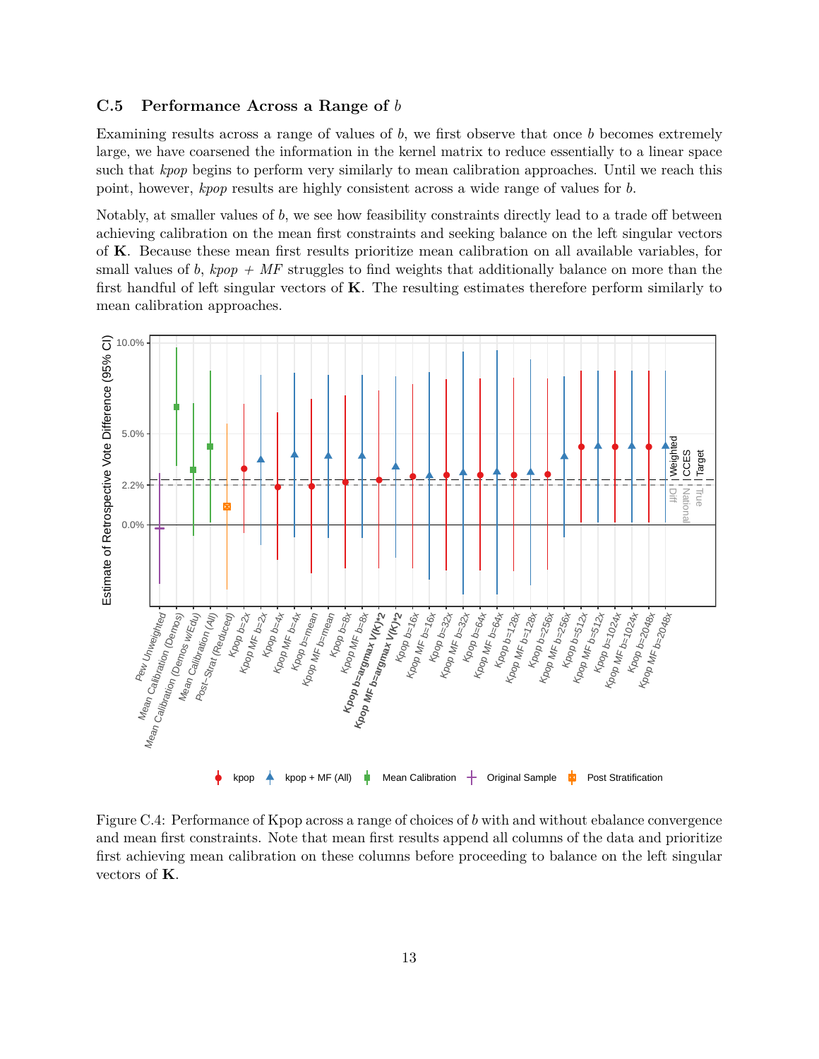### C.5 Performance Across a Range of $b$

Examining results across a range of values of $b$, we first observe that once $b$ becomes extremely large, we have coarsened the information in the kernel matrix to reduce essentially to a linear space such that *kpop* begins to perform very similarly to mean calibration approaches. Until we reach this point, however, *kpop* results are highly consistent across a wide range of values for $b$.

Notably, at smaller values of $b$, we see how feasibility constraints directly lead to a trade off between achieving calibration on the mean first constraints and seeking balance on the left singular vectors of $\mathbf{K}$. Because these mean first results prioritize mean calibration on all available variables, for small values of $b$, *kpop + MF* struggles to find weights that additionally balance on more than the first handful of left singular vectors of $\mathbf{K}$. The resulting estimates therefore perform similarly to mean calibration approaches.

Figure C.4: Performance of Kpop across a range of choices of $b$ with and without ebalance convergence and mean first constraints. Note that mean first results append all columns of the data and prioritize first achieving mean calibration on these columns before proceeding to balance on the left singular vectors of $\mathbf{K}$.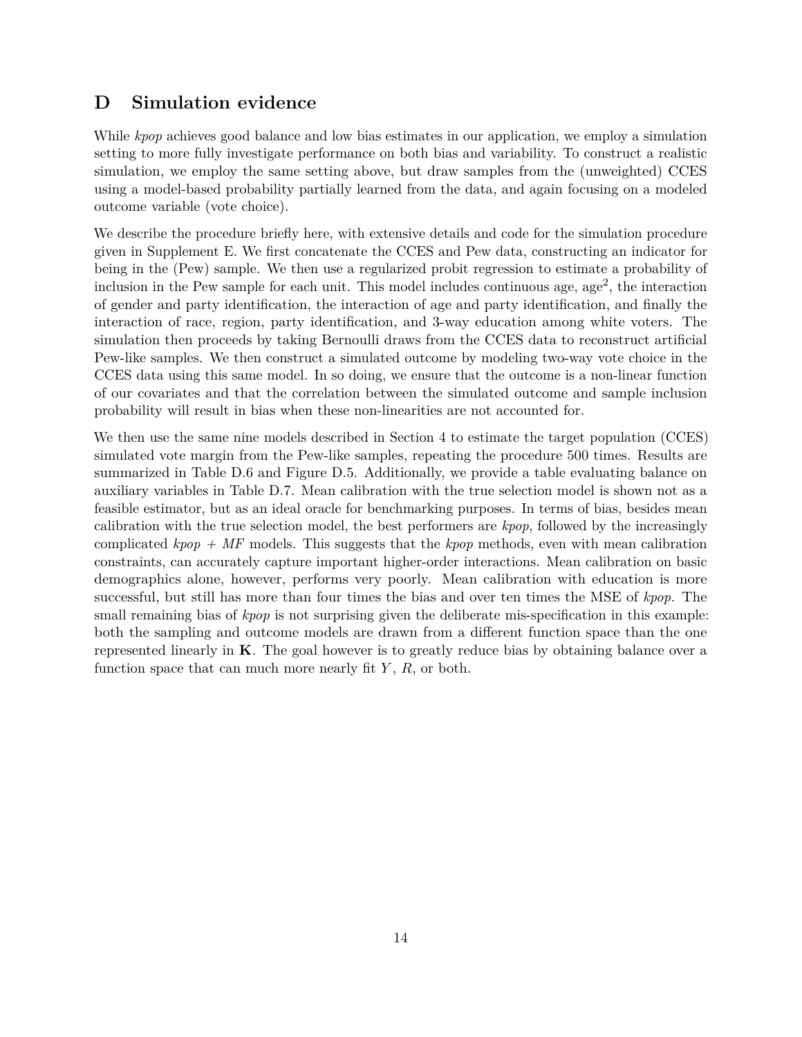# D Simulation evidence

While *kpop* achieves good balance and low bias estimates in our application, we employ a simulation setting to more fully investigate performance on both bias and variability. To construct a realistic simulation, we employ the same setting above, but draw samples from the (unweighted) CCES using a model-based probability partially learned from the data, and again focusing on a modeled outcome variable (vote choice).

We describe the procedure briefly here, with extensive details and code for the simulation procedure given in Supplement E. We first concatenate the CCES and Pew data, constructing an indicator for being in the (Pew) sample. We then use a regularized probit regression to estimate a probability of inclusion in the Pew sample for each unit. This model includes continuous age, age$^2$, the interaction of gender and party identification, the interaction of age and party identification, and finally the interaction of race, region, party identification, and 3-way education among white voters. The simulation then proceeds by taking Bernoulli draws from the CCES data to reconstruct artificial Pew-like samples. We then construct a simulated outcome by modeling two-way vote choice in the CCES data using this same model. In so doing, we ensure that the outcome is a non-linear function of our covariates and that the correlation between the simulated outcome and sample inclusion probability will result in bias when these non-linearities are not accounted for.

We then use the same nine models described in Section 4 to estimate the target population (CCES) simulated vote margin from the Pew-like samples, repeating the procedure 500 times. Results are summarized in Table D.6 and Figure D.5. Additionally, we provide a table evaluating balance on auxiliary variables in Table D.7. Mean calibration with the true selection model is shown not as a feasible estimator, but as an ideal oracle for benchmarking purposes. In terms of bias, besides mean calibration with the true selection model, the best performers are *kpop*, followed by the increasingly complicated *kpop + MF* models. This suggests that the *kpop* methods, even with mean calibration constraints, can accurately capture important higher-order interactions. Mean calibration on basic demographics alone, however, performs very poorly. Mean calibration with education is more successful, but still has more than four times the bias and over ten times the MSE of *kpop*. The small remaining bias of *kpop* is not surprising given the deliberate mis-specification in this example: both the sampling and outcome models are drawn from a different function space than the one represented linearly in $\mathbf{K}$. The goal however is to greatly reduce bias by obtaining balance over a function space that can much more nearly fit $Y$, $R$, or both.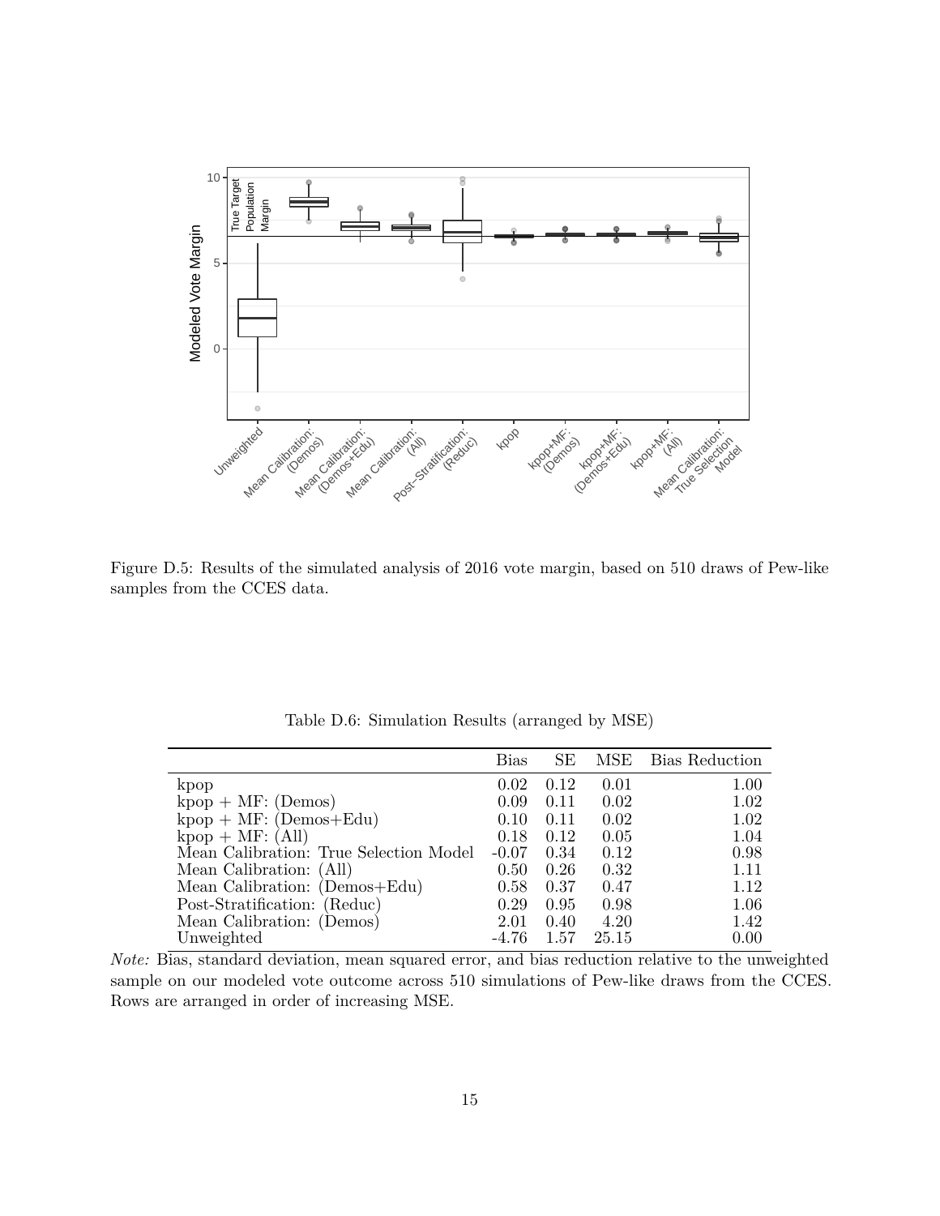Figure D.5: Results of the simulated analysis of 2016 vote margin, based on 510 draws of Pew-like samples from the CCES data.

Table D.6: Simulation Results (arranged by MSE)

| | Bias | SE | MSE | Bias Reduction |
|---|---|---|---|---|
| kpop | 0.02 | 0.12 | 0.01 | 1.00 |
| kpop + MF: (Demos) | 0.09 | 0.11 | 0.02 | 1.02 |
| kpop + MF: (Demos+Edu) | 0.10 | 0.11 | 0.02 | 1.02 |
| kpop + MF: (All) | 0.18 | 0.12 | 0.05 | 1.04 |
| Mean Calibration: True Selection Model | -0.07 | 0.34 | 0.12 | 0.98 |
| Mean Calibration: (All) | 0.50 | 0.26 | 0.32 | 1.11 |
| Mean Calibration: (Demos+Edu) | 0.58 | 0.37 | 0.47 | 1.12 |
| Post-Stratification: (Reduc) | 0.29 | 0.95 | 0.98 | 1.06 |
| Mean Calibration: (Demos) | 2.01 | 0.40 | 4.20 | 1.42 |
| Unweighted | -4.76 | 1.57 | 25.15 | 0.00 |

*Note:* Bias, standard deviation, mean squared error, and bias reduction relative to the unweighted sample on our modeled vote outcome across 510 simulations of Pew-like draws from the CCES. Rows are arranged in order of increasing MSE.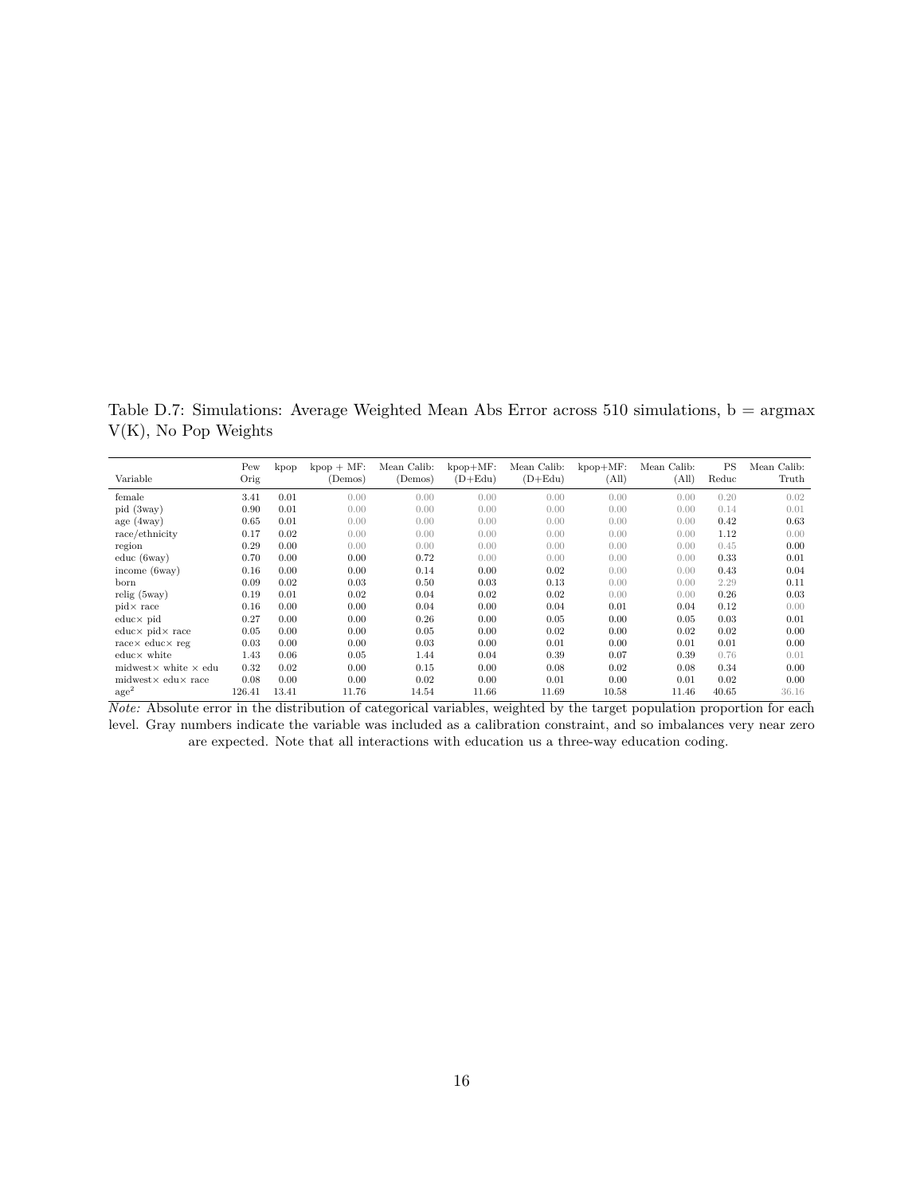Table D.7: Simulations: Average Weighted Mean Abs Error across 510 simulations, b = argmax V(K), No Pop Weights

| Variable | Pew Orig | kpop | kpop + MF: (Demos) | Mean Calib: (Demos) | kpop+MF: (D+Edu) | Mean Calib: (D+Edu) | kpop+MF: (All) | Mean Calib: (All) | PS Reduc | Mean Calib: Truth |
|---|---|---|---|---|---|---|---|---|---|---|
| female | 3.41 | 0.01 | 0.00 | 0.00 | 0.00 | 0.00 | 0.00 | 0.00 | 0.20 | 0.02 |
| pid (3way) | 0.90 | 0.01 | 0.00 | 0.00 | 0.00 | 0.00 | 0.00 | 0.00 | 0.14 | 0.01 |
| age (4way) | 0.65 | 0.01 | 0.00 | 0.00 | 0.00 | 0.00 | 0.00 | 0.00 | 0.42 | 0.63 |
| race/ethnicity | 0.17 | 0.02 | 0.00 | 0.00 | 0.00 | 0.00 | 0.00 | 0.00 | 1.12 | 0.00 |
| region | 0.29 | 0.00 | 0.00 | 0.00 | 0.00 | 0.00 | 0.00 | 0.00 | 0.45 | 0.00 |
| educ (6way) | 0.70 | 0.00 | 0.00 | 0.72 | 0.00 | 0.00 | 0.00 | 0.00 | 0.33 | 0.01 |
| income (6way) | 0.16 | 0.00 | 0.00 | 0.14 | 0.00 | 0.02 | 0.00 | 0.00 | 0.43 | 0.04 |
| born | 0.09 | 0.02 | 0.03 | 0.50 | 0.03 | 0.13 | 0.00 | 0.00 | 2.29 | 0.11 |
| relig (5way) | 0.19 | 0.01 | 0.02 | 0.04 | 0.02 | 0.02 | 0.00 | 0.00 | 0.26 | 0.03 |
| pid× race | 0.16 | 0.00 | 0.00 | 0.04 | 0.00 | 0.04 | 0.01 | 0.04 | 0.12 | 0.00 |
| educ× pid | 0.27 | 0.00 | 0.00 | 0.26 | 0.00 | 0.05 | 0.00 | 0.05 | 0.03 | 0.01 |
| educ× pid× race | 0.05 | 0.00 | 0.00 | 0.05 | 0.00 | 0.02 | 0.00 | 0.02 | 0.02 | 0.00 |
| race× educ× reg | 0.03 | 0.00 | 0.00 | 0.03 | 0.00 | 0.01 | 0.00 | 0.01 | 0.01 | 0.00 |
| educ× white | 1.43 | 0.06 | 0.05 | 1.44 | 0.04 | 0.39 | 0.07 | 0.39 | 0.76 | 0.01 |
| midwest× white × edu | 0.32 | 0.02 | 0.00 | 0.15 | 0.00 | 0.08 | 0.02 | 0.08 | 0.34 | 0.00 |
| midwest× edu× race | 0.08 | 0.00 | 0.00 | 0.02 | 0.00 | 0.01 | 0.00 | 0.01 | 0.02 | 0.00 |
| age$^2$ | 126.41 | 13.41 | 11.76 | 14.54 | 11.66 | 11.69 | 10.58 | 11.46 | 40.65 | 36.16 |

*Note:* Absolute error in the distribution of categorical variables, weighted by the target population proportion for each level. Gray numbers indicate the variable was included as a calibration constraint, and so imbalances very near zero are expected. Note that all interactions with education us a three-way education coding.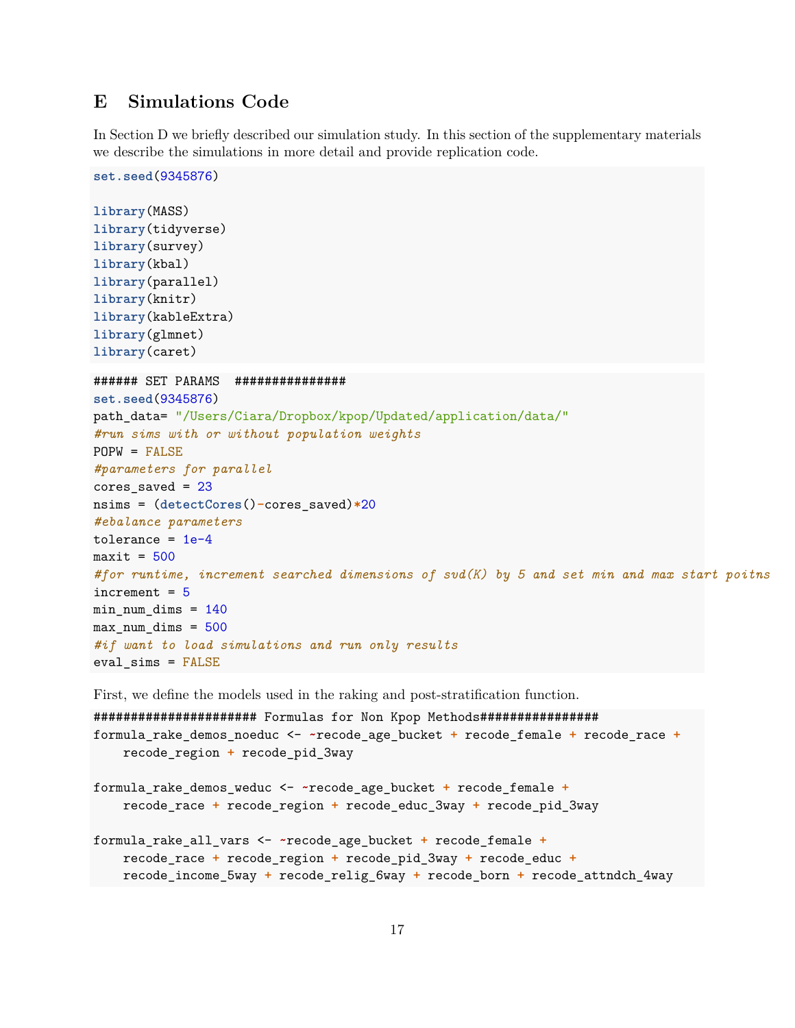# E Simulations Code

In Section D we briefly described our simulation study. In this section of the supplementary materials we describe the simulations in more detail and provide replication code.

```
set.seed(9345876)

library(MASS)
library(tidyverse)
library(survey)
library(kbal)
library(parallel)
library(knitr)
library(kableExtra)
library(glmnet)
library(caret)
```

```
###### SET PARAMS  ###############
set.seed(9345876)
path_data= "/Users/Ciara/Dropbox/kpop/Updated/application/data/"
#run sims with or without population weights
POPW = FALSE
#parameters for parallel
cores_saved = 23
nsims = (detectCores()-cores_saved)*20
#ebalance parameters
tolerance = 1e-4
maxit = 500
#for runtime, increment searched dimensions of svd(K) by 5 and set min and max start poitns
increment = 5
min_num_dims = 140
max_num_dims = 500
#if want to load simulations and run only results
eval_sims = FALSE
```

First, we define the models used in the raking and post-stratification function.

```
###################### Formulas for Non Kpop Methods################
formula_rake_demos_noeduc <- ~recode_age_bucket + recode_female + recode_race +
    recode_region + recode_pid_3way

formula_rake_demos_weduc <- ~recode_age_bucket + recode_female +
    recode_race + recode_region + recode_educ_3way + recode_pid_3way

formula_rake_all_vars <- ~recode_age_bucket + recode_female +
    recode_race + recode_region + recode_pid_3way + recode_educ +
    recode_income_5way + recode_relig_6way + recode_born + recode_attndch_4way
```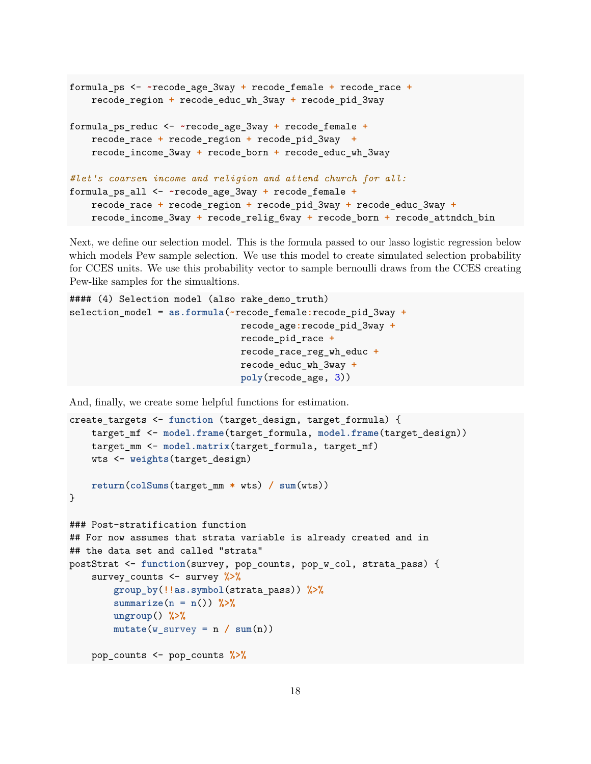```
formula_ps <- ~recode_age_3way + recode_female + recode_race +
    recode_region + recode_educ_wh_3way + recode_pid_3way

formula_ps_reduc <- ~recode_age_3way + recode_female +
    recode_race + recode_region + recode_pid_3way  +
    recode_income_3way + recode_born + recode_educ_wh_3way

#let's coarsen income and religion and attend church for all:
formula_ps_all <- ~recode_age_3way + recode_female +
    recode_race + recode_region + recode_pid_3way + recode_educ_3way +
    recode_income_3way + recode_relig_6way + recode_born + recode_attndch_bin
```

Next, we define our selection model. This is the formula passed to our lasso logistic regression below which models Pew sample selection. We use this model to create simulated selection probability for CCES units. We use this probability vector to sample bernoulli draws from the CCES creating Pew-like samples for the simualtions.

```
#### (4) Selection model (also rake_demo_truth)
selection_model = as.formula(~recode_female:recode_pid_3way +
                              recode_age:recode_pid_3way +
                              recode_pid_race +
                              recode_race_reg_wh_educ +
                              recode_educ_wh_3way +
                              poly(recode_age, 3))
```

And, finally, we create some helpful functions for estimation.

```
create_targets <- function (target_design, target_formula) {
    target_mf <- model.frame(target_formula, model.frame(target_design))
    target_mm <- model.matrix(target_formula, target_mf)
    wts <- weights(target_design)

    return(colSums(target_mm * wts) / sum(wts))
}

### Post-stratification function
## For now assumes that strata variable is already created and in
## the data set and called "strata"
postStrat <- function(survey, pop_counts, pop_w_col, strata_pass) {
    survey_counts <- survey %>%
        group_by(!!as.symbol(strata_pass)) %>%
        summarize(n = n()) %>%
        ungroup() %>%
        mutate(w_survey = n / sum(n))

    pop_counts <- pop_counts %>%
```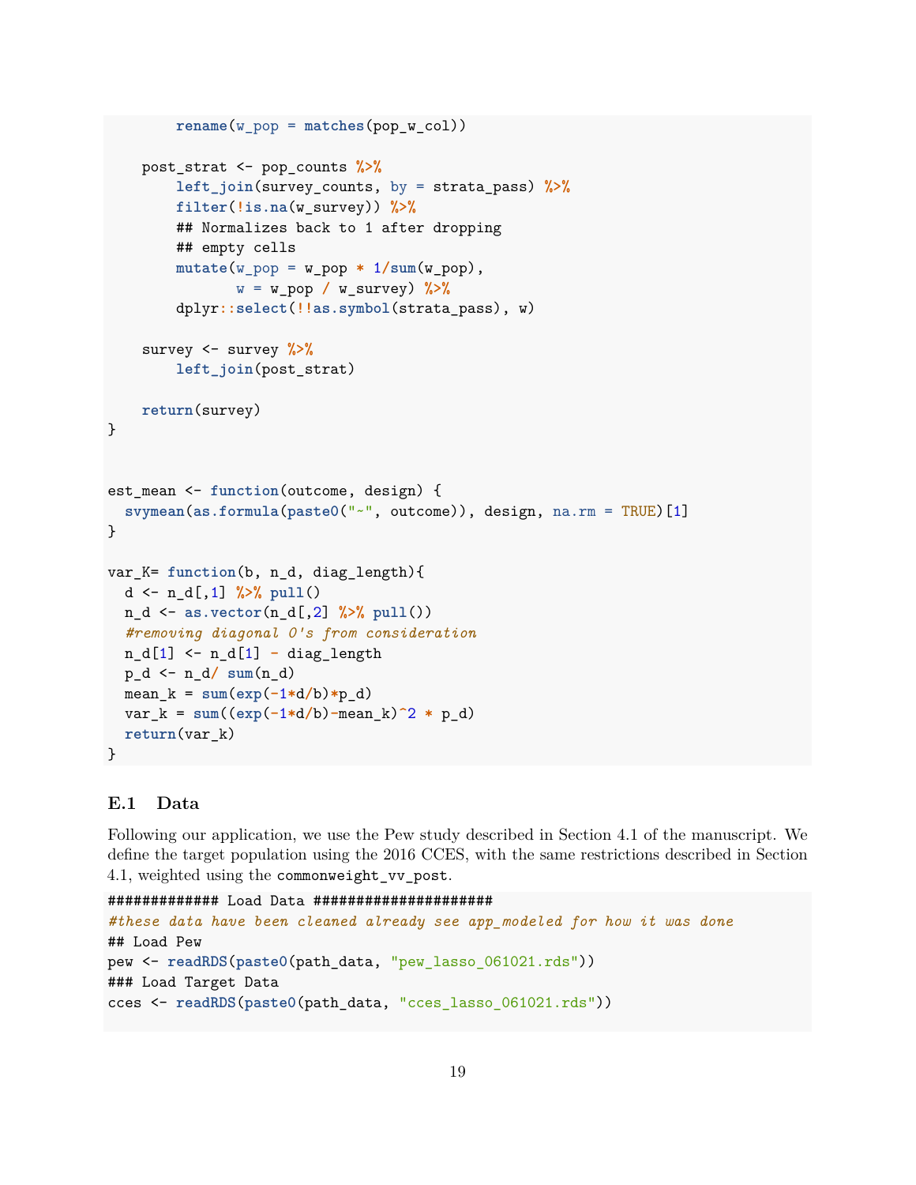```
        rename(w_pop = matches(pop_w_col))

    post_strat <- pop_counts %>%
        left_join(survey_counts, by = strata_pass) %>%
        filter(!is.na(w_survey)) %>%
        ## Normalizes back to 1 after dropping
        ## empty cells
        mutate(w_pop = w_pop * 1/sum(w_pop),
               w = w_pop / w_survey) %>%
        dplyr::select(!!as.symbol(strata_pass), w)

    survey <- survey %>%
        left_join(post_strat)

    return(survey)
}


est_mean <- function(outcome, design) {
  svymean(as.formula(paste0("~", outcome)), design, na.rm = TRUE)[1]
}

var_K= function(b, n_d, diag_length){
  d <- n_d[,1] %>% pull()
  n_d <- as.vector(n_d[,2] %>% pull())
  #removing diagonal 0's from consideration
  n_d[1] <- n_d[1] - diag_length
  p_d <- n_d/ sum(n_d)
  mean_k = sum(exp(-1*d/b)*p_d)
  var_k = sum((exp(-1*d/b)-mean_k)^2 * p_d)
  return(var_k)
}
```

### E.1 Data

Following our application, we use the Pew study described in Section 4.1 of the manuscript. We define the target population using the 2016 CCES, with the same restrictions described in Section 4.1, weighted using the `commonweight_vv_post`.

```
############# Load Data #####################
#these data have been cleaned already see app_modeled for how it was done
## Load Pew
pew <- readRDS(paste0(path_data, "pew_lasso_061021.rds"))
### Load Target Data
cces <- readRDS(paste0(path_data, "cces_lasso_061021.rds"))
```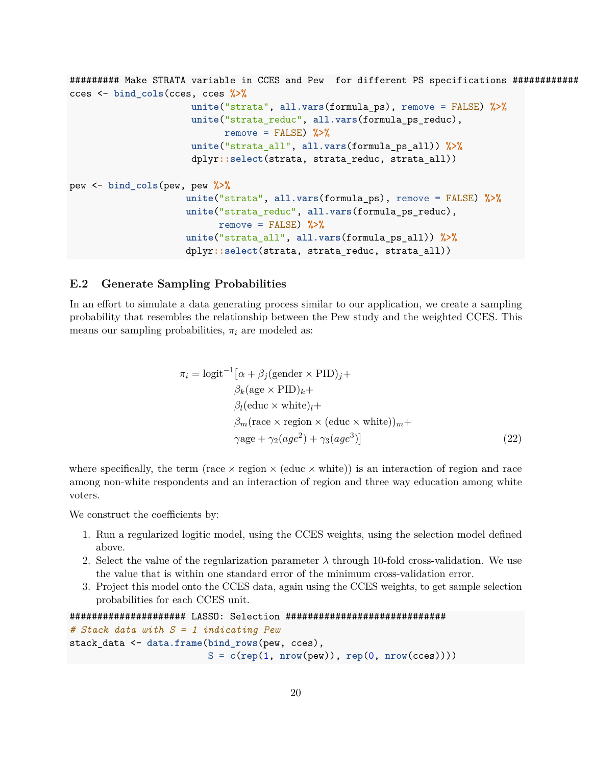```r
######### Make STRATA variable in CCES and Pew  for different PS specifications ############
cces <- bind_cols(cces, cces %>%
                    unite("strata", all.vars(formula_ps), remove = FALSE) %>%
                    unite("strata_reduc", all.vars(formula_ps_reduc),
                          remove = FALSE) %>%
                    unite("strata_all", all.vars(formula_ps_all)) %>%
                    dplyr::select(strata, strata_reduc, strata_all))

pew <- bind_cols(pew, pew %>%
                   unite("strata", all.vars(formula_ps), remove = FALSE) %>%
                   unite("strata_reduc", all.vars(formula_ps_reduc),
                         remove = FALSE) %>%
                   unite("strata_all", all.vars(formula_ps_all)) %>%
                   dplyr::select(strata, strata_reduc, strata_all))
```

### E.2 Generate Sampling Probabilities

In an effort to simulate a data generating process similar to our application, we create a sampling probability that resembles the relationship between the Pew study and the weighted CCES. This means our sampling probabilities, $\pi_i$ are modeled as:

$$
\begin{aligned}
\pi_i = \text{logit}^{-1}[&\alpha + \beta_j(\text{gender} \times \text{PID})_j + \\
&\beta_k(\text{age} \times \text{PID})_k + \\
&\beta_l(\text{educ} \times \text{white})_l + \\
&\beta_m(\text{race} \times \text{region} \times (\text{educ} \times \text{white}))_m + \\
&\gamma\text{age} + \gamma_2(age^2) + \gamma_3(age^3)]
\end{aligned}
\tag{22}
$$

where specifically, the term (race × region × (educ × white)) is an interaction of region and race among non-white respondents and an interaction of region and three way education among white voters.

We construct the coefficients by:

1. Run a regularized logitic model, using the CCES weights, using the selection model defined above.
2. Select the value of the regularization parameter $\lambda$ through 10-fold cross-validation. We use the value that is within one standard error of the minimum cross-validation error.
3. Project this model onto the CCES data, again using the CCES weights, to get sample selection probabilities for each CCES unit.

```r
##################### LASSO: Selection #############################
# Stack data with S = 1 indicating Pew
stack_data <- data.frame(bind_rows(pew, cces),
                         S = c(rep(1, nrow(pew)), rep(0, nrow(cces))))
```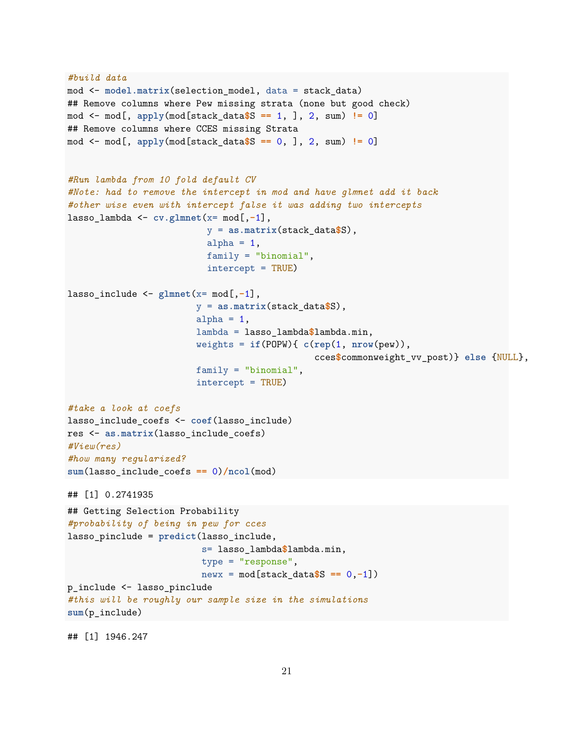```r
#build data
mod <- model.matrix(selection_model, data = stack_data)
## Remove columns where Pew missing strata (none but good check)
mod <- mod[, apply(mod[stack_data$S == 1, ], 2, sum) != 0]
## Remove columns where CCES missing Strata
mod <- mod[, apply(mod[stack_data$S == 0, ], 2, sum) != 0]


#Run lambda from 10 fold default CV
#Note: had to remove the intercept in mod and have glmnet add it back
#other wise even with intercept false it was adding two intercepts
lasso_lambda <- cv.glmnet(x= mod[,-1],
                          y = as.matrix(stack_data$S),
                          alpha = 1,
                          family = "binomial",
                          intercept = TRUE)

lasso_include <- glmnet(x= mod[,-1],
                        y = as.matrix(stack_data$S),
                        alpha = 1,
                        lambda = lasso_lambda$lambda.min,
                        weights = if(POPW){ c(rep(1, nrow(pew)),
                                             cces$commonweight_vv_post)} else {NULL},
                        family = "binomial",
                        intercept = TRUE)

#take a look at coefs
lasso_include_coefs <- coef(lasso_include)
res <- as.matrix(lasso_include_coefs)
#View(res)
#how many regularized?
sum(lasso_include_coefs == 0)/ncol(mod)
```

```
## [1] 0.2741935
```

```r
## Getting Selection Probability
#probability of being in pew for cces
lasso_pinclude = predict(lasso_include,
                         s= lasso_lambda$lambda.min,
                         type = "response",
                         newx = mod[stack_data$S == 0,-1])
p_include <- lasso_pinclude
#this will be roughly our sample size in the simulations
sum(p_include)
```

```
## [1] 1946.247
```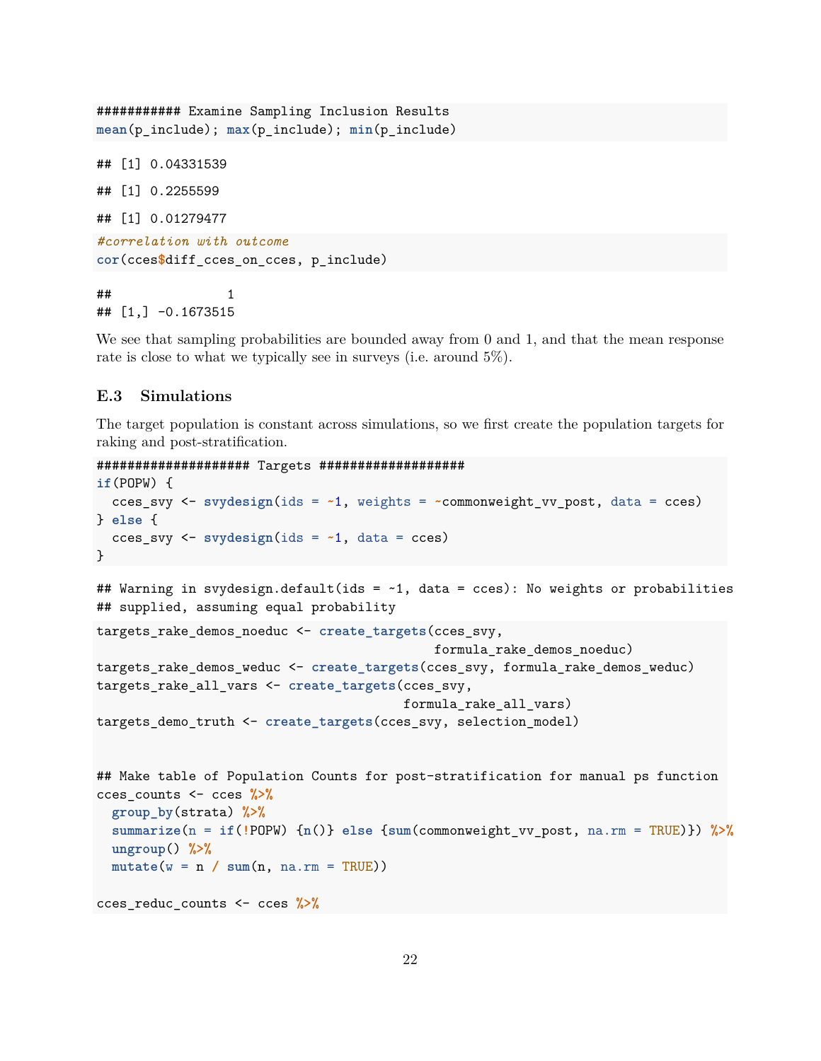```
########### Examine Sampling Inclusion Results
mean(p_include); max(p_include); min(p_include)
```

```
## [1] 0.04331539
```

```
## [1] 0.2255599
```

```
## [1] 0.01279477
```

```
#correlation with outcome
cor(cces$diff_cces_on_cces, p_include)
```

```
##              1
## [1,] -0.1673515
```

We see that sampling probabilities are bounded away from 0 and 1, and that the mean response rate is close to what we typically see in surveys (i.e. around 5%).

### E.3 Simulations

The target population is constant across simulations, so we first create the population targets for raking and post-stratification.

```
#################### Targets ###################
if(POPW) {
  cces_svy <- svydesign(ids = ~1, weights = ~commonweight_vv_post, data = cces)
} else {
  cces_svy <- svydesign(ids = ~1, data = cces)
}
```

```
## Warning in svydesign.default(ids = ~1, data = cces): No weights or probabilities
## supplied, assuming equal probability
```

```
targets_rake_demos_noeduc <- create_targets(cces_svy,
                                            formula_rake_demos_noeduc)
targets_rake_demos_weduc <- create_targets(cces_svy, formula_rake_demos_weduc)
targets_rake_all_vars <- create_targets(cces_svy,
                                        formula_rake_all_vars)
targets_demo_truth <- create_targets(cces_svy, selection_model)


## Make table of Population Counts for post-stratification for manual ps function
cces_counts <- cces %>%
  group_by(strata) %>%
  summarize(n = if(!POPW) {n()} else {sum(commonweight_vv_post, na.rm = TRUE)}) %>%
  ungroup() %>%
  mutate(w = n / sum(n, na.rm = TRUE))

cces_reduc_counts <- cces %>%
```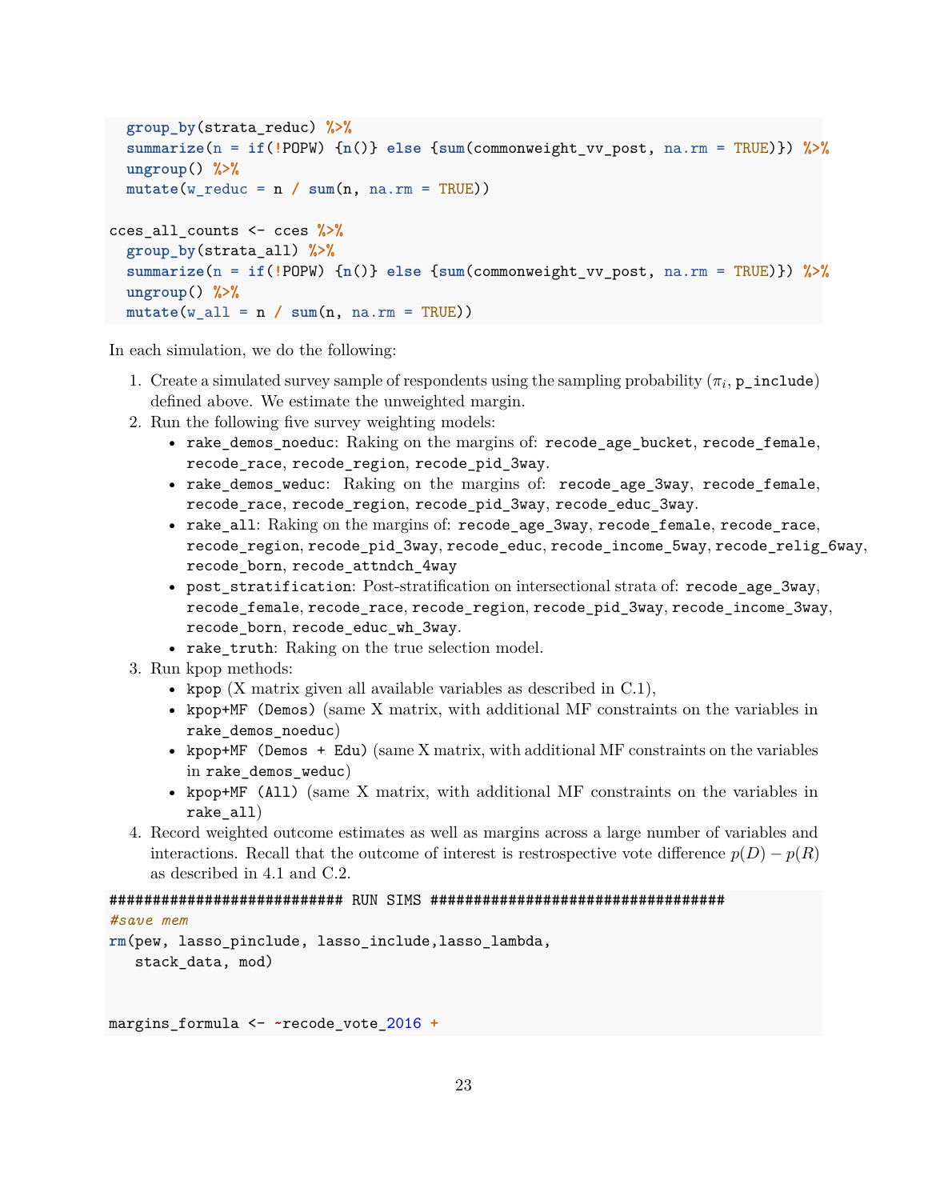```
  group_by(strata_reduc) %>%
  summarize(n = if(!POPW) {n()} else {sum(commonweight_vv_post, na.rm = TRUE)}) %>%
  ungroup() %>%
  mutate(w_reduc = n / sum(n, na.rm = TRUE))

cces_all_counts <- cces %>%
  group_by(strata_all) %>%
  summarize(n = if(!POPW) {n()} else {sum(commonweight_vv_post, na.rm = TRUE)}) %>%
  ungroup() %>%
  mutate(w_all = n / sum(n, na.rm = TRUE))
```

In each simulation, we do the following:

1. Create a simulated survey sample of respondents using the sampling probability ($\pi_i$, `p_include`) defined above. We estimate the unweighted margin.
2. Run the following five survey weighting models:
   - `rake_demos_noeduc`: Raking on the margins of: `recode_age_bucket`, `recode_female`, `recode_race`, `recode_region`, `recode_pid_3way`.
   - `rake_demos_weduc`: Raking on the margins of: `recode_age_3way`, `recode_female`, `recode_race`, `recode_region`, `recode_pid_3way`, `recode_educ_3way`.
   - `rake_all`: Raking on the margins of: `recode_age_3way`, `recode_female`, `recode_race`, `recode_region`, `recode_pid_3way`, `recode_educ`, `recode_income_5way`, `recode_relig_6way`, `recode_born`, `recode_attndch_4way`
   - `post_stratification`: Post-stratification on intersectional strata of: `recode_age_3way`, `recode_female`, `recode_race`, `recode_region`, `recode_pid_3way`, `recode_income_3way`, `recode_born`, `recode_educ_wh_3way`.
   - `rake_truth`: Raking on the true selection model.
3. Run kpop methods:
   - `kpop` (X matrix given all available variables as described in C.1),
   - `kpop+MF (Demos)` (same X matrix, with additional MF constraints on the variables in `rake_demos_noeduc`)
   - `kpop+MF (Demos + Edu)` (same X matrix, with additional MF constraints on the variables in `rake_demos_weduc`)
   - `kpop+MF (All)` (same X matrix, with additional MF constraints on the variables in `rake_all`)
4. Record weighted outcome estimates as well as margins across a large number of variables and interactions. Recall that the outcome of interest is restrospective vote difference $p(D) - p(R)$ as described in 4.1 and C.2.

```
########################### RUN SIMS ##################################
#save mem
rm(pew, lasso_pinclude, lasso_include,lasso_lambda,
   stack_data, mod)


margins_formula <- ~recode_vote_2016 +
```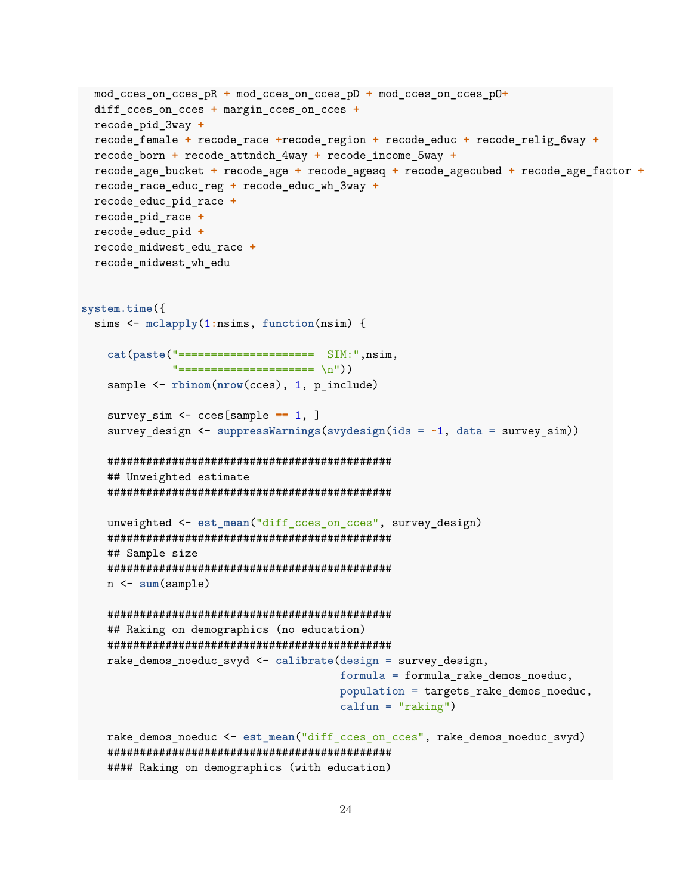```r
  mod_cces_on_cces_pR + mod_cces_on_cces_pD + mod_cces_on_cces_pO+
  diff_cces_on_cces + margin_cces_on_cces +
  recode_pid_3way +
  recode_female + recode_race +recode_region + recode_educ + recode_relig_6way +
  recode_born + recode_attndch_4way + recode_income_5way +
  recode_age_bucket + recode_age + recode_agesq + recode_agecubed + recode_age_factor +
  recode_race_educ_reg + recode_educ_wh_3way +
  recode_educ_pid_race +
  recode_pid_race +
  recode_educ_pid +
  recode_midwest_edu_race +
  recode_midwest_wh_edu


system.time({
  sims <- mclapply(1:nsims, function(nsim) {

    cat(paste("=====================  SIM:",nsim,
              "===================== \n"))
    sample <- rbinom(nrow(cces), 1, p_include)

    survey_sim <- cces[sample == 1, ]
    survey_design <- suppressWarnings(svydesign(ids = ~1, data = survey_sim))

    ############################################
    ## Unweighted estimate
    ############################################

    unweighted <- est_mean("diff_cces_on_cces", survey_design)
    ############################################
    ## Sample size
    ############################################
    n <- sum(sample)

    ############################################
    ## Raking on demographics (no education)
    ############################################
    rake_demos_noeduc_svyd <- calibrate(design = survey_design,
                                        formula = formula_rake_demos_noeduc,
                                        population = targets_rake_demos_noeduc,
                                        calfun = "raking")

    rake_demos_noeduc <- est_mean("diff_cces_on_cces", rake_demos_noeduc_svyd)
    ############################################
    #### Raking on demographics (with education)
```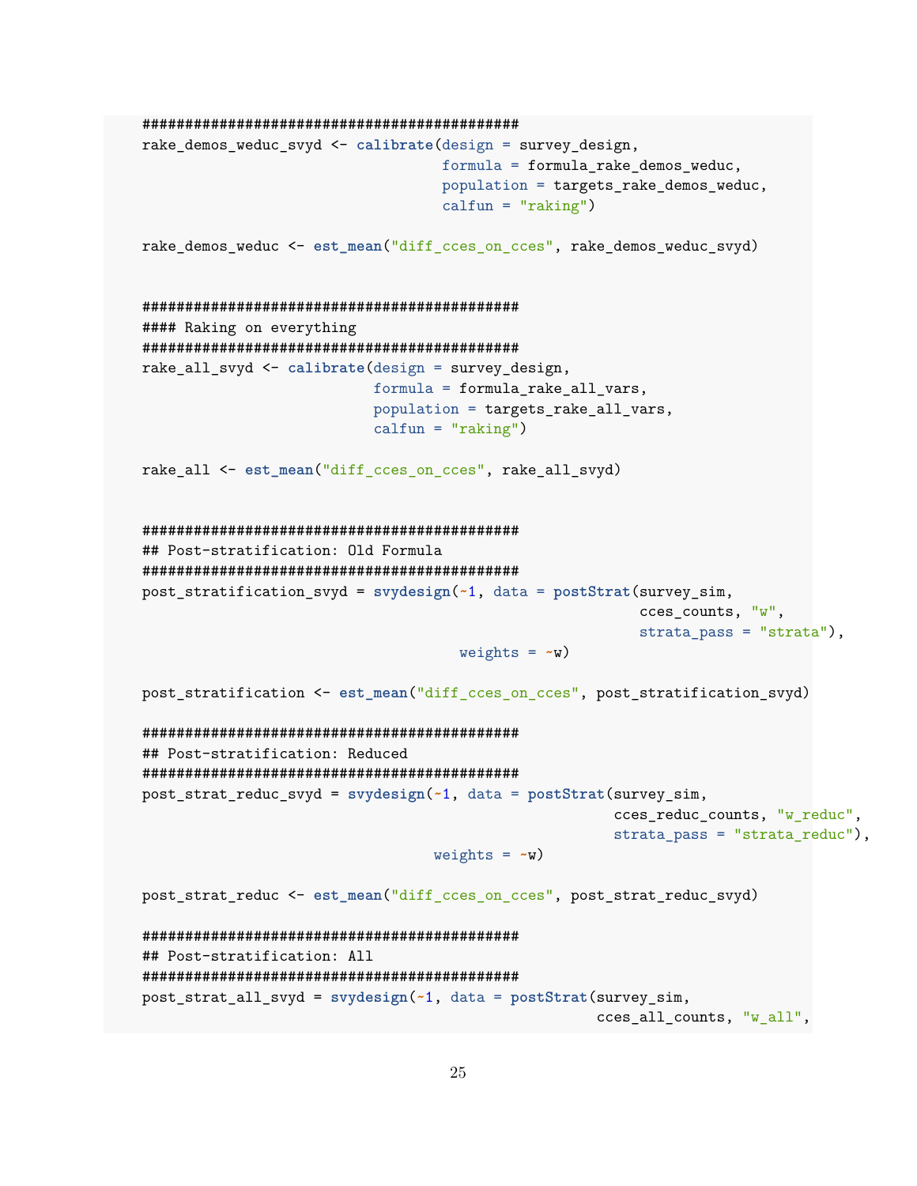```
############################################
rake_demos_weduc_svyd <- calibrate(design = survey_design,
                                   formula = formula_rake_demos_weduc,
                                   population = targets_rake_demos_weduc,
                                   calfun = "raking")

rake_demos_weduc <- est_mean("diff_cces_on_cces", rake_demos_weduc_svyd)


############################################
#### Raking on everything
############################################
rake_all_svyd <- calibrate(design = survey_design,
                           formula = formula_rake_all_vars,
                           population = targets_rake_all_vars,
                           calfun = "raking")

rake_all <- est_mean("diff_cces_on_cces", rake_all_svyd)


############################################
## Post-stratification: Old Formula
############################################
post_stratification_svyd = svydesign(~1, data = postStrat(survey_sim,
                                                          cces_counts, "w",
                                                          strata_pass = "strata"),
                                     weights = ~w)

post_stratification <- est_mean("diff_cces_on_cces", post_stratification_svyd)

############################################
## Post-stratification: Reduced
############################################
post_strat_reduc_svyd = svydesign(~1, data = postStrat(survey_sim,
                                                       cces_reduc_counts, "w_reduc",
                                                       strata_pass = "strata_reduc"),
                                  weights = ~w)

post_strat_reduc <- est_mean("diff_cces_on_cces", post_strat_reduc_svyd)

############################################
## Post-stratification: All
############################################
post_strat_all_svyd = svydesign(~1, data = postStrat(survey_sim,
                                                     cces_all_counts, "w_all",
```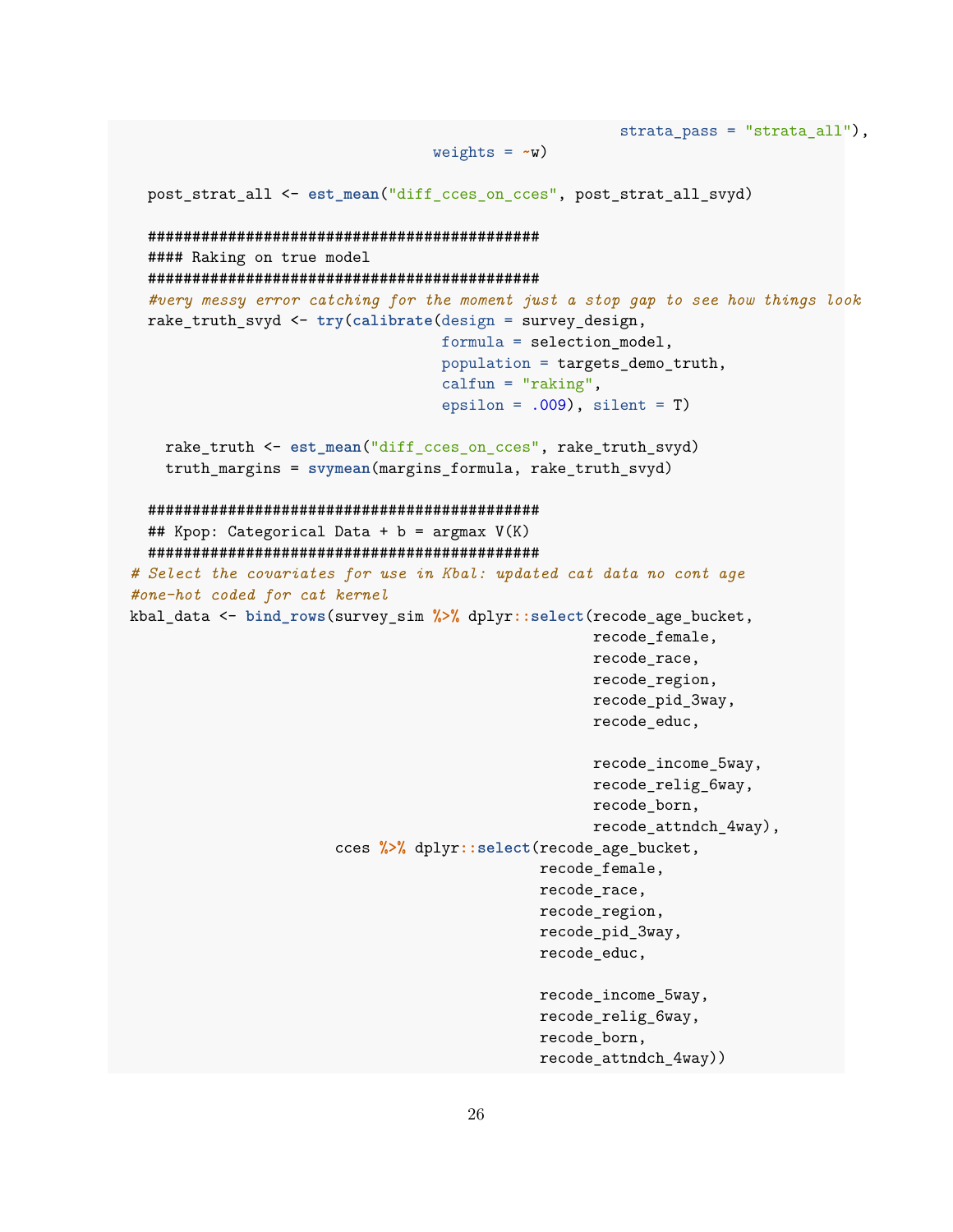```
                                                        strata_pass = "strata_all"),
                                    weights = ~w)

  post_strat_all <- est_mean("diff_cces_on_cces", post_strat_all_svyd)

  #############################################
  #### Raking on true model
  #############################################
  #very messy error catching for the moment just a stop gap to see how things look
  rake_truth_svyd <- try(calibrate(design = survey_design,
                                   formula = selection_model,
                                   population = targets_demo_truth,
                                   calfun = "raking",
                                   epsilon = .009), silent = T)

    rake_truth <- est_mean("diff_cces_on_cces", rake_truth_svyd)
    truth_margins = svymean(margins_formula, rake_truth_svyd)

  #############################################
  ## Kpop: Categorical Data + b = argmax V(K)
  #############################################
# Select the covariates for use in Kbal: updated cat data no cont age
#one-hot coded for cat kernel
kbal_data <- bind_rows(survey_sim %>% dplyr::select(recode_age_bucket,
                                                    recode_female,
                                                    recode_race,
                                                    recode_region,
                                                    recode_pid_3way,
                                                    recode_educ,

                                                    recode_income_5way,
                                                    recode_relig_6way,
                                                    recode_born,
                                                    recode_attndch_4way),
                       cces %>% dplyr::select(recode_age_bucket,
                                              recode_female,
                                              recode_race,
                                              recode_region,
                                              recode_pid_3way,
                                              recode_educ,

                                              recode_income_5way,
                                              recode_relig_6way,
                                              recode_born,
                                              recode_attndch_4way))
```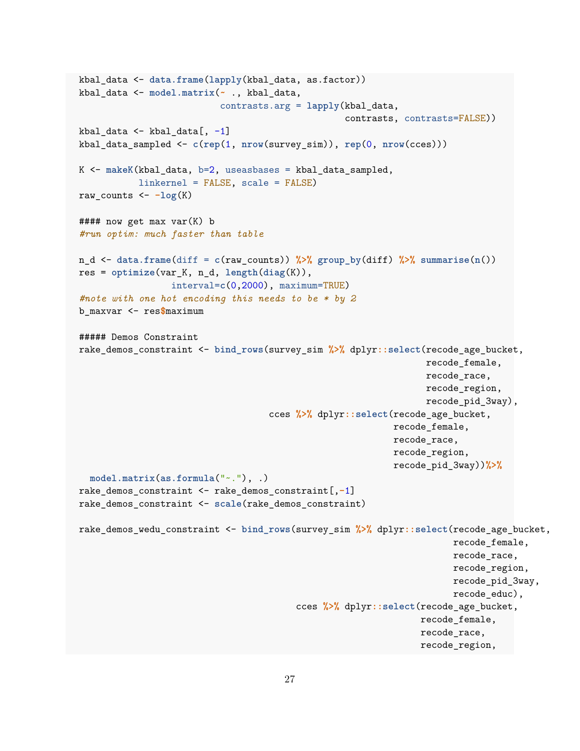```r
kbal_data <- data.frame(lapply(kbal_data, as.factor))
kbal_data <- model.matrix(~ ., kbal_data,
                          contrasts.arg = lapply(kbal_data,
                                                 contrasts, contrasts=FALSE))
kbal_data <- kbal_data[, -1]
kbal_data_sampled <- c(rep(1, nrow(survey_sim)), rep(0, nrow(cces)))

K <- makeK(kbal_data, b=2, useasbases = kbal_data_sampled,
           linkernel = FALSE, scale = FALSE)
raw_counts <- -log(K)

#### now get max var(K) b
#run optim: much faster than table

n_d <- data.frame(diff = c(raw_counts)) %>% group_by(diff) %>% summarise(n())
res = optimize(var_K, n_d, length(diag(K)),
                interval=c(0,2000), maximum=TRUE)
#note with one hot encoding this needs to be * by 2
b_maxvar <- res$maximum

##### Demos Constraint
rake_demos_constraint <- bind_rows(survey_sim %>% dplyr::select(recode_age_bucket,
                                                               recode_female,
                                                               recode_race,
                                                               recode_region,
                                                               recode_pid_3way),
                                   cces %>% dplyr::select(recode_age_bucket,
                                                          recode_female,
                                                          recode_race,
                                                          recode_region,
                                                          recode_pid_3way))%>%
  model.matrix(as.formula("~."), .)
rake_demos_constraint <- rake_demos_constraint[,-1]
rake_demos_constraint <- scale(rake_demos_constraint)

rake_demos_wedu_constraint <- bind_rows(survey_sim %>% dplyr::select(recode_age_bucket,
                                                                    recode_female,
                                                                    recode_race,
                                                                    recode_region,
                                                                    recode_pid_3way,
                                                                    recode_educ),
                                        cces %>% dplyr::select(recode_age_bucket,
                                                               recode_female,
                                                               recode_race,
                                                               recode_region,
```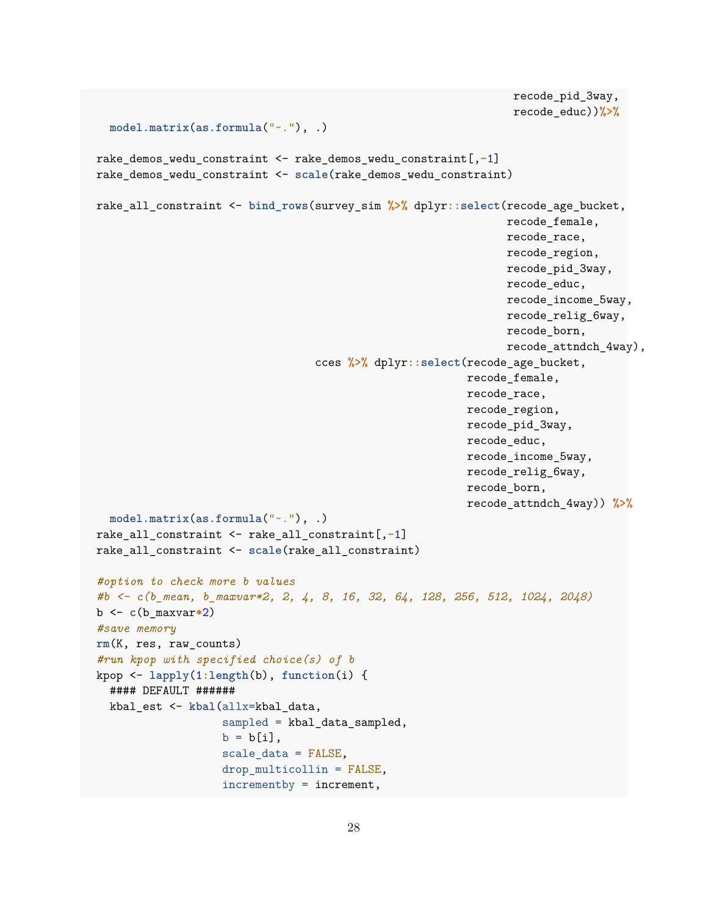```
                                                                recode_pid_3way,
                                                                recode_educ))%>%
  model.matrix(as.formula("~."), .)

rake_demos_wedu_constraint <- rake_demos_wedu_constraint[,-1]
rake_demos_wedu_constraint <- scale(rake_demos_wedu_constraint)

rake_all_constraint <- bind_rows(survey_sim %>% dplyr::select(recode_age_bucket,
                                                               recode_female,
                                                               recode_race,
                                                               recode_region,
                                                               recode_pid_3way,
                                                               recode_educ,
                                                               recode_income_5way,
                                                               recode_relig_6way,
                                                               recode_born,
                                                               recode_attndch_4way),
                                 cces %>% dplyr::select(recode_age_bucket,
                                                        recode_female,
                                                        recode_race,
                                                        recode_region,
                                                        recode_pid_3way,
                                                        recode_educ,
                                                        recode_income_5way,
                                                        recode_relig_6way,
                                                        recode_born,
                                                        recode_attndch_4way)) %>%
  model.matrix(as.formula("~."), .)
rake_all_constraint <- rake_all_constraint[,-1]
rake_all_constraint <- scale(rake_all_constraint)

#option to check more b values
#b <- c(b_mean, b_maxvar*2, 2, 4, 8, 16, 32, 64, 128, 256, 512, 1024, 2048)
b <- c(b_maxvar*2)
#save memory
rm(K, res, raw_counts)
#run kpop with specified choice(s) of b
kpop <- lapply(1:length(b), function(i) {
  #### DEFAULT ######
  kbal_est <- kbal(allx=kbal_data,
                   sampled = kbal_data_sampled,
                   b = b[i],
                   scale_data = FALSE,
                   drop_multicollin = FALSE,
                   incrementby = increment,
```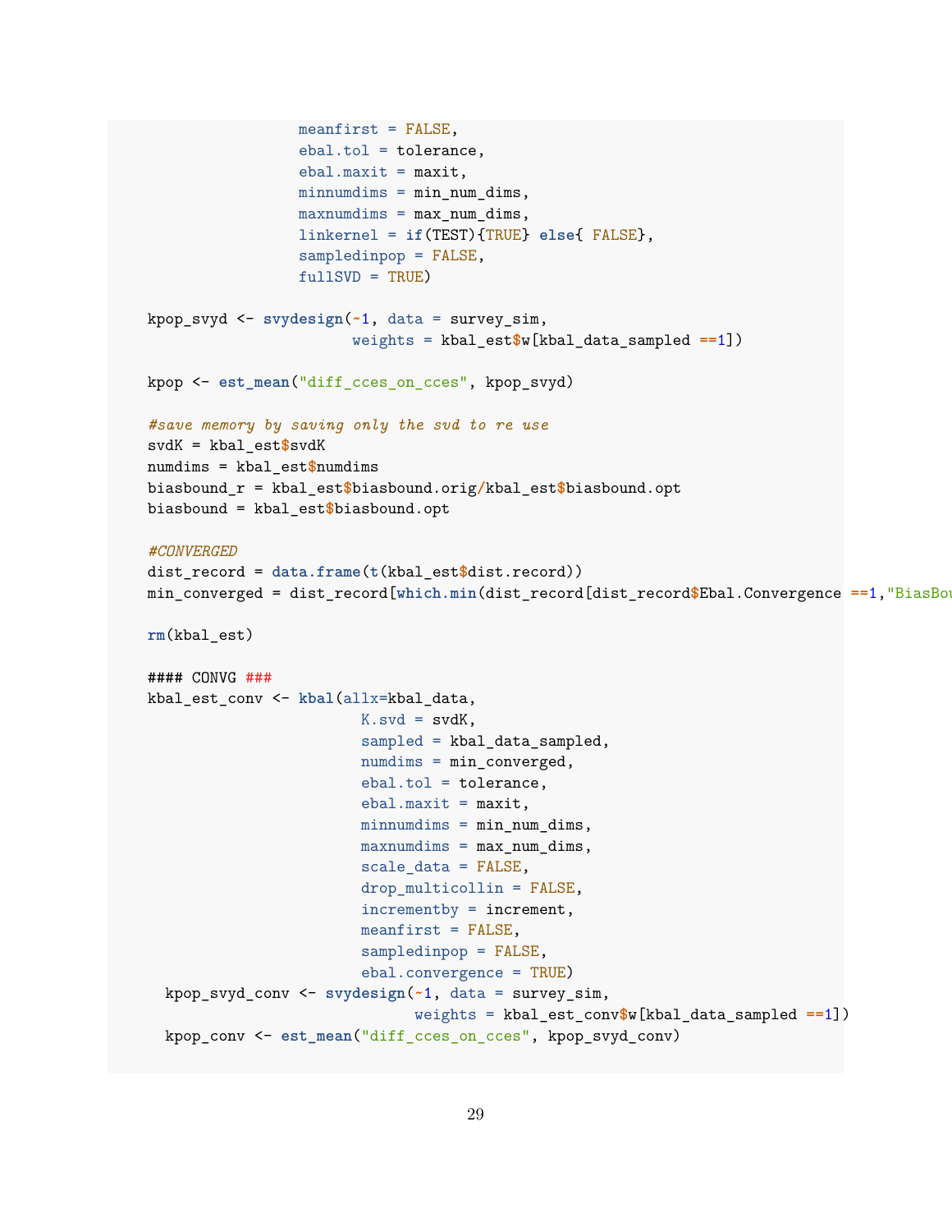```r
                  meanfirst = FALSE,
                  ebal.tol = tolerance,
                  ebal.maxit = maxit,
                  minnumdims = min_num_dims,
                  maxnumdims = max_num_dims,
                  linkernel = if(TEST){TRUE} else{ FALSE},
                  sampledinpop = FALSE,
                  fullSVD = TRUE)

kpop_svyd <- svydesign(~1, data = survey_sim,
                       weights = kbal_est$w[kbal_data_sampled ==1])

kpop <- est_mean("diff_cces_on_cces", kpop_svyd)

#save memory by saving only the svd to re use
svdK = kbal_est$svdK
numdims = kbal_est$numdims
biasbound_r = kbal_est$biasbound.orig/kbal_est$biasbound.opt
biasbound = kbal_est$biasbound.opt

#CONVERGED
dist_record = data.frame(t(kbal_est$dist.record))
min_converged = dist_record[which.min(dist_record[dist_record$Ebal.Convergence ==1,"BiasBou

rm(kbal_est)

#### CONVG ###
kbal_est_conv <- kbal(allx=kbal_data,
                      K.svd = svdK,
                      sampled = kbal_data_sampled,
                      numdims = min_converged,
                      ebal.tol = tolerance,
                      ebal.maxit = maxit,
                      minnumdims = min_num_dims,
                      maxnumdims = max_num_dims,
                      scale_data = FALSE,
                      drop_multicollin = FALSE,
                      incrementby = increment,
                      meanfirst = FALSE,
                      sampledinpop = FALSE,
                      ebal.convergence = TRUE)
  kpop_svyd_conv <- svydesign(~1, data = survey_sim,
                              weights = kbal_est_conv$w[kbal_data_sampled ==1])
  kpop_conv <- est_mean("diff_cces_on_cces", kpop_svyd_conv)
```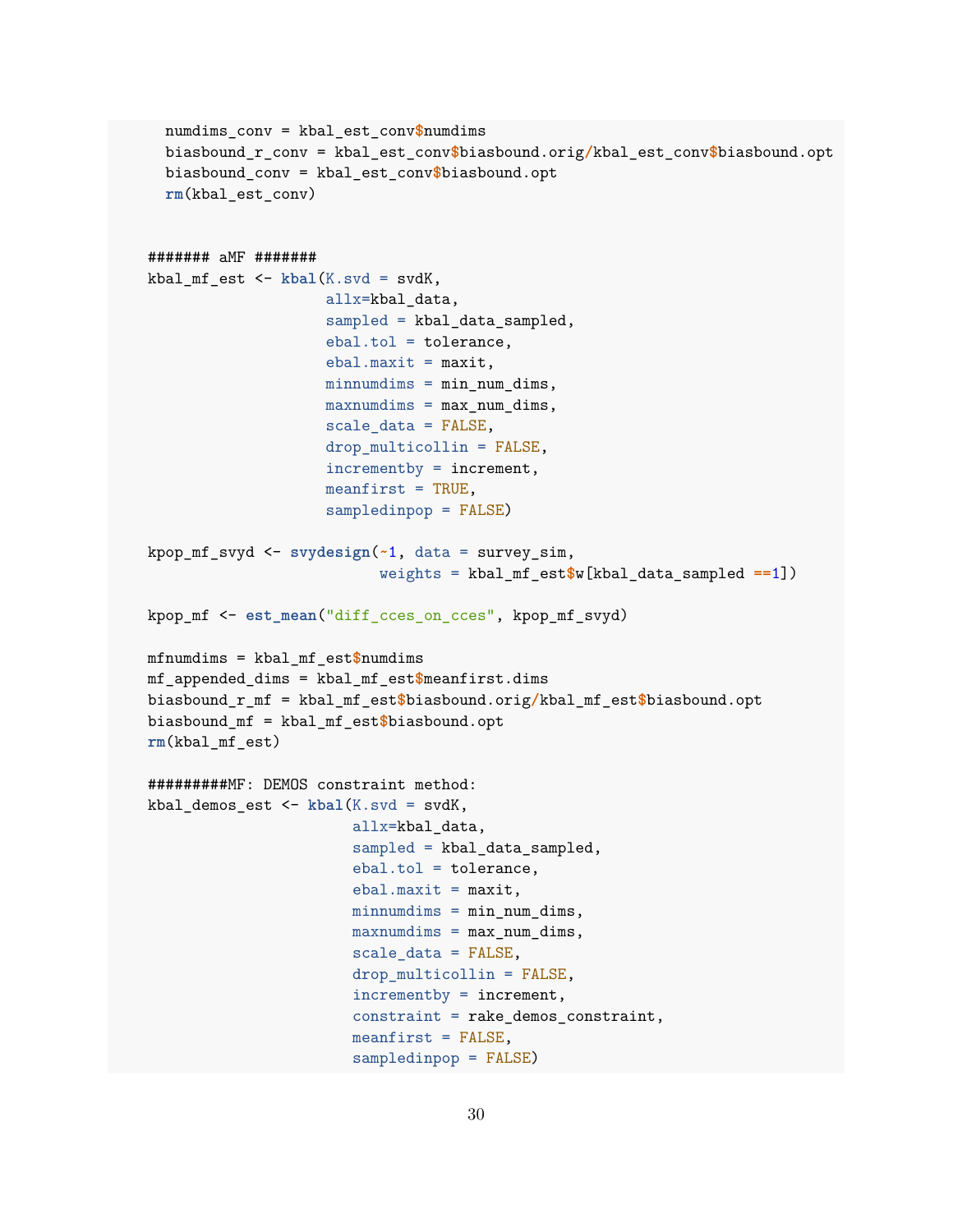```r
  numdims_conv = kbal_est_conv$numdims
  biasbound_r_conv = kbal_est_conv$biasbound.orig/kbal_est_conv$biasbound.opt
  biasbound_conv = kbal_est_conv$biasbound.opt
  rm(kbal_est_conv)


####### aMF #######
kbal_mf_est <- kbal(K.svd = svdK,
                    allx=kbal_data,
                    sampled = kbal_data_sampled,
                    ebal.tol = tolerance,
                    ebal.maxit = maxit,
                    minnumdims = min_num_dims,
                    maxnumdims = max_num_dims,
                    scale_data = FALSE,
                    drop_multicollin = FALSE,
                    incrementby = increment,
                    meanfirst = TRUE,
                    sampledinpop = FALSE)

kpop_mf_svyd <- svydesign(~1, data = survey_sim,
                          weights = kbal_mf_est$w[kbal_data_sampled ==1])

kpop_mf <- est_mean("diff_cces_on_cces", kpop_mf_svyd)

mfnumdims = kbal_mf_est$numdims
mf_appended_dims = kbal_mf_est$meanfirst.dims
biasbound_r_mf = kbal_mf_est$biasbound.orig/kbal_mf_est$biasbound.opt
biasbound_mf = kbal_mf_est$biasbound.opt
rm(kbal_mf_est)

#########MF: DEMOS constraint method:
kbal_demos_est <- kbal(K.svd = svdK,
                       allx=kbal_data,
                       sampled = kbal_data_sampled,
                       ebal.tol = tolerance,
                       ebal.maxit = maxit,
                       minnumdims = min_num_dims,
                       maxnumdims = max_num_dims,
                       scale_data = FALSE,
                       drop_multicollin = FALSE,
                       incrementby = increment,
                       constraint = rake_demos_constraint,
                       meanfirst = FALSE,
                       sampledinpop = FALSE)
```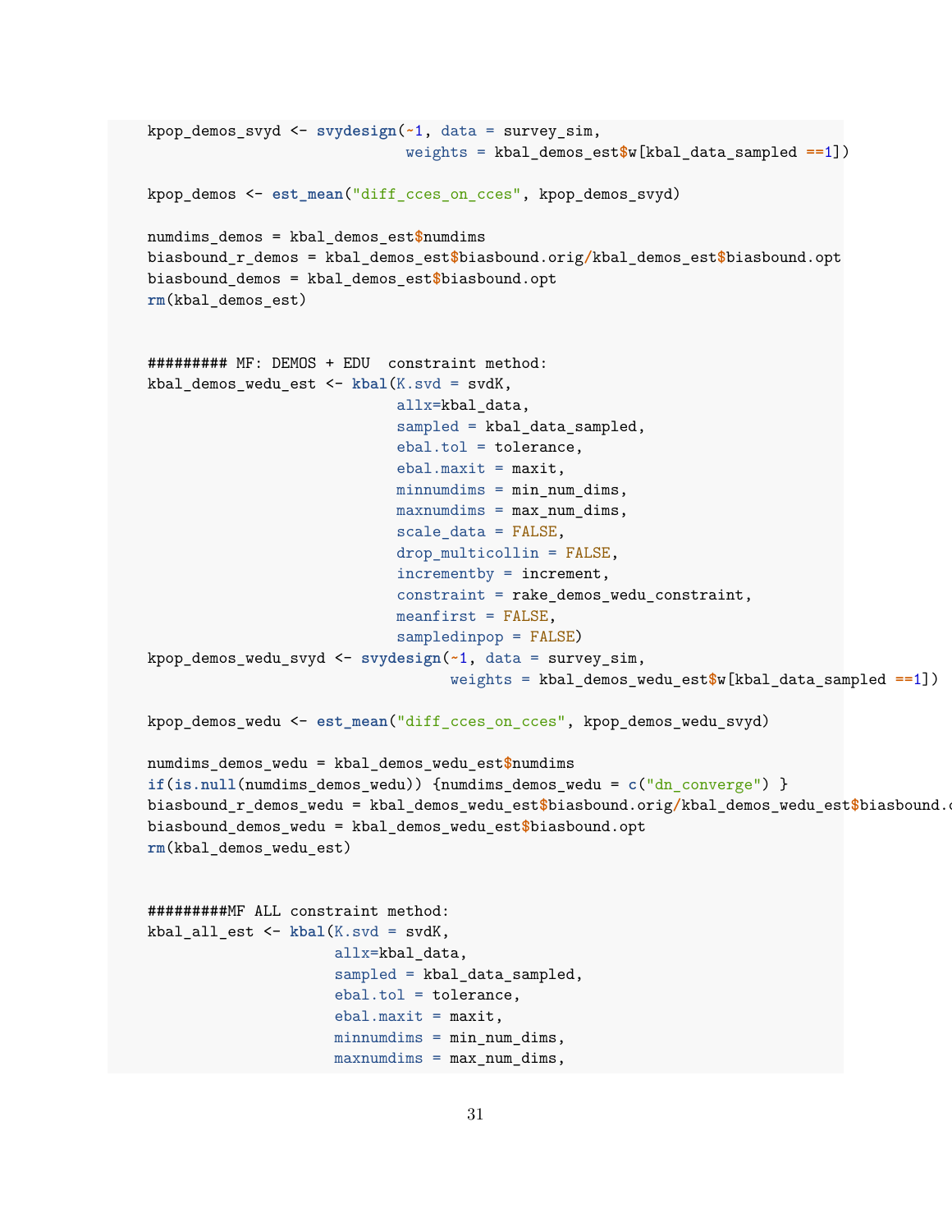```
kpop_demos_svyd <- svydesign(~1, data = survey_sim,
                             weights = kbal_demos_est$w[kbal_data_sampled ==1])

kpop_demos <- est_mean("diff_cces_on_cces", kpop_demos_svyd)

numdims_demos = kbal_demos_est$numdims
biasbound_r_demos = kbal_demos_est$biasbound.orig/kbal_demos_est$biasbound.opt
biasbound_demos = kbal_demos_est$biasbound.opt
rm(kbal_demos_est)


######### MF: DEMOS + EDU  constraint method:
kbal_demos_wedu_est <- kbal(K.svd = svdK,
                            allx=kbal_data,
                            sampled = kbal_data_sampled,
                            ebal.tol = tolerance,
                            ebal.maxit = maxit,
                            minnumdims = min_num_dims,
                            maxnumdims = max_num_dims,
                            scale_data = FALSE,
                            drop_multicollin = FALSE,
                            incrementby = increment,
                            constraint = rake_demos_wedu_constraint,
                            meanfirst = FALSE,
                            sampledinpop = FALSE)
kpop_demos_wedu_svyd <- svydesign(~1, data = survey_sim,
                                  weights = kbal_demos_wedu_est$w[kbal_data_sampled ==1])

kpop_demos_wedu <- est_mean("diff_cces_on_cces", kpop_demos_wedu_svyd)

numdims_demos_wedu = kbal_demos_wedu_est$numdims
if(is.null(numdims_demos_wedu)) {numdims_demos_wedu = c("dn_converge") }
biasbound_r_demos_wedu = kbal_demos_wedu_est$biasbound.orig/kbal_demos_wedu_est$biasbound.o
biasbound_demos_wedu = kbal_demos_wedu_est$biasbound.opt
rm(kbal_demos_wedu_est)


#########MF ALL constraint method:
kbal_all_est <- kbal(K.svd = svdK,
                     allx=kbal_data,
                     sampled = kbal_data_sampled,
                     ebal.tol = tolerance,
                     ebal.maxit = maxit,
                     minnumdims = min_num_dims,
                     maxnumdims = max_num_dims,
```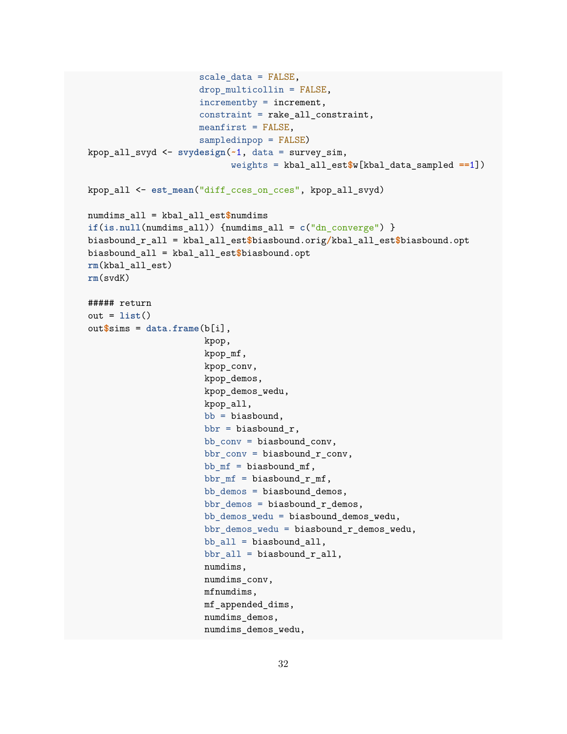```r
                      scale_data = FALSE,
                      drop_multicollin = FALSE,
                      incrementby = increment,
                      constraint = rake_all_constraint,
                      meanfirst = FALSE,
                      sampledinpop = FALSE)
    kpop_all_svyd <- svydesign(~1, data = survey_sim,
                               weights = kbal_all_est$w[kbal_data_sampled ==1])

    kpop_all <- est_mean("diff_cces_on_cces", kpop_all_svyd)

    numdims_all = kbal_all_est$numdims
    if(is.null(numdims_all)) {numdims_all = c("dn_converge") }
    biasbound_r_all = kbal_all_est$biasbound.orig/kbal_all_est$biasbound.opt
    biasbound_all = kbal_all_est$biasbound.opt
    rm(kbal_all_est)
    rm(svdK)

    ##### return
    out = list()
    out$sims = data.frame(b[i],
                          kpop,
                          kpop_mf,
                          kpop_conv,
                          kpop_demos,
                          kpop_demos_wedu,
                          kpop_all,
                          bb = biasbound,
                          bbr = biasbound_r,
                          bb_conv = biasbound_conv,
                          bbr_conv = biasbound_r_conv,
                          bb_mf = biasbound_mf,
                          bbr_mf = biasbound_r_mf,
                          bb_demos = biasbound_demos,
                          bbr_demos = biasbound_r_demos,
                          bb_demos_wedu = biasbound_demos_wedu,
                          bbr_demos_wedu = biasbound_r_demos_wedu,
                          bb_all = biasbound_all,
                          bbr_all = biasbound_r_all,
                          numdims,
                          numdims_conv,
                          mfnumdims,
                          mf_appended_dims,
                          numdims_demos,
                          numdims_demos_wedu,
```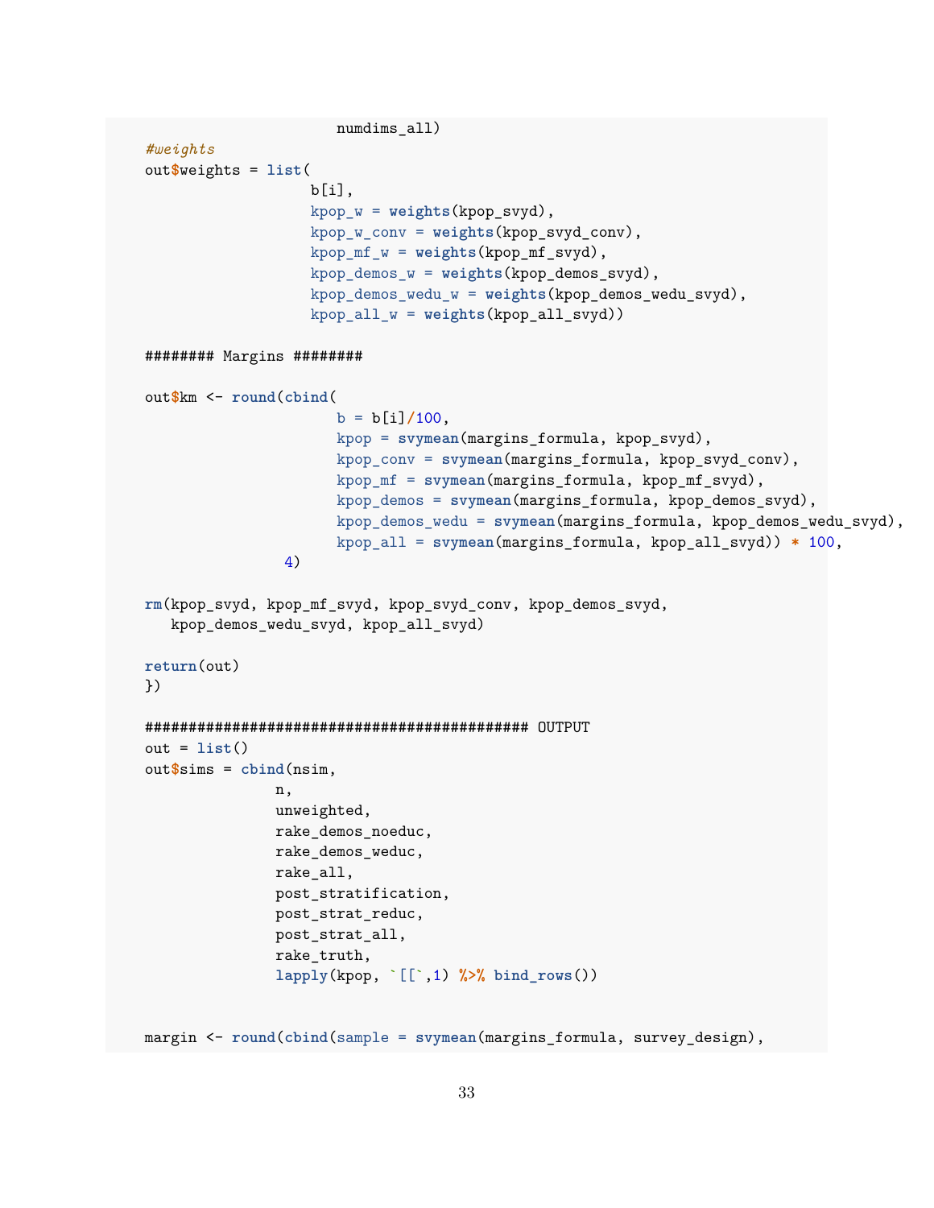```
                      numdims_all)
    #weights
    out$weights = list(
                      b[i],
                      kpop_w = weights(kpop_svyd),
                      kpop_w_conv = weights(kpop_svyd_conv),
                      kpop_mf_w = weights(kpop_mf_svyd),
                      kpop_demos_w = weights(kpop_demos_svyd),
                      kpop_demos_wedu_w = weights(kpop_demos_wedu_svyd),
                      kpop_all_w = weights(kpop_all_svyd))

    ######## Margins ########

    out$km <- round(cbind(
                        b = b[i]/100,
                        kpop = svymean(margins_formula, kpop_svyd),
                        kpop_conv = svymean(margins_formula, kpop_svyd_conv),
                        kpop_mf = svymean(margins_formula, kpop_mf_svyd),
                        kpop_demos = svymean(margins_formula, kpop_demos_svyd),
                        kpop_demos_wedu = svymean(margins_formula, kpop_demos_wedu_svyd),
                        kpop_all = svymean(margins_formula, kpop_all_svyd)) * 100,
                  4)

    rm(kpop_svyd, kpop_mf_svyd, kpop_svyd_conv, kpop_demos_svyd,
       kpop_demos_wedu_svyd, kpop_all_svyd)

    return(out)
    })

    ############################################ OUTPUT
    out = list()
    out$sims = cbind(nsim,
                  n,
                  unweighted,
                  rake_demos_noeduc,
                  rake_demos_weduc,
                  rake_all,
                  post_stratification,
                  post_strat_reduc,
                  post_strat_all,
                  rake_truth,
                  lapply(kpop, `[[`,1) %>% bind_rows())


    margin <- round(cbind(sample = svymean(margins_formula, survey_design),
```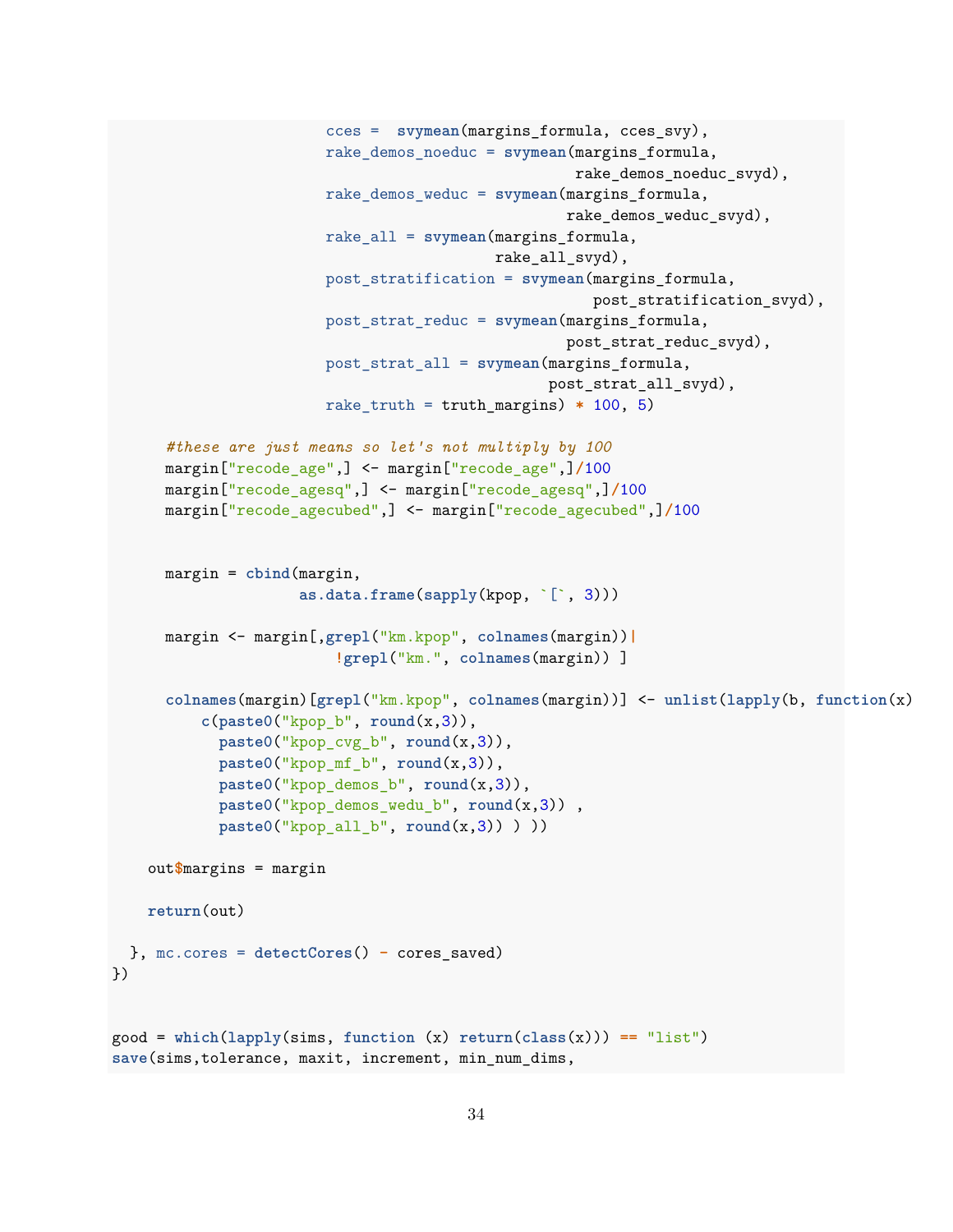```
                        cces =  svymean(margins_formula, cces_svy),
                        rake_demos_noeduc = svymean(margins_formula,
                                                    rake_demos_noeduc_svyd),
                        rake_demos_weduc = svymean(margins_formula,
                                                   rake_demos_weduc_svyd),
                        rake_all = svymean(margins_formula,
                                           rake_all_svyd),
                        post_stratification = svymean(margins_formula,
                                                      post_stratification_svyd),
                        post_strat_reduc = svymean(margins_formula,
                                                   post_strat_reduc_svyd),
                        post_strat_all = svymean(margins_formula,
                                                 post_strat_all_svyd),
                        rake_truth = truth_margins) * 100, 5)

      #these are just means so let's not multiply by 100
      margin["recode_age",] <- margin["recode_age",]/100
      margin["recode_agesq",] <- margin["recode_agesq",]/100
      margin["recode_agecubed",] <- margin["recode_agecubed",]/100


      margin = cbind(margin,
                     as.data.frame(sapply(kpop, `[`, 3)))

      margin <- margin[,grepl("km.kpop", colnames(margin))|
                         !grepl("km.", colnames(margin)) ]

      colnames(margin)[grepl("km.kpop", colnames(margin))] <- unlist(lapply(b, function(x)
          c(paste0("kpop_b", round(x,3)),
            paste0("kpop_cvg_b", round(x,3)),
            paste0("kpop_mf_b", round(x,3)),
            paste0("kpop_demos_b", round(x,3)),
            paste0("kpop_demos_wedu_b", round(x,3)) ,
            paste0("kpop_all_b", round(x,3)) ) ))

    out$margins = margin

    return(out)

  }, mc.cores = detectCores() - cores_saved)
})


good = which(lapply(sims, function (x) return(class(x))) == "list")
save(sims,tolerance, maxit, increment, min_num_dims,
```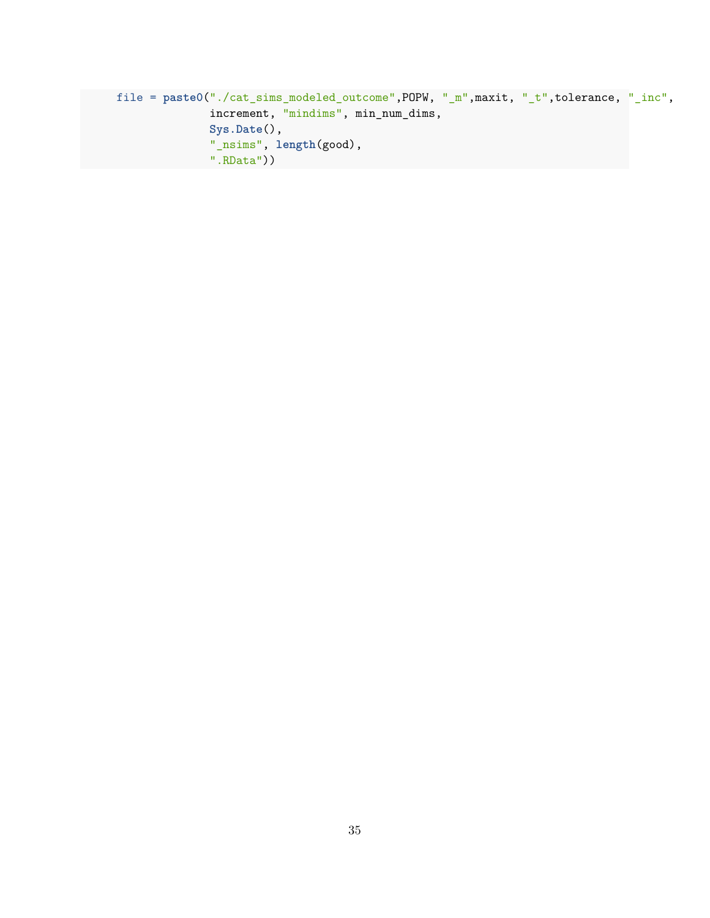```
    file = paste0("./cat_sims_modeled_outcome",POPW, "_m",maxit, "_t",tolerance, "_inc",
                  increment, "mindims", min_num_dims,
                  Sys.Date(),
                  "_nsims", length(good),
                  ".RData"))
```